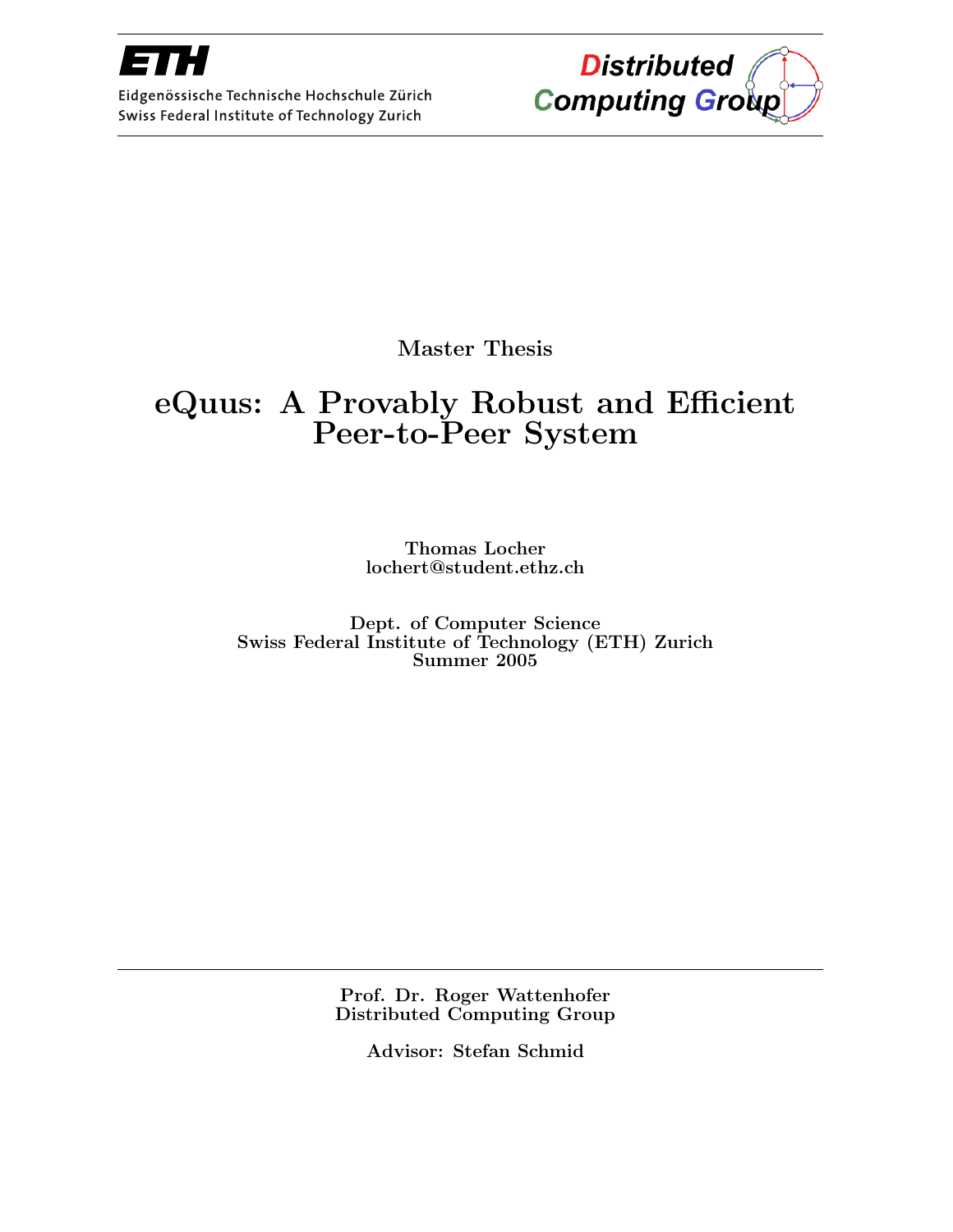Eidgenössische Technische Hochschule Zürich
Swiss Federal Institute of Technology Zurich

Distributed Computing Group

**Master Thesis**

# eQuus: A Provably Robust and Efficient Peer-to-Peer System

**Thomas Locher**
**lochert@student.ethz.ch**

**Dept. of Computer Science**
**Swiss Federal Institute of Technology (ETH) Zurich**
**Summer 2005**

**Prof. Dr. Roger Wattenhofer**
**Distributed Computing Group**

**Advisor: Stefan Schmid**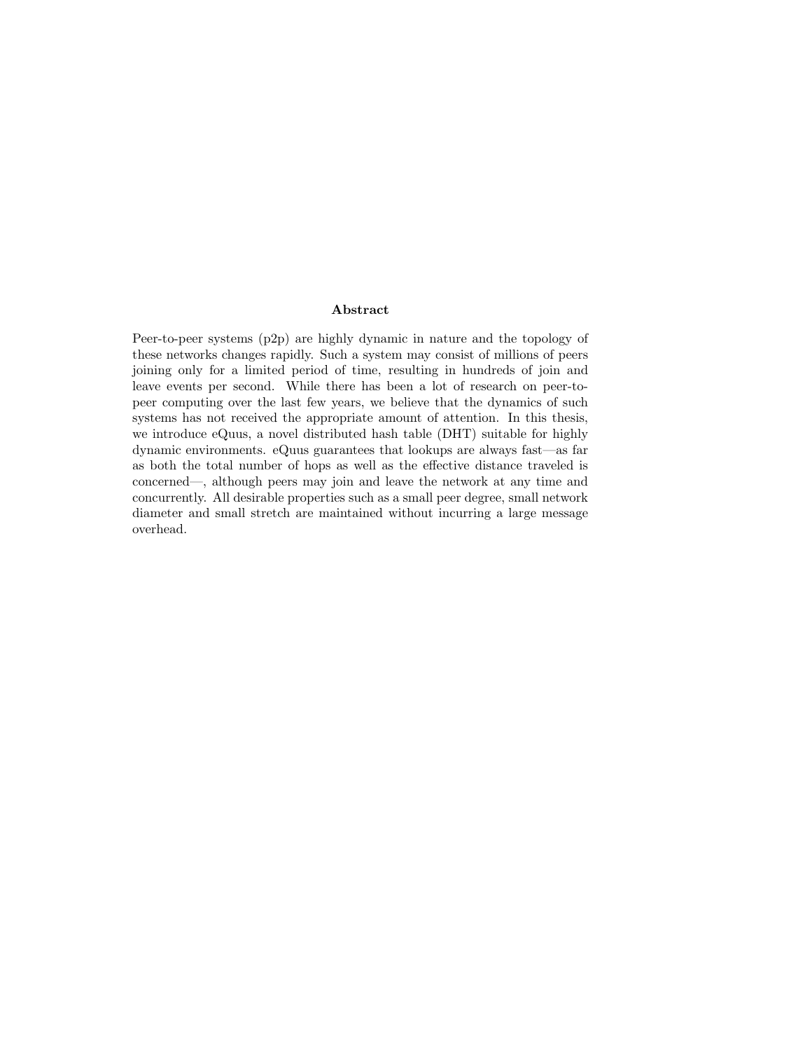## Abstract

Peer-to-peer systems (p2p) are highly dynamic in nature and the topology of these networks changes rapidly. Such a system may consist of millions of peers joining only for a limited period of time, resulting in hundreds of join and leave events per second. While there has been a lot of research on peer-to-peer computing over the last few years, we believe that the dynamics of such systems has not received the appropriate amount of attention. In this thesis, we introduce eQuus, a novel distributed hash table (DHT) suitable for highly dynamic environments. eQuus guarantees that lookups are always fast—as far as both the total number of hops as well as the effective distance traveled is concerned—, although peers may join and leave the network at any time and concurrently. All desirable properties such as a small peer degree, small network diameter and small stretch are maintained without incurring a large message overhead.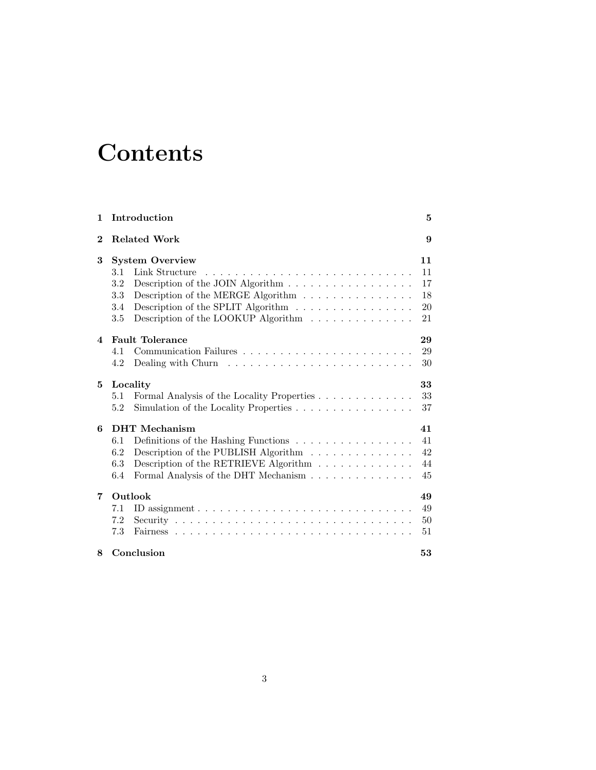# Contents

| | | |
|---|---|---|
| **1** | **Introduction** | **5** |
| **2** | **Related Work** | **9** |
| **3** | **System Overview** | **11** |
| 3.1 | Link Structure | 11 |
| 3.2 | Description of the JOIN Algorithm | 17 |
| 3.3 | Description of the MERGE Algorithm | 18 |
| 3.4 | Description of the SPLIT Algorithm | 20 |
| 3.5 | Description of the LOOKUP Algorithm | 21 |
| **4** | **Fault Tolerance** | **29** |
| 4.1 | Communication Failures | 29 |
| 4.2 | Dealing with Churn | 30 |
| **5** | **Locality** | **33** |
| 5.1 | Formal Analysis of the Locality Properties | 33 |
| 5.2 | Simulation of the Locality Properties | 37 |
| **6** | **DHT Mechanism** | **41** |
| 6.1 | Definitions of the Hashing Functions | 41 |
| 6.2 | Description of the PUBLISH Algorithm | 42 |
| 6.3 | Description of the RETRIEVE Algorithm | 44 |
| 6.4 | Formal Analysis of the DHT Mechanism | 45 |
| **7** | **Outlook** | **49** |
| 7.1 | ID assignment | 49 |
| 7.2 | Security | 50 |
| 7.3 | Fairness | 51 |
| **8** | **Conclusion** | **53** |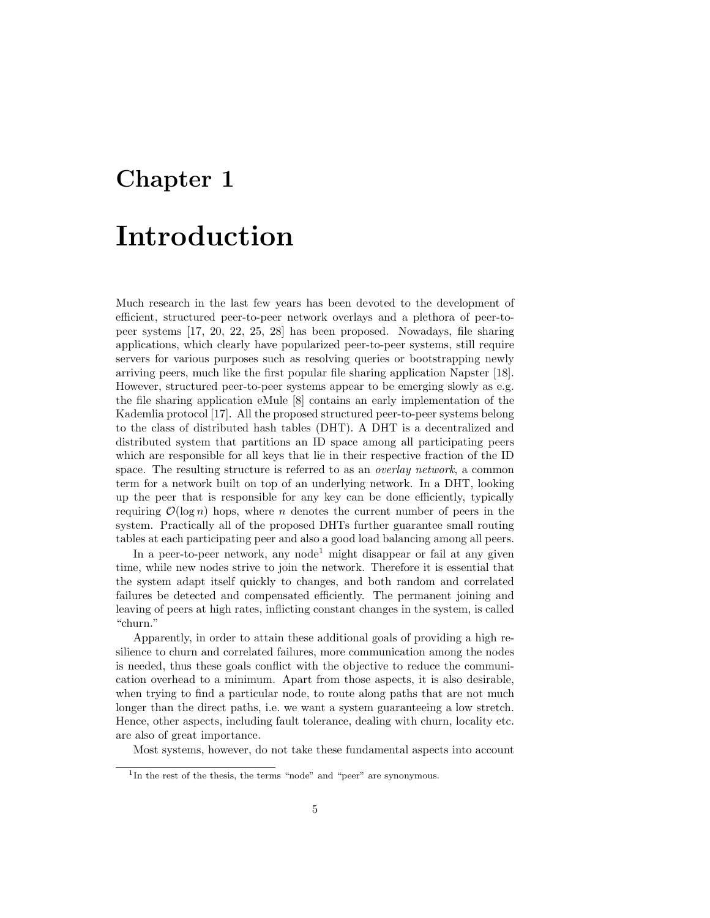# Chapter 1

# Introduction

Much research in the last few years has been devoted to the development of efficient, structured peer-to-peer network overlays and a plethora of peer-to-peer systems [17, 20, 22, 25, 28] has been proposed. Nowadays, file sharing applications, which clearly have popularized peer-to-peer systems, still require servers for various purposes such as resolving queries or bootstrapping newly arriving peers, much like the first popular file sharing application Napster [18]. However, structured peer-to-peer systems appear to be emerging slowly as e.g. the file sharing application eMule [8] contains an early implementation of the Kademlia protocol [17]. All the proposed structured peer-to-peer systems belong to the class of distributed hash tables (DHT). A DHT is a decentralized and distributed system that partitions an ID space among all participating peers which are responsible for all keys that lie in their respective fraction of the ID space. The resulting structure is referred to as an *overlay network*, a common term for a network built on top of an underlying network. In a DHT, looking up the peer that is responsible for any key can be done efficiently, typically requiring $\mathcal{O}(\log n)$ hops, where $n$ denotes the current number of peers in the system. Practically all of the proposed DHTs further guarantee small routing tables at each participating peer and also a good load balancing among all peers.

In a peer-to-peer network, any node[1] might disappear or fail at any given time, while new nodes strive to join the network. Therefore it is essential that the system adapt itself quickly to changes, and both random and correlated failures be detected and compensated efficiently. The permanent joining and leaving of peers at high rates, inflicting constant changes in the system, is called "churn."

Apparently, in order to attain these additional goals of providing a high resilience to churn and correlated failures, more communication among the nodes is needed, thus these goals conflict with the objective to reduce the communication overhead to a minimum. Apart from those aspects, it is also desirable, when trying to find a particular node, to route along paths that are not much longer than the direct paths, i.e. we want a system guaranteeing a low stretch. Hence, other aspects, including fault tolerance, dealing with churn, locality etc. are also of great importance.

Most systems, however, do not take these fundamental aspects into account

[1] In the rest of the thesis, the terms "node" and "peer" are synonymous.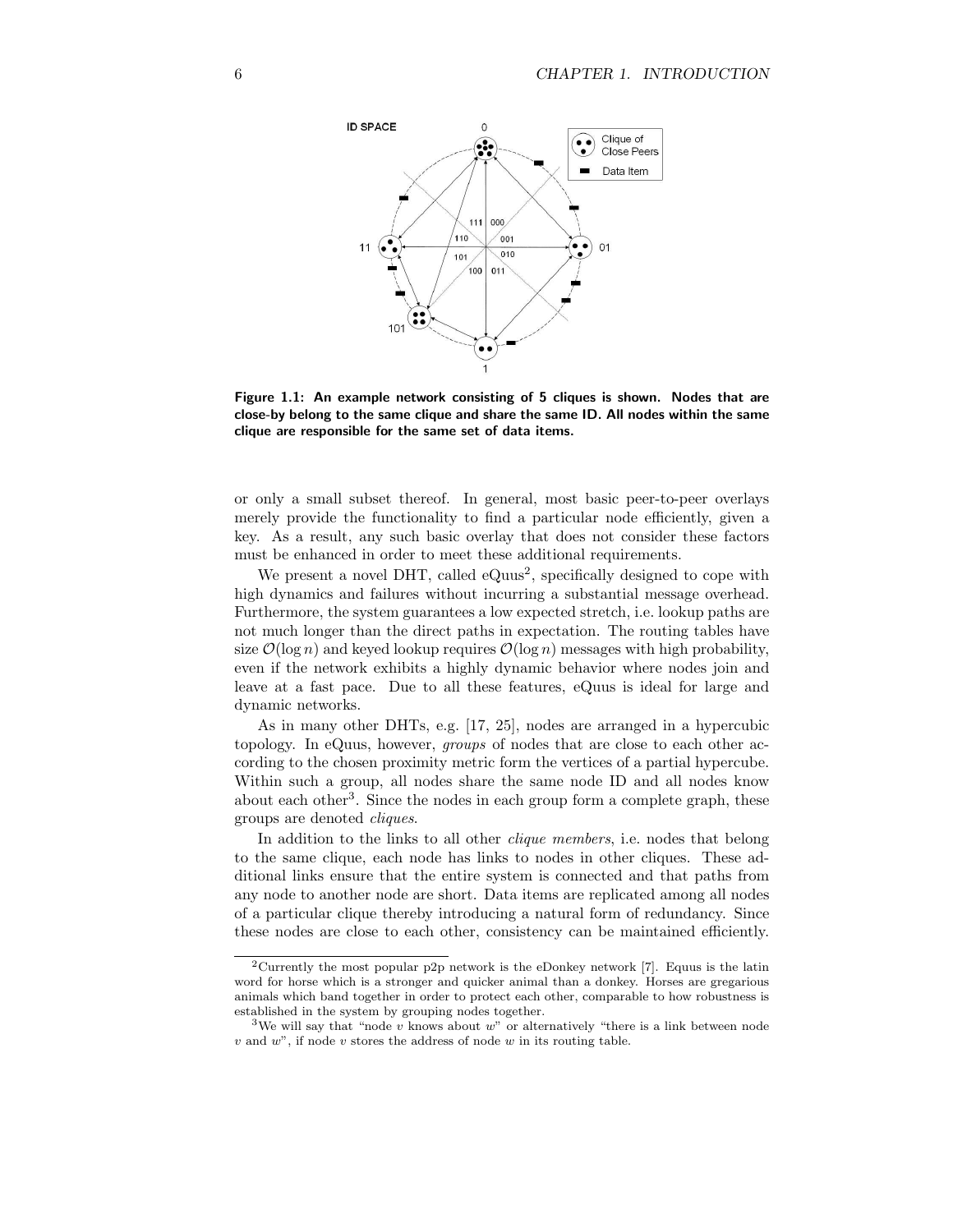**Figure 1.1: An example network consisting of 5 cliques is shown. Nodes that are close-by belong to the same clique and share the same ID. All nodes within the same clique are responsible for the same set of data items.**

or only a small subset thereof. In general, most basic peer-to-peer overlays merely provide the functionality to find a particular node efficiently, given a key. As a result, any such basic overlay that does not consider these factors must be enhanced in order to meet these additional requirements.

We present a novel DHT, called eQuus[2], specifically designed to cope with high dynamics and failures without incurring a substantial message overhead. Furthermore, the system guarantees a low expected stretch, i.e. lookup paths are not much longer than the direct paths in expectation. The routing tables have size $\mathcal{O}(\log n)$ and keyed lookup requires $\mathcal{O}(\log n)$ messages with high probability, even if the network exhibits a highly dynamic behavior where nodes join and leave at a fast pace. Due to all these features, eQuus is ideal for large and dynamic networks.

As in many other DHTs, e.g. [17, 25], nodes are arranged in a hypercubic topology. In eQuus, however, *groups* of nodes that are close to each other according to the chosen proximity metric form the vertices of a partial hypercube. Within such a group, all nodes share the same node ID and all nodes know about each other[3]. Since the nodes in each group form a complete graph, these groups are denoted *cliques*.

In addition to the links to all other *clique members*, i.e. nodes that belong to the same clique, each node has links to nodes in other cliques. These additional links ensure that the entire system is connected and that paths from any node to another node are short. Data items are replicated among all nodes of a particular clique thereby introducing a natural form of redundancy. Since these nodes are close to each other, consistency can be maintained efficiently.

[2] Currently the most popular p2p network is the eDonkey network [7]. Equus is the latin word for horse which is a stronger and quicker animal than a donkey. Horses are gregarious animals which band together in order to protect each other, comparable to how robustness is established in the system by grouping nodes together.

[3] We will say that "node $v$ knows about $w$" or alternatively "there is a link between node $v$ and $w$", if node $v$ stores the address of node $w$ in its routing table.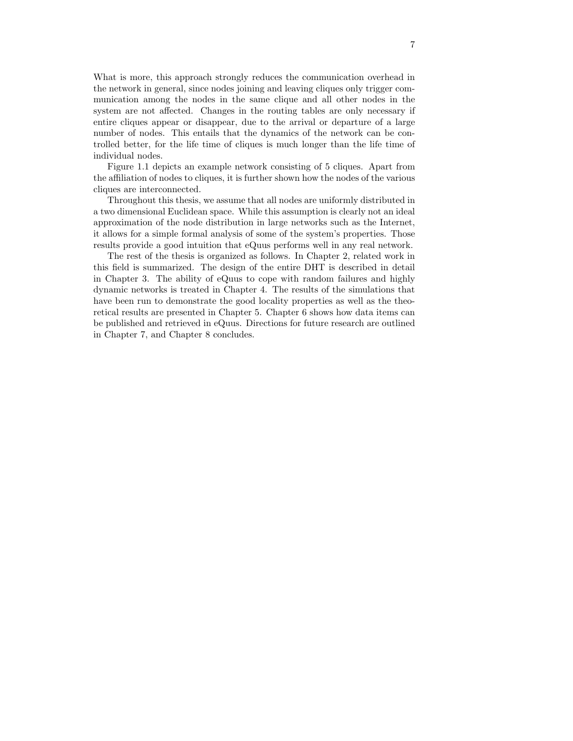What is more, this approach strongly reduces the communication overhead in the network in general, since nodes joining and leaving cliques only trigger communication among the nodes in the same clique and all other nodes in the system are not affected. Changes in the routing tables are only necessary if entire cliques appear or disappear, due to the arrival or departure of a large number of nodes. This entails that the dynamics of the network can be controlled better, for the life time of cliques is much longer than the life time of individual nodes.

Figure 1.1 depicts an example network consisting of 5 cliques. Apart from the affiliation of nodes to cliques, it is further shown how the nodes of the various cliques are interconnected.

Throughout this thesis, we assume that all nodes are uniformly distributed in a two dimensional Euclidean space. While this assumption is clearly not an ideal approximation of the node distribution in large networks such as the Internet, it allows for a simple formal analysis of some of the system's properties. Those results provide a good intuition that eQuus performs well in any real network.

The rest of the thesis is organized as follows. In Chapter 2, related work in this field is summarized. The design of the entire DHT is described in detail in Chapter 3. The ability of eQuus to cope with random failures and highly dynamic networks is treated in Chapter 4. The results of the simulations that have been run to demonstrate the good locality properties as well as the theoretical results are presented in Chapter 5. Chapter 6 shows how data items can be published and retrieved in eQuus. Directions for future research are outlined in Chapter 7, and Chapter 8 concludes.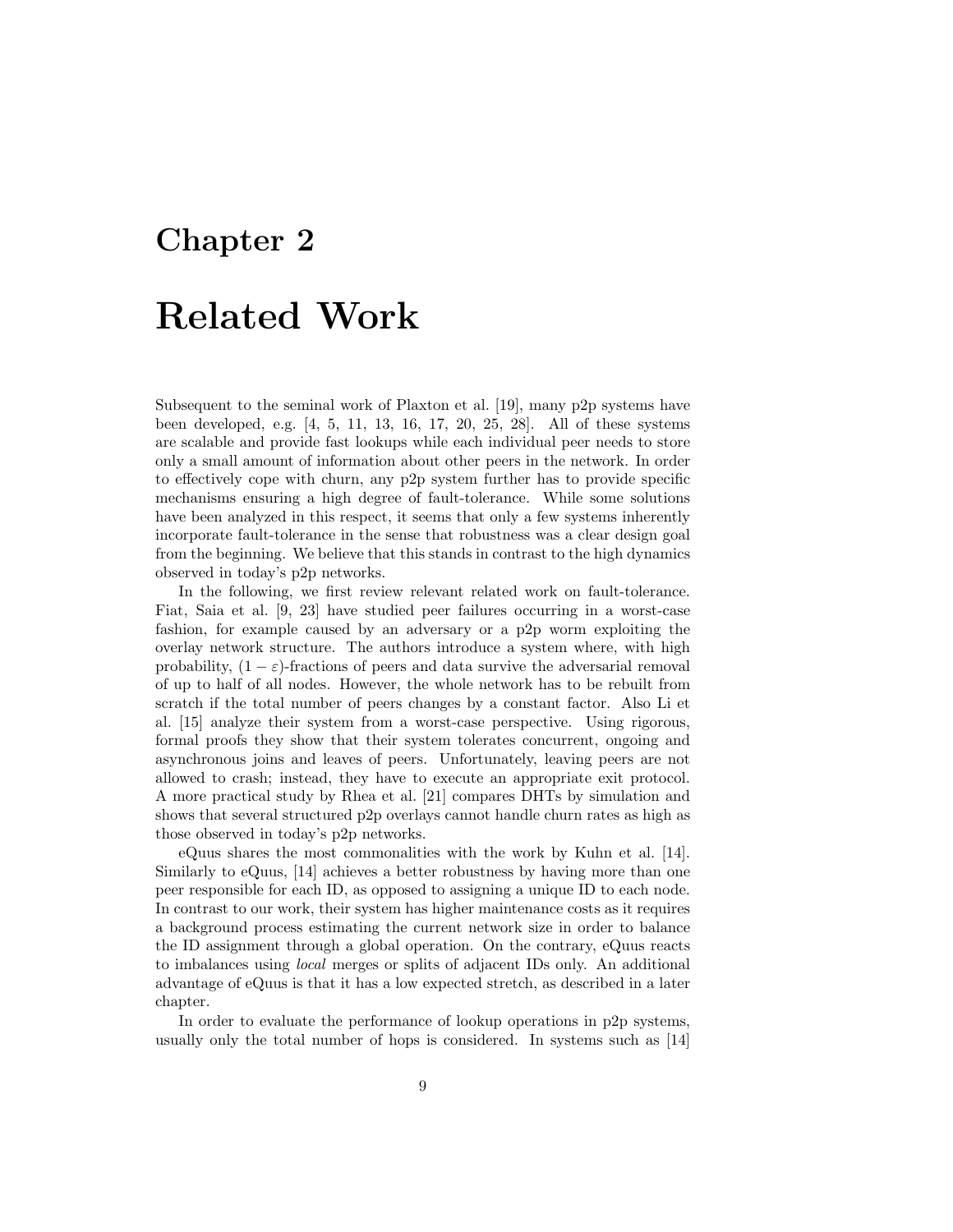# Chapter 2

# Related Work

Subsequent to the seminal work of Plaxton et al. [19], many p2p systems have been developed, e.g. [4, 5, 11, 13, 16, 17, 20, 25, 28]. All of these systems are scalable and provide fast lookups while each individual peer needs to store only a small amount of information about other peers in the network. In order to effectively cope with churn, any p2p system further has to provide specific mechanisms ensuring a high degree of fault-tolerance. While some solutions have been analyzed in this respect, it seems that only a few systems inherently incorporate fault-tolerance in the sense that robustness was a clear design goal from the beginning. We believe that this stands in contrast to the high dynamics observed in today's p2p networks.

In the following, we first review relevant related work on fault-tolerance. Fiat, Saia et al. [9, 23] have studied peer failures occurring in a worst-case fashion, for example caused by an adversary or a p2p worm exploiting the overlay network structure. The authors introduce a system where, with high probability, $(1 - \varepsilon)$-fractions of peers and data survive the adversarial removal of up to half of all nodes. However, the whole network has to be rebuilt from scratch if the total number of peers changes by a constant factor. Also Li et al. [15] analyze their system from a worst-case perspective. Using rigorous, formal proofs they show that their system tolerates concurrent, ongoing and asynchronous joins and leaves of peers. Unfortunately, leaving peers are not allowed to crash; instead, they have to execute an appropriate exit protocol. A more practical study by Rhea et al. [21] compares DHTs by simulation and shows that several structured p2p overlays cannot handle churn rates as high as those observed in today's p2p networks.

eQuus shares the most commonalities with the work by Kuhn et al. [14]. Similarly to eQuus, [14] achieves a better robustness by having more than one peer responsible for each ID, as opposed to assigning a unique ID to each node. In contrast to our work, their system has higher maintenance costs as it requires a background process estimating the current network size in order to balance the ID assignment through a global operation. On the contrary, eQuus reacts to imbalances using *local* merges or splits of adjacent IDs only. An additional advantage of eQuus is that it has a low expected stretch, as described in a later chapter.

In order to evaluate the performance of lookup operations in p2p systems, usually only the total number of hops is considered. In systems such as [14]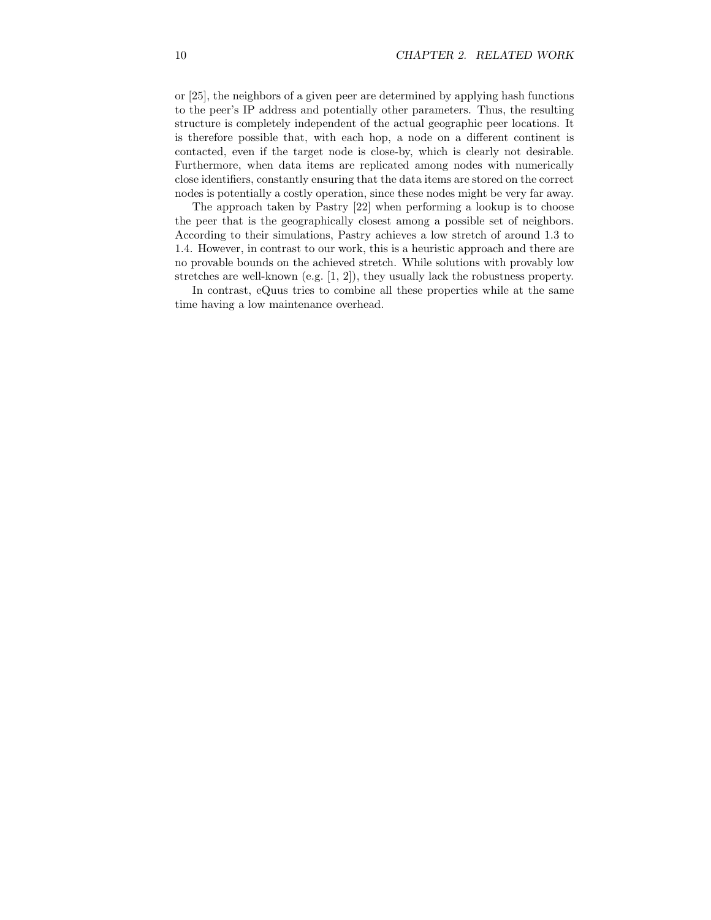or [25], the neighbors of a given peer are determined by applying hash functions to the peer's IP address and potentially other parameters. Thus, the resulting structure is completely independent of the actual geographic peer locations. It is therefore possible that, with each hop, a node on a different continent is contacted, even if the target node is close-by, which is clearly not desirable. Furthermore, when data items are replicated among nodes with numerically close identifiers, constantly ensuring that the data items are stored on the correct nodes is potentially a costly operation, since these nodes might be very far away.

The approach taken by Pastry [22] when performing a lookup is to choose the peer that is the geographically closest among a possible set of neighbors. According to their simulations, Pastry achieves a low stretch of around 1.3 to 1.4. However, in contrast to our work, this is a heuristic approach and there are no provable bounds on the achieved stretch. While solutions with provably low stretches are well-known (e.g. [1, 2]), they usually lack the robustness property.

In contrast, eQuus tries to combine all these properties while at the same time having a low maintenance overhead.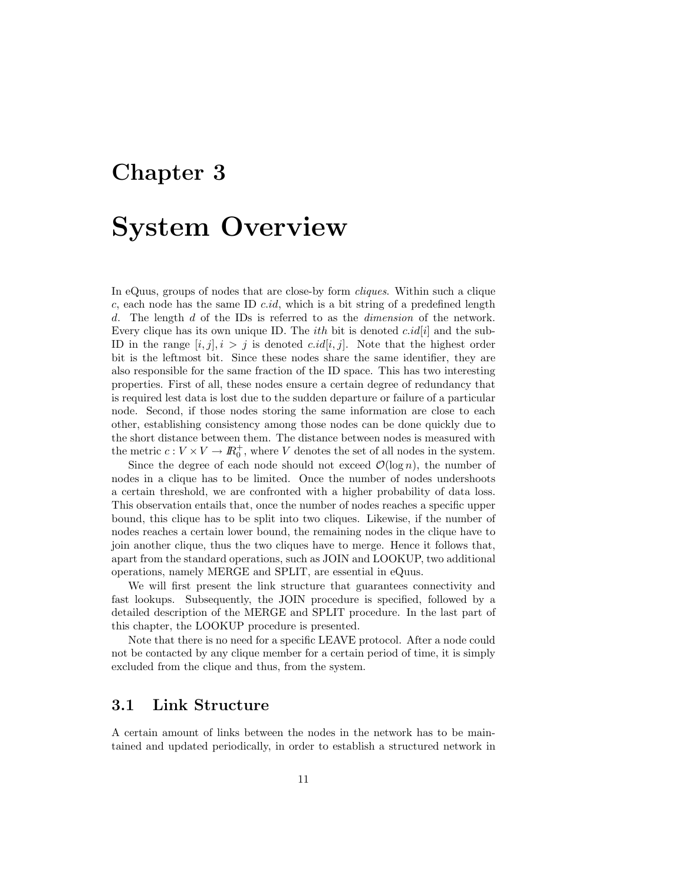# Chapter 3

# System Overview

In eQuus, groups of nodes that are close-by form *cliques*. Within such a clique $c$, each node has the same ID $c.id$, which is a bit string of a predefined length $d$. The length $d$ of the IDs is referred to as the *dimension* of the network. Every clique has its own unique ID. The *ith* bit is denoted $c.id[i]$ and the sub-ID in the range $[i, j], i > j$ is denoted $c.id[i, j]$. Note that the highest order bit is the leftmost bit. Since these nodes share the same identifier, they are also responsible for the same fraction of the ID space. This has two interesting properties. First of all, these nodes ensure a certain degree of redundancy that is required lest data is lost due to the sudden departure or failure of a particular node. Second, if those nodes storing the same information are close to each other, establishing consistency among those nodes can be done quickly due to the short distance between them. The distance between nodes is measured with the metric $c : V \times V \to \mathbb{R}_0^+$, where $V$ denotes the set of all nodes in the system.

Since the degree of each node should not exceed $\mathcal{O}(\log n)$, the number of nodes in a clique has to be limited. Once the number of nodes undershoots a certain threshold, we are confronted with a higher probability of data loss. This observation entails that, once the number of nodes reaches a specific upper bound, this clique has to be split into two cliques. Likewise, if the number of nodes reaches a certain lower bound, the remaining nodes in the clique have to join another clique, thus the two cliques have to merge. Hence it follows that, apart from the standard operations, such as JOIN and LOOKUP, two additional operations, namely MERGE and SPLIT, are essential in eQuus.

We will first present the link structure that guarantees connectivity and fast lookups. Subsequently, the JOIN procedure is specified, followed by a detailed description of the MERGE and SPLIT procedure. In the last part of this chapter, the LOOKUP procedure is presented.

Note that there is no need for a specific LEAVE protocol. After a node could not be contacted by any clique member for a certain period of time, it is simply excluded from the clique and thus, from the system.

## 3.1 Link Structure

A certain amount of links between the nodes in the network has to be maintained and updated periodically, in order to establish a structured network in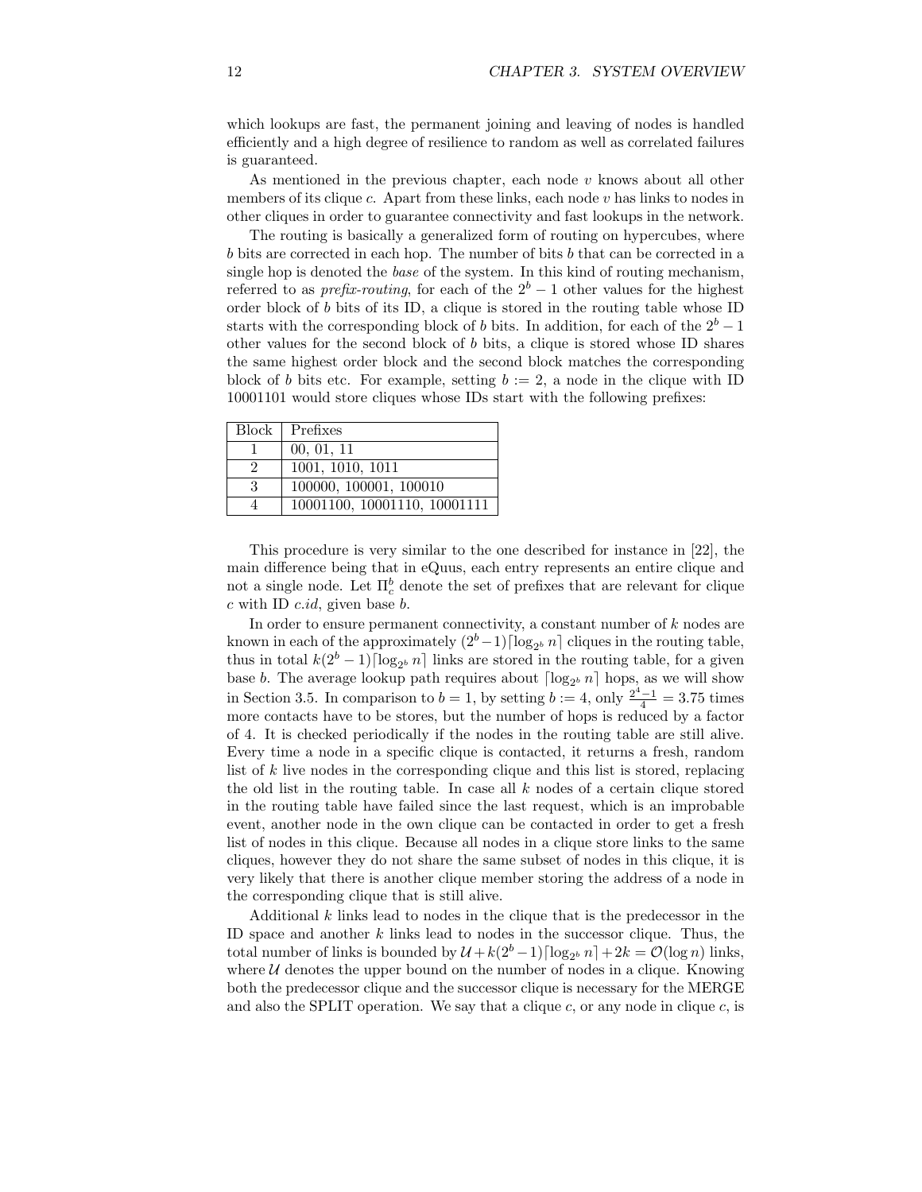which lookups are fast, the permanent joining and leaving of nodes is handled efficiently and a high degree of resilience to random as well as correlated failures is guaranteed.

As mentioned in the previous chapter, each node $v$ knows about all other members of its clique $c$. Apart from these links, each node $v$ has links to nodes in other cliques in order to guarantee connectivity and fast lookups in the network.

The routing is basically a generalized form of routing on hypercubes, where $b$ bits are corrected in each hop. The number of bits $b$ that can be corrected in a single hop is denoted the *base* of the system. In this kind of routing mechanism, referred to as *prefix-routing*, for each of the $2^b - 1$ other values for the highest order block of $b$ bits of its ID, a clique is stored in the routing table whose ID starts with the corresponding block of $b$ bits. In addition, for each of the $2^b - 1$ other values for the second block of $b$ bits, a clique is stored whose ID shares the same highest order block and the second block matches the corresponding block of $b$ bits etc. For example, setting $b := 2$, a node in the clique with ID 10001101 would store cliques whose IDs start with the following prefixes:

| Block | Prefixes |
|---|---|
| 1 | 00, 01, 11 |
| 2 | 1001, 1010, 1011 |
| 3 | 100000, 100001, 100010 |
| 4 | 10001100, 10001110, 10001111 |

This procedure is very similar to the one described for instance in [22], the main difference being that in eQuus, each entry represents an entire clique and not a single node. Let $\Pi_c^b$ denote the set of prefixes that are relevant for clique $c$ with ID $c.id$, given base $b$.

In order to ensure permanent connectivity, a constant number of $k$ nodes are known in each of the approximately $(2^b - 1)\lceil \log_{2^b} n \rceil$ cliques in the routing table, thus in total $k(2^b - 1)\lceil \log_{2^b} n \rceil$ links are stored in the routing table, for a given base $b$. The average lookup path requires about $\lceil \log_{2^b} n \rceil$ hops, as we will show in Section 3.5. In comparison to $b = 1$, by setting $b := 4$, only $\frac{2^4 - 1}{4} = 3.75$ times more contacts have to be stores, but the number of hops is reduced by a factor of 4. It is checked periodically if the nodes in the routing table are still alive. Every time a node in a specific clique is contacted, it returns a fresh, random list of $k$ live nodes in the corresponding clique and this list is stored, replacing the old list in the routing table. In case all $k$ nodes of a certain clique stored in the routing table have failed since the last request, which is an improbable event, another node in the own clique can be contacted in order to get a fresh list of nodes in this clique. Because all nodes in a clique store links to the same cliques, however they do not share the same subset of nodes in this clique, it is very likely that there is another clique member storing the address of a node in the corresponding clique that is still alive.

Additional $k$ links lead to nodes in the clique that is the predecessor in the ID space and another $k$ links lead to nodes in the successor clique. Thus, the total number of links is bounded by $\mathcal{U} + k(2^b - 1)\lceil \log_{2^b} n \rceil + 2k = \mathcal{O}(\log n)$ links, where $\mathcal{U}$ denotes the upper bound on the number of nodes in a clique. Knowing both the predecessor clique and the successor clique is necessary for the MERGE and also the SPLIT operation. We say that a clique $c$, or any node in clique $c$, is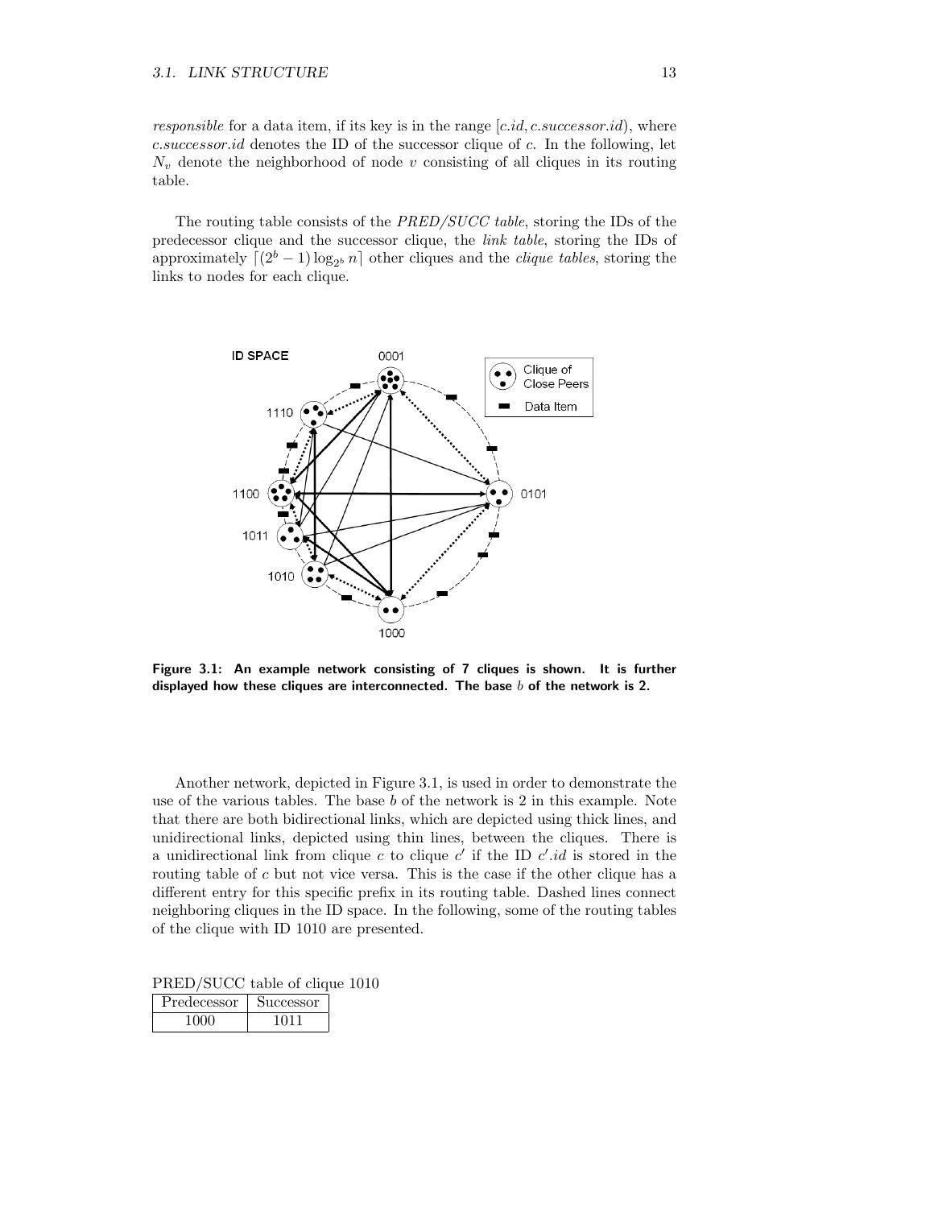*responsible* for a data item, if its key is in the range $[c.id, c.successor.id)$, where $c.successor.id$ denotes the ID of the successor clique of $c$. In the following, let $N_v$ denote the neighborhood of node $v$ consisting of all cliques in its routing table.

The routing table consists of the *PRED/SUCC table*, storing the IDs of the predecessor clique and the successor clique, the *link table*, storing the IDs of approximately $\lceil (2^b - 1) \log_{2^b} n \rceil$ other cliques and the *clique tables*, storing the links to nodes for each clique.

**Figure 3.1: An example network consisting of 7 cliques is shown. It is further displayed how these cliques are interconnected. The base $b$ of the network is 2.**

Another network, depicted in Figure 3.1, is used in order to demonstrate the use of the various tables. The base $b$ of the network is 2 in this example. Note that there are both bidirectional links, which are depicted using thick lines, and unidirectional links, depicted using thin lines, between the cliques. There is a unidirectional link from clique $c$ to clique $c'$ if the ID $c'.id$ is stored in the routing table of $c$ but not vice versa. This is the case if the other clique has a different entry for this specific prefix in its routing table. Dashed lines connect neighboring cliques in the ID space. In the following, some of the routing tables of the clique with ID 1010 are presented.

PRED/SUCC table of clique 1010

| Predecessor | Successor |
|---|---|
| 1000 | 1011 |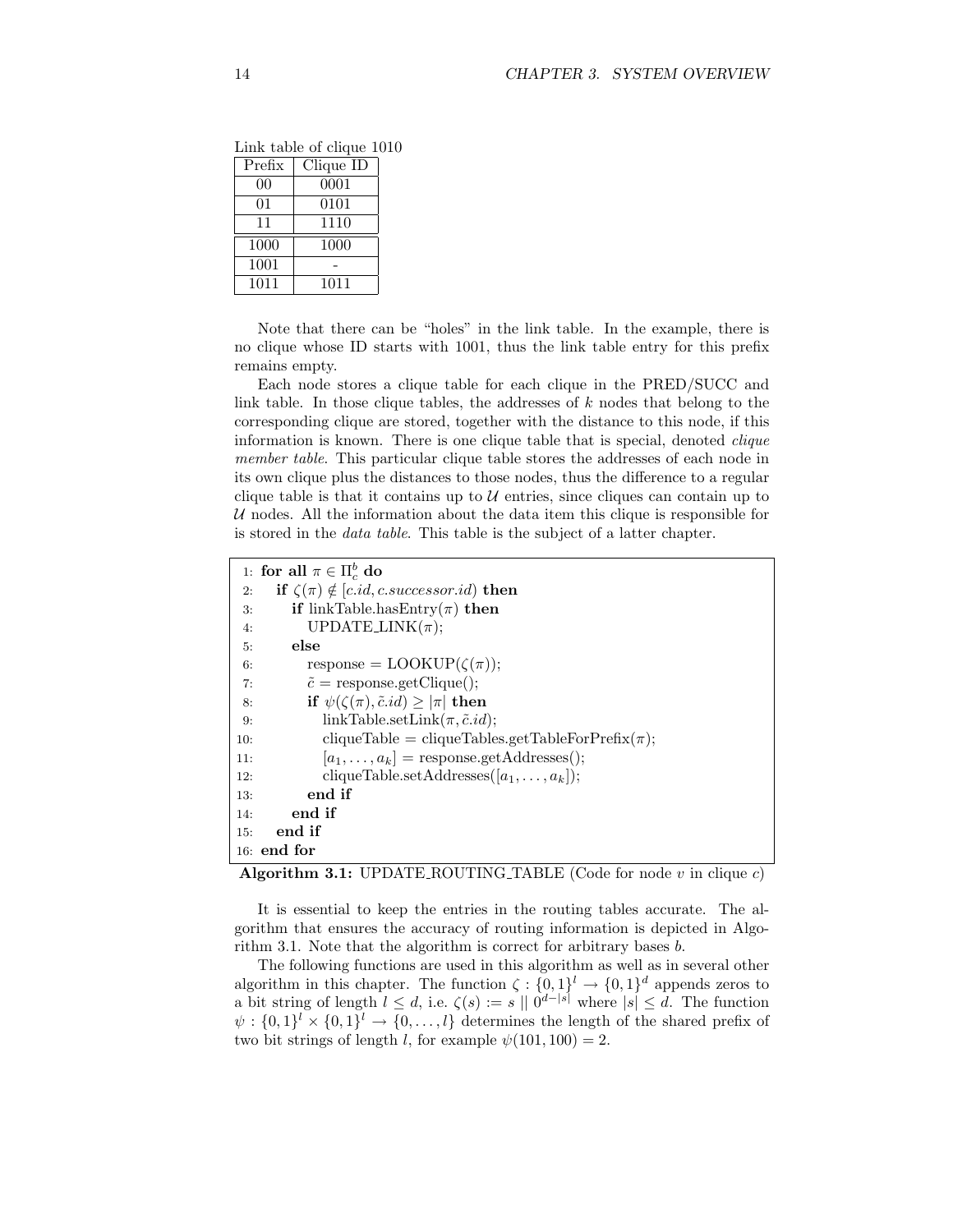Link table of clique 1010

| Prefix | Clique ID |
|---|---|
| 00 | 0001 |
| 01 | 0101 |
| 11 | 1110 |
| 1000 | 1000 |
| 1001 | - |
| 1011 | 1011 |

Note that there can be "holes" in the link table. In the example, there is no clique whose ID starts with 1001, thus the link table entry for this prefix remains empty.

Each node stores a clique table for each clique in the PRED/SUCC and link table. In those clique tables, the addresses of $k$ nodes that belong to the corresponding clique are stored, together with the distance to this node, if this information is known. There is one clique table that is special, denoted *clique member table*. This particular clique table stores the addresses of each node in its own clique plus the distances to those nodes, thus the difference to a regular clique table is that it contains up to $\mathcal{U}$ entries, since cliques can contain up to $\mathcal{U}$ nodes. All the information about the data item this clique is responsible for is stored in the *data table*. This table is the subject of a latter chapter.

```
1:  for all π ∈ Π_c^b do
2:    if ζ(π) ∉ [c.id, c.successor.id) then
3:      if linkTable.hasEntry(π) then
4:        UPDATE_LINK(π);
5:      else
6:        response = LOOKUP(ζ(π));
7:        c̃ = response.getClique();
8:        if ψ(ζ(π), c̃.id) ≥ |π| then
9:          linkTable.setLink(π, c̃.id);
10:         cliqueTable = cliqueTables.getTableForPrefix(π);
11:         [a_1, ..., a_k] = response.getAddresses();
12:         cliqueTable.setAddresses([a_1, ..., a_k]);
13:       end if
14:     end if
15:   end if
16: end for
```

**Algorithm 3.1:** UPDATE_ROUTING_TABLE (Code for node $v$ in clique $c$)

It is essential to keep the entries in the routing tables accurate. The algorithm that ensures the accuracy of routing information is depicted in Algorithm 3.1. Note that the algorithm is correct for arbitrary bases $b$.

The following functions are used in this algorithm as well as in several other algorithm in this chapter. The function $\zeta : \{0,1\}^l \rightarrow \{0,1\}^d$ appends zeros to a bit string of length $l \leq d$, i.e. $\zeta(s) := s \,||\, 0^{d-|s|}$ where $|s| \leq d$. The function $\psi : \{0,1\}^l \times \{0,1\}^l \rightarrow \{0,\ldots,l\}$ determines the length of the shared prefix of two bit strings of length $l$, for example $\psi(101, 100) = 2$.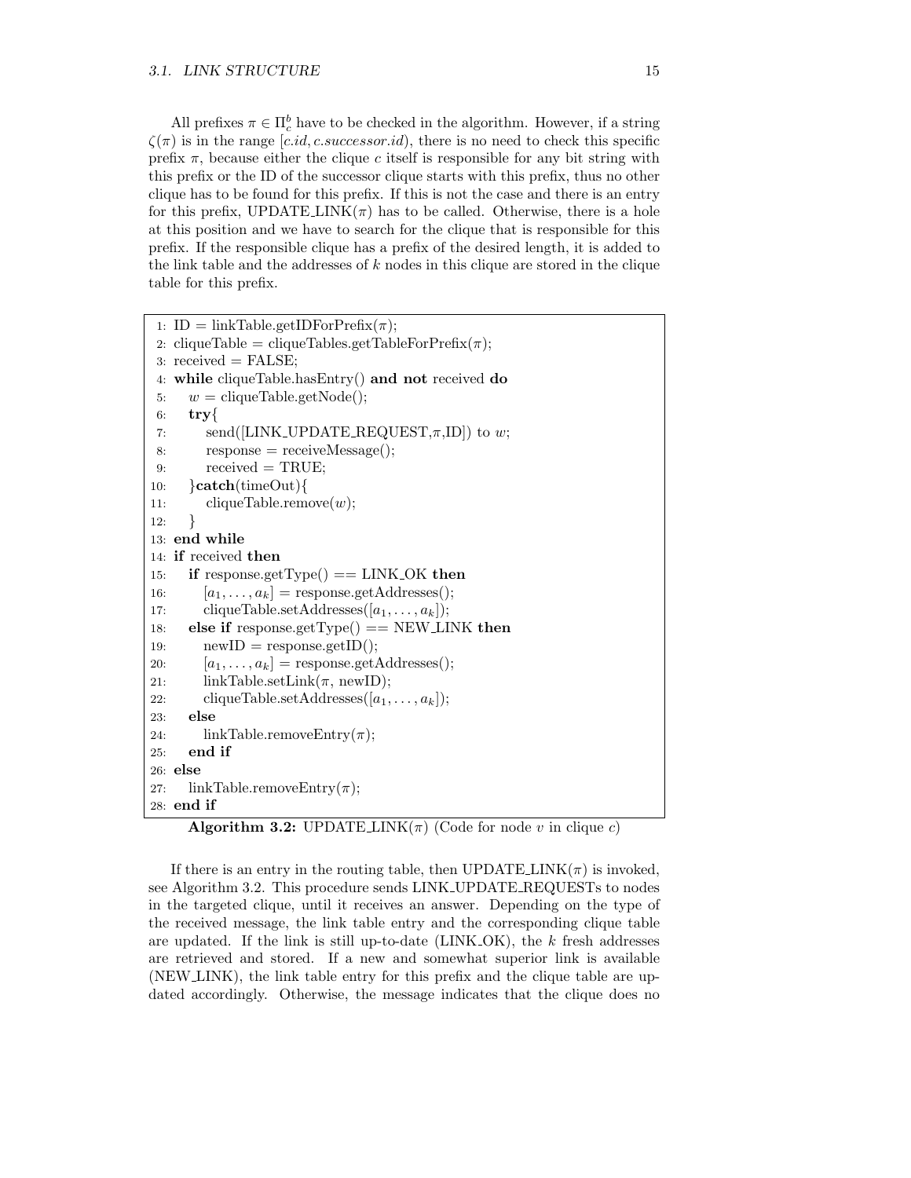All prefixes $\pi \in \Pi_c^b$ have to be checked in the algorithm. However, if a string $\zeta(\pi)$ is in the range $[c.id, c.successor.id)$, there is no need to check this specific prefix $\pi$, because either the clique $c$ itself is responsible for any bit string with this prefix or the ID of the successor clique starts with this prefix, thus no other clique has to be found for this prefix. If this is not the case and there is an entry for this prefix, UPDATE_LINK($\pi$) has to be called. Otherwise, there is a hole at this position and we have to search for the clique that is responsible for this prefix. If the responsible clique has a prefix of the desired length, it is added to the link table and the addresses of $k$ nodes in this clique are stored in the clique table for this prefix.

```
 1: ID = linkTable.getIDForPrefix(π);
 2: cliqueTable = cliqueTables.getTableForPrefix(π);
 3: received = FALSE;
 4: while cliqueTable.hasEntry() and not received do
 5:    w = cliqueTable.getNode();
 6:    try{
 7:       send([LINK_UPDATE_REQUEST,π,ID]) to w;
 8:       response = receiveMessage();
 9:       received = TRUE;
10:    }catch(timeOut){
11:       cliqueTable.remove(w);
12:    }
13: end while
14: if received then
15:    if response.getType() == LINK_OK then
16:       [a_1, ..., a_k] = response.getAddresses();
17:       cliqueTable.setAddresses([a_1, ..., a_k]);
18:    else if response.getType() == NEW_LINK then
19:       newID = response.getID();
20:       [a_1, ..., a_k] = response.getAddresses();
21:       linkTable.setLink(π, newID);
22:       cliqueTable.setAddresses([a_1, ..., a_k]);
23:    else
24:       linkTable.removeEntry(π);
25:    end if
26: else
27:    linkTable.removeEntry(π);
28: end if
```

**Algorithm 3.2:** UPDATE_LINK($\pi$) (Code for node $v$ in clique $c$)

If there is an entry in the routing table, then UPDATE_LINK($\pi$) is invoked, see Algorithm 3.2. This procedure sends LINK_UPDATE_REQUESTs to nodes in the targeted clique, until it receives an answer. Depending on the type of the received message, the link table entry and the corresponding clique table are updated. If the link is still up-to-date (LINK_OK), the $k$ fresh addresses are retrieved and stored. If a new and somewhat superior link is available (NEW_LINK), the link table entry for this prefix and the clique table are updated accordingly. Otherwise, the message indicates that the clique does no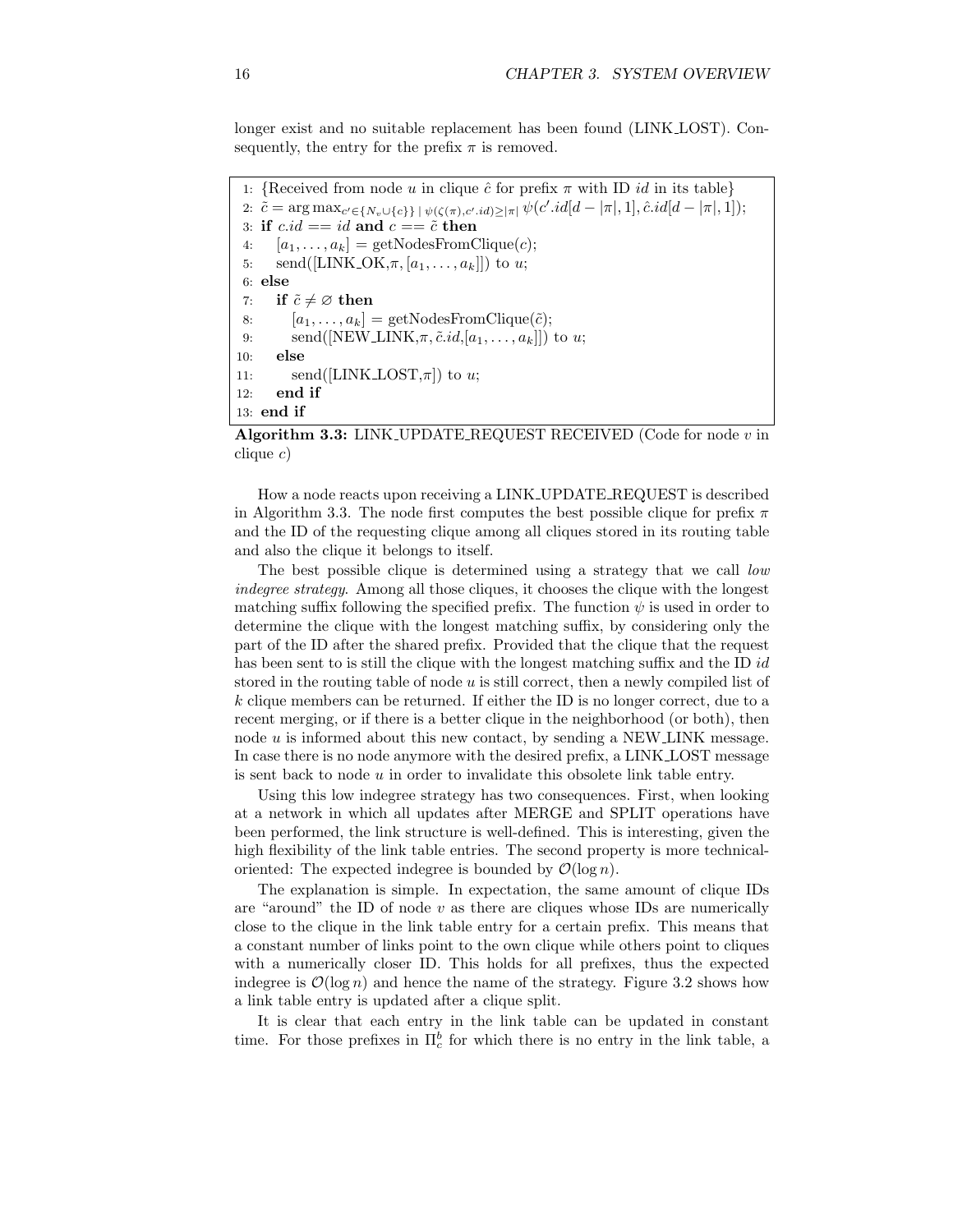longer exist and no suitable replacement has been found (LINK_LOST). Consequently, the entry for the prefix $\pi$ is removed.

```
1:  {Received from node u in clique ĉ for prefix π with ID id in its table}
2:  c̃ = arg max_{c' ∈ {N_v ∪ {c}} | ψ(ζ(π), c'.id) ≥ |π|} ψ(c'.id[d − |π|, 1], ĉ.id[d − |π|, 1]);
3:  if c.id == id and c == c̃ then
4:      [a_1, ..., a_k] = getNodesFromClique(c);
5:      send([LINK_OK, π, [a_1, ..., a_k]]) to u;
6:  else
7:      if c̃ ≠ ∅ then
8:          [a_1, ..., a_k] = getNodesFromClique(c̃);
9:          send([NEW_LINK, π, c̃.id, [a_1, ..., a_k]]) to u;
10:     else
11:         send([LINK_LOST, π]) to u;
12:     end if
13: end if
```

Line 2: $\tilde{c} = \arg\max_{c' \in \{N_v \cup \{c\}\} \mid \psi(\zeta(\pi), c'.id) \geq |\pi|} \psi(c'.id[d-|\pi|, 1], \hat{c}.id[d-|\pi|, 1]);$

**Algorithm 3.3:** LINK_UPDATE_REQUEST RECEIVED (Code for node $v$ in clique $c$)

How a node reacts upon receiving a LINK_UPDATE_REQUEST is described in Algorithm 3.3. The node first computes the best possible clique for prefix $\pi$ and the ID of the requesting clique among all cliques stored in its routing table and also the clique it belongs to itself.

The best possible clique is determined using a strategy that we call *low indegree strategy*. Among all those cliques, it chooses the clique with the longest matching suffix following the specified prefix. The function $\psi$ is used in order to determine the clique with the longest matching suffix, by considering only the part of the ID after the shared prefix. Provided that the clique that the request has been sent to is still the clique with the longest matching suffix and the ID $id$ stored in the routing table of node $u$ is still correct, then a newly compiled list of $k$ clique members can be returned. If either the ID is no longer correct, due to a recent merging, or if there is a better clique in the neighborhood (or both), then node $u$ is informed about this new contact, by sending a NEW_LINK message. In case there is no node anymore with the desired prefix, a LINK_LOST message is sent back to node $u$ in order to invalidate this obsolete link table entry.

Using this low indegree strategy has two consequences. First, when looking at a network in which all updates after MERGE and SPLIT operations have been performed, the link structure is well-defined. This is interesting, given the high flexibility of the link table entries. The second property is more technical-oriented: The expected indegree is bounded by $\mathcal{O}(\log n)$.

The explanation is simple. In expectation, the same amount of clique IDs are "around" the ID of node $v$ as there are cliques whose IDs are numerically close to the clique in the link table entry for a certain prefix. This means that a constant number of links point to the own clique while others point to cliques with a numerically closer ID. This holds for all prefixes, thus the expected indegree is $\mathcal{O}(\log n)$ and hence the name of the strategy. Figure 3.2 shows how a link table entry is updated after a clique split.

It is clear that each entry in the link table can be updated in constant time. For those prefixes in $\Pi_c^b$ for which there is no entry in the link table, a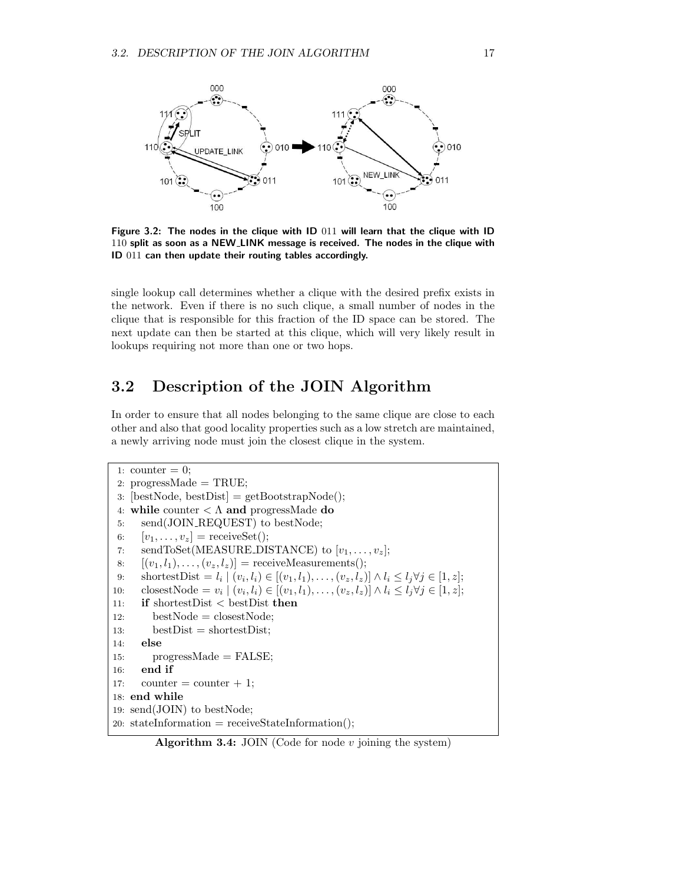**Figure 3.2: The nodes in the clique with ID 011 will learn that the clique with ID 110 split as soon as a NEW_LINK message is received. The nodes in the clique with ID 011 can then update their routing tables accordingly.**

single lookup call determines whether a clique with the desired prefix exists in the network. Even if there is no such clique, a small number of nodes in the clique that is responsible for this fraction of the ID space can be stored. The next update can then be started at this clique, which will very likely result in lookups requiring not more than one or two hops.

## 3.2 Description of the JOIN Algorithm

In order to ensure that all nodes belonging to the same clique are close to each other and also that good locality properties such as a low stretch are maintained, a newly arriving node must join the closest clique in the system.

```
1: counter = 0;
2: progressMade = TRUE;
3: [bestNode, bestDist] = getBootstrapNode();
4: while counter < Λ and progressMade do
5:    send(JOIN_REQUEST) to bestNode;
6:    [v_1, ..., v_z] = receiveSet();
7:    sendToSet(MEASURE_DISTANCE) to [v_1, ..., v_z];
8:    [(v_1, l_1), ..., (v_z, l_z)] = receiveMeasurements();
9:    shortestDist = l_i | (v_i, l_i) ∈ [(v_1, l_1), ..., (v_z, l_z)] ∧ l_i ≤ l_j ∀j ∈ [1, z];
10:   closestNode = v_i | (v_i, l_i) ∈ [(v_1, l_1), ..., (v_z, l_z)] ∧ l_i ≤ l_j ∀j ∈ [1, z];
11:   if shortestDist < bestDist then
12:      bestNode = closestNode;
13:      bestDist = shortestDist;
14:   else
15:      progressMade = FALSE;
16:   end if
17:   counter = counter + 1;
18: end while
19: send(JOIN) to bestNode;
20: stateInformation = receiveStateInformation();
```

**Algorithm 3.4:** JOIN (Code for node $v$ joining the system)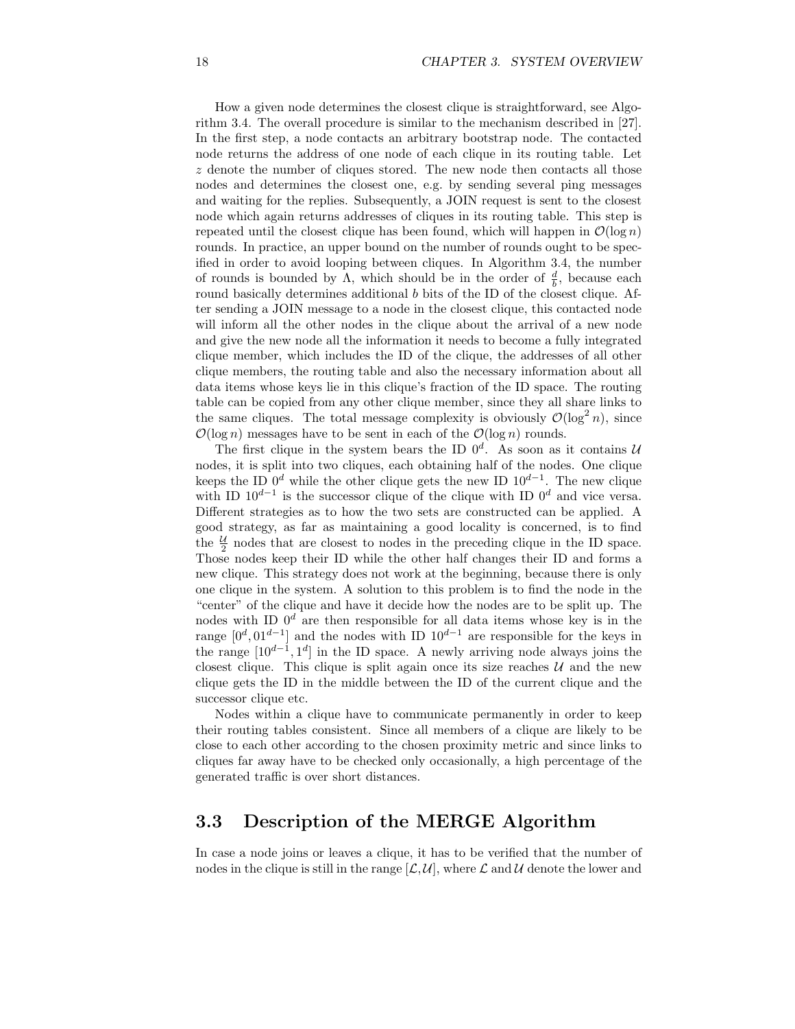How a given node determines the closest clique is straightforward, see Algorithm 3.4. The overall procedure is similar to the mechanism described in [27]. In the first step, a node contacts an arbitrary bootstrap node. The contacted node returns the address of one node of each clique in its routing table. Let $z$ denote the number of cliques stored. The new node then contacts all those nodes and determines the closest one, e.g. by sending several ping messages and waiting for the replies. Subsequently, a JOIN request is sent to the closest node which again returns addresses of cliques in its routing table. This step is repeated until the closest clique has been found, which will happen in $\mathcal{O}(\log n)$ rounds. In practice, an upper bound on the number of rounds ought to be specified in order to avoid looping between cliques. In Algorithm 3.4, the number of rounds is bounded by $\Lambda$, which should be in the order of $\frac{d}{b}$, because each round basically determines additional $b$ bits of the ID of the closest clique. After sending a JOIN message to a node in the closest clique, this contacted node will inform all the other nodes in the clique about the arrival of a new node and give the new node all the information it needs to become a fully integrated clique member, which includes the ID of the clique, the addresses of all other clique members, the routing table and also the necessary information about all data items whose keys lie in this clique's fraction of the ID space. The routing table can be copied from any other clique member, since they all share links to the same cliques. The total message complexity is obviously $\mathcal{O}(\log^2 n)$, since $\mathcal{O}(\log n)$ messages have to be sent in each of the $\mathcal{O}(\log n)$ rounds.

The first clique in the system bears the ID $0^d$. As soon as it contains $\mathcal{U}$ nodes, it is split into two cliques, each obtaining half of the nodes. One clique keeps the ID $0^d$ while the other clique gets the new ID $10^{d-1}$. The new clique with ID $10^{d-1}$ is the successor clique of the clique with ID $0^d$ and vice versa. Different strategies as to how the two sets are constructed can be applied. A good strategy, as far as maintaining a good locality is concerned, is to find the $\frac{\mathcal{U}}{2}$ nodes that are closest to nodes in the preceding clique in the ID space. Those nodes keep their ID while the other half changes their ID and forms a new clique. This strategy does not work at the beginning, because there is only one clique in the system. A solution to this problem is to find the node in the "center" of the clique and have it decide how the nodes are to be split up. The nodes with ID $0^d$ are then responsible for all data items whose key is in the range $[0^d, 01^{d-1}]$ and the nodes with ID $10^{d-1}$ are responsible for the keys in the range $[10^{d-1}, 1^d]$ in the ID space. A newly arriving node always joins the closest clique. This clique is split again once its size reaches $\mathcal{U}$ and the new clique gets the ID in the middle between the ID of the current clique and the successor clique etc.

Nodes within a clique have to communicate permanently in order to keep their routing tables consistent. Since all members of a clique are likely to be close to each other according to the chosen proximity metric and since links to cliques far away have to be checked only occasionally, a high percentage of the generated traffic is over short distances.

## 3.3 Description of the MERGE Algorithm

In case a node joins or leaves a clique, it has to be verified that the number of nodes in the clique is still in the range $[\mathcal{L}, \mathcal{U}]$, where $\mathcal{L}$ and $\mathcal{U}$ denote the lower and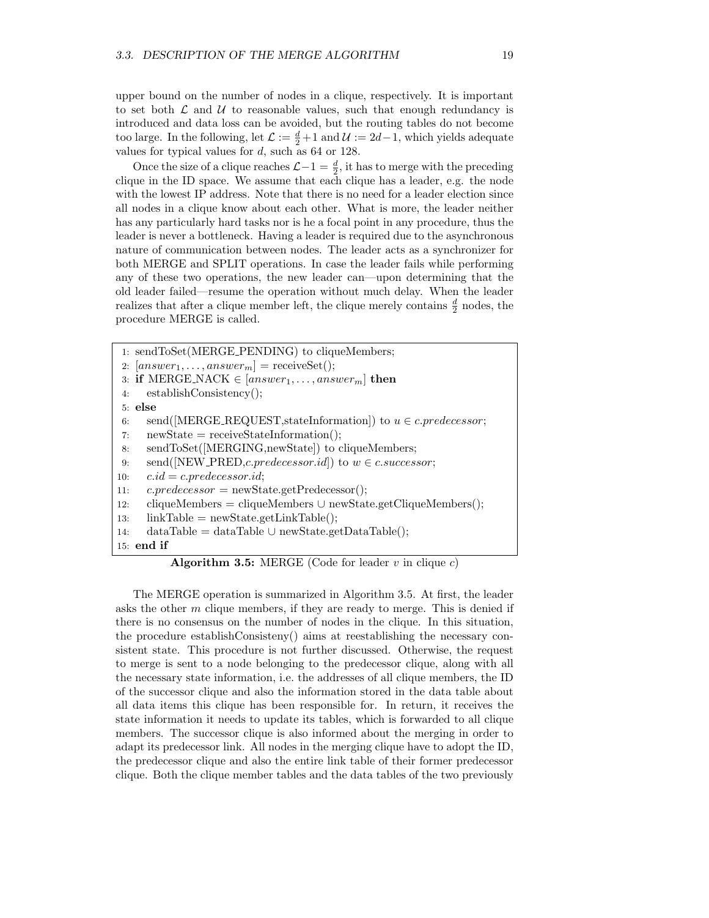upper bound on the number of nodes in a clique, respectively. It is important to set both $\mathcal{L}$ and $\mathcal{U}$ to reasonable values, such that enough redundancy is introduced and data loss can be avoided, but the routing tables do not become too large. In the following, let $\mathcal{L} := \frac{d}{2}+1$ and $\mathcal{U} := 2d-1$, which yields adequate values for typical values for $d$, such as 64 or 128.

Once the size of a clique reaches $\mathcal{L}-1 = \frac{d}{2}$, it has to merge with the preceding clique in the ID space. We assume that each clique has a leader, e.g. the node with the lowest IP address. Note that there is no need for a leader election since all nodes in a clique know about each other. What is more, the leader neither has any particularly hard tasks nor is he a focal point in any procedure, thus the leader is never a bottleneck. Having a leader is required due to the asynchronous nature of communication between nodes. The leader acts as a synchronizer for both MERGE and SPLIT operations. In case the leader fails while performing any of these two operations, the new leader can—upon determining that the old leader failed—resume the operation without much delay. When the leader realizes that after a clique member left, the clique merely contains $\frac{d}{2}$ nodes, the procedure MERGE is called.

```
1: sendToSet(MERGE_PENDING) to cliqueMembers;
2: [answer_1, ..., answer_m] = receiveSet();
3: if MERGE_NACK ∈ [answer_1, ..., answer_m] then
4:    establishConsistency();
5: else
6:    send([MERGE_REQUEST,stateInformation]) to u ∈ c.predecessor;
7:    newState = receiveStateInformation();
8:    sendToSet([MERGING,newState]) to cliqueMembers;
9:    send([NEW_PRED,c.predecessor.id]) to w ∈ c.successor;
10:   c.id = c.predecessor.id;
11:   c.predecessor = newState.getPredecessor();
12:   cliqueMembers = cliqueMembers ∪ newState.getCliqueMembers();
13:   linkTable = newState.getLinkTable();
14:   dataTable = dataTable ∪ newState.getDataTable();
15: end if
```

**Algorithm 3.5:** MERGE (Code for leader $v$ in clique $c$)

The MERGE operation is summarized in Algorithm 3.5. At first, the leader asks the other $m$ clique members, if they are ready to merge. This is denied if there is no consensus on the number of nodes in the clique. In this situation, the procedure establishConsisteny() aims at reestablishing the necessary consistent state. This procedure is not further discussed. Otherwise, the request to merge is sent to a node belonging to the predecessor clique, along with all the necessary state information, i.e. the addresses of all clique members, the ID of the successor clique and also the information stored in the data table about all data items this clique has been responsible for. In return, it receives the state information it needs to update its tables, which is forwarded to all clique members. The successor clique is also informed about the merging in order to adapt its predecessor link. All nodes in the merging clique have to adopt the ID, the predecessor clique and also the entire link table of their former predecessor clique. Both the clique member tables and the data tables of the two previously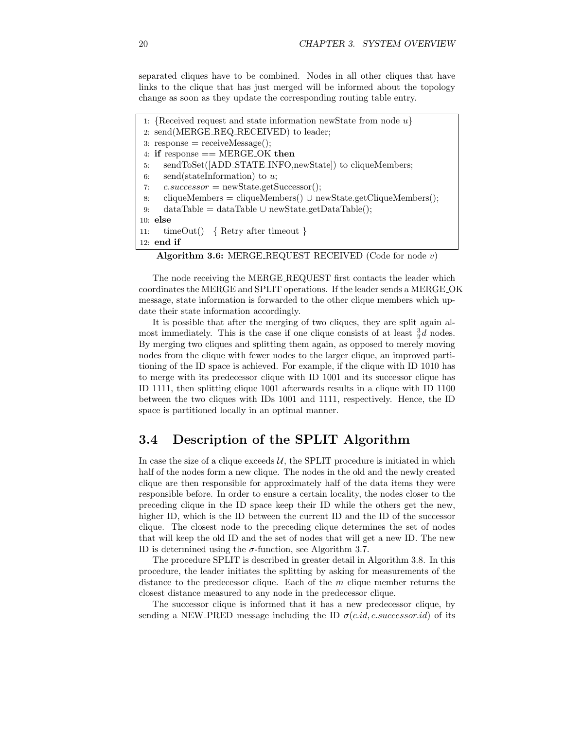separated cliques have to be combined. Nodes in all other cliques that have links to the clique that has just merged will be informed about the topology change as soon as they update the corresponding routing table entry.

```
1: {Received request and state information newState from node u}
2: send(MERGE_REQ_RECEIVED) to leader;
3: response = receiveMessage();
4: if response == MERGE_OK then
5:    sendToSet([ADD_STATE_INFO,newState]) to cliqueMembers;
6:    send(stateInformation) to u;
7:    c.successor = newState.getSuccessor();
8:    cliqueMembers = cliqueMembers() ∪ newState.getCliqueMembers();
9:    dataTable = dataTable ∪ newState.getDataTable();
10: else
11:   timeOut()   { Retry after timeout }
12: end if
```

**Algorithm 3.6:** MERGE_REQUEST RECEIVED (Code for node $v$)

The node receiving the MERGE_REQUEST first contacts the leader which coordinates the MERGE and SPLIT operations. If the leader sends a MERGE_OK message, state information is forwarded to the other clique members which update their state information accordingly.

It is possible that after the merging of two cliques, they are split again almost immediately. This is the case if one clique consists of at least $\frac{3}{2}d$ nodes. By merging two cliques and splitting them again, as opposed to merely moving nodes from the clique with fewer nodes to the larger clique, an improved partitioning of the ID space is achieved. For example, if the clique with ID 1010 has to merge with its predecessor clique with ID 1001 and its successor clique has ID 1111, then splitting clique 1001 afterwards results in a clique with ID 1100 between the two cliques with IDs 1001 and 1111, respectively. Hence, the ID space is partitioned locally in an optimal manner.

## 3.4 Description of the SPLIT Algorithm

In case the size of a clique exceeds $\mathcal{U}$, the SPLIT procedure is initiated in which half of the nodes form a new clique. The nodes in the old and the newly created clique are then responsible for approximately half of the data items they were responsible before. In order to ensure a certain locality, the nodes closer to the preceding clique in the ID space keep their ID while the others get the new, higher ID, which is the ID between the current ID and the ID of the successor clique. The closest node to the preceding clique determines the set of nodes that will keep the old ID and the set of nodes that will get a new ID. The new ID is determined using the $\sigma$-function, see Algorithm 3.7.

The procedure SPLIT is described in greater detail in Algorithm 3.8. In this procedure, the leader initiates the splitting by asking for measurements of the distance to the predecessor clique. Each of the $m$ clique member returns the closest distance measured to any node in the predecessor clique.

The successor clique is informed that it has a new predecessor clique, by sending a NEW_PRED message including the ID $\sigma(c.id, c.successor.id)$ of its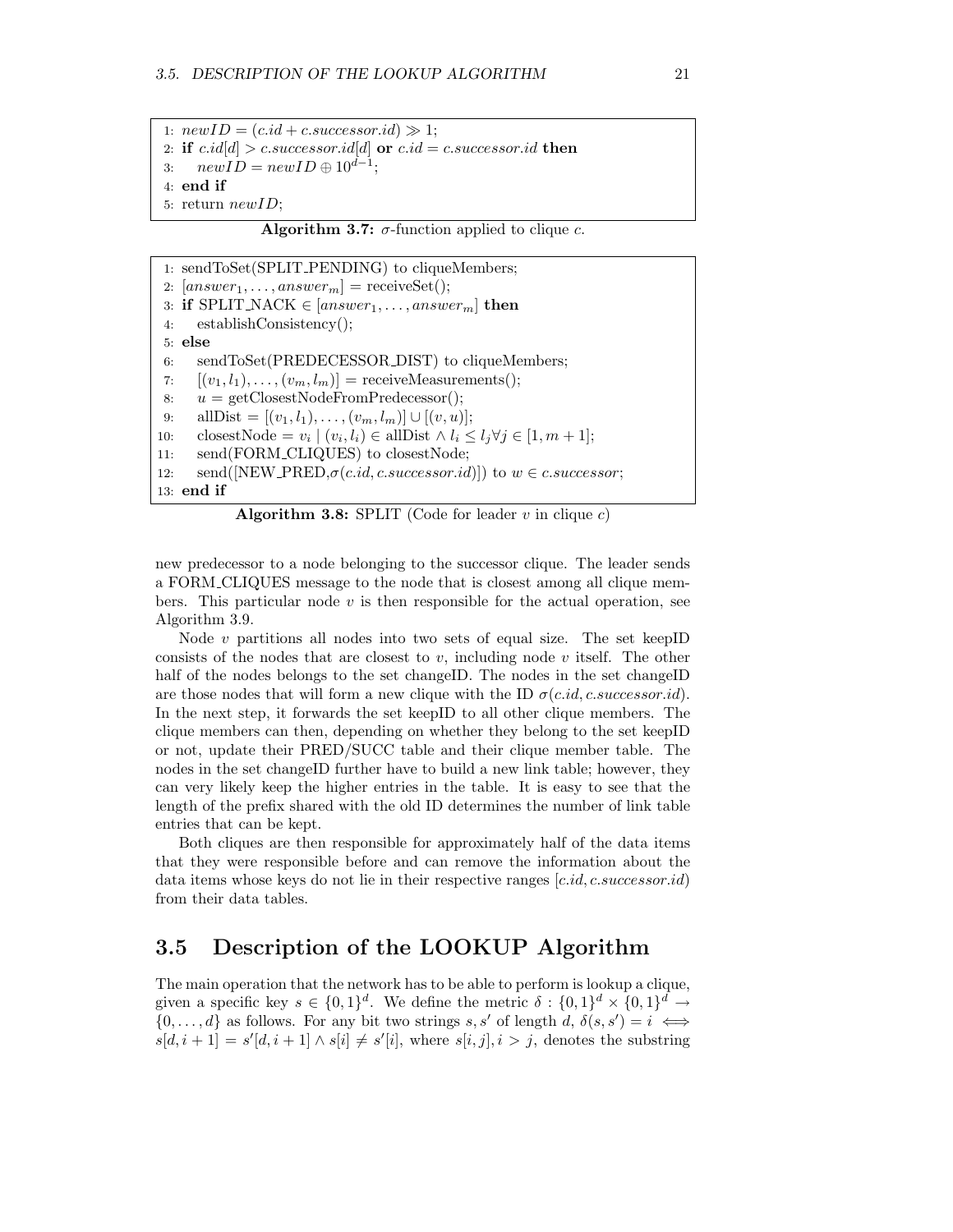```
1: newID = (c.id + c.successor.id) ≫ 1;
2: if c.id[d] > c.successor.id[d] or c.id = c.successor.id then
3:     newID = newID ⊕ 10^{d−1};
4: end if
5: return newID;
```

**Algorithm 3.7:** $\sigma$-function applied to clique $c$.

```
1: sendToSet(SPLIT_PENDING) to cliqueMembers;
2: [answer_1, ..., answer_m] = receiveSet();
3: if SPLIT_NACK ∈ [answer_1, ..., answer_m] then
4:     establishConsistency();
5: else
6:     sendToSet(PREDECESSOR_DIST) to cliqueMembers;
7:     [(v_1, l_1), ..., (v_m, l_m)] = receiveMeasurements();
8:     u = getClosestNodeFromPredecessor();
9:     allDist = [(v_1, l_1), ..., (v_m, l_m)] ∪ [(v, u)];
10:    closestNode = v_i | (v_i, l_i) ∈ allDist ∧ l_i ≤ l_j ∀j ∈ [1, m + 1];
11:    send(FORM_CLIQUES) to closestNode;
12:    send([NEW_PRED, σ(c.id, c.successor.id)]) to w ∈ c.successor;
13: end if
```

**Algorithm 3.8:** SPLIT (Code for leader $v$ in clique $c$)

new predecessor to a node belonging to the successor clique. The leader sends a FORM_CLIQUES message to the node that is closest among all clique members. This particular node $v$ is then responsible for the actual operation, see Algorithm 3.9.

Node $v$ partitions all nodes into two sets of equal size. The set keepID consists of the nodes that are closest to $v$, including node $v$ itself. The other half of the nodes belongs to the set changeID. The nodes in the set changeID are those nodes that will form a new clique with the ID $\sigma(c.id, c.successor.id)$. In the next step, it forwards the set keepID to all other clique members. The clique members can then, depending on whether they belong to the set keepID or not, update their PRED/SUCC table and their clique member table. The nodes in the set changeID further have to build a new link table; however, they can very likely keep the higher entries in the table. It is easy to see that the length of the prefix shared with the old ID determines the number of link table entries that can be kept.

Both cliques are then responsible for approximately half of the data items that they were responsible before and can remove the information about the data items whose keys do not lie in their respective ranges $[c.id, c.successor.id)$ from their data tables.

## 3.5 Description of the LOOKUP Algorithm

The main operation that the network has to be able to perform is lookup a clique, given a specific key $s \in \{0,1\}^d$. We define the metric $\delta : \{0,1\}^d \times \{0,1\}^d \rightarrow \{0,\ldots,d\}$ as follows. For any bit two strings $s, s'$ of length $d$, $\delta(s,s') = i \iff s[d,i+1] = s'[d,i+1] \wedge s[i] \neq s'[i]$, where $s[i,j], i > j$, denotes the substring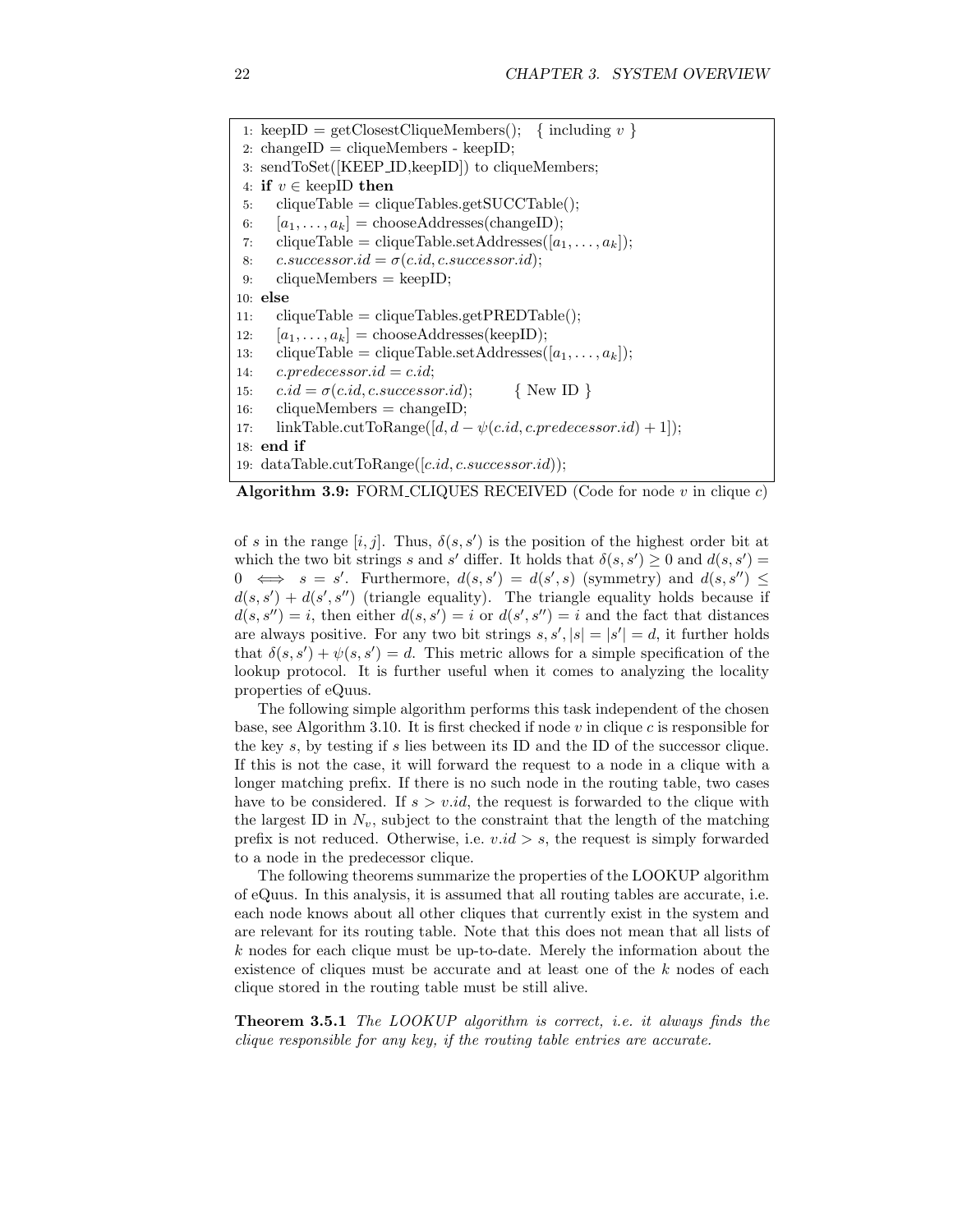```
1: keepID = getClosestCliqueMembers();   { including v }
2: changeID = cliqueMembers - keepID;
3: sendToSet([KEEP_ID,keepID]) to cliqueMembers;
4: if v ∈ keepID then
5:    cliqueTable = cliqueTables.getSUCCTable();
6:    [a_1, ..., a_k] = chooseAddresses(changeID);
7:    cliqueTable = cliqueTable.setAddresses([a_1, ..., a_k]);
8:    c.successor.id = σ(c.id, c.successor.id);
9:    cliqueMembers = keepID;
10: else
11:    cliqueTable = cliqueTables.getPREDTable();
12:    [a_1, ..., a_k] = chooseAddresses(keepID);
13:    cliqueTable = cliqueTable.setAddresses([a_1, ..., a_k]);
14:    c.predecessor.id = c.id;
15:    c.id = σ(c.id, c.successor.id);        { New ID }
16:    cliqueMembers = changeID;
17:    linkTable.cutToRange([d, d − ψ(c.id, c.predecessor.id) + 1]);
18: end if
19: dataTable.cutToRange([c.id, c.successor.id));
```

**Algorithm 3.9:** FORM_CLIQUES RECEIVED (Code for node $v$ in clique $c$)

of $s$ in the range $[i, j]$. Thus, $\delta(s, s')$ is the position of the highest order bit at which the two bit strings $s$ and $s'$ differ. It holds that $\delta(s, s') \geq 0$ and $d(s, s') = 0 \iff s = s'$. Furthermore, $d(s, s') = d(s', s)$ (symmetry) and $d(s, s'') \leq d(s, s') + d(s', s'')$ (triangle equality). The triangle equality holds because if $d(s, s'') = i$, then either $d(s, s') = i$ or $d(s', s'') = i$ and the fact that distances are always positive. For any two bit strings $s, s', |s| = |s'| = d$, it further holds that $\delta(s, s') + \psi(s, s') = d$. This metric allows for a simple specification of the lookup protocol. It is further useful when it comes to analyzing the locality properties of eQuus.

The following simple algorithm performs this task independent of the chosen base, see Algorithm 3.10. It is first checked if node $v$ in clique $c$ is responsible for the key $s$, by testing if $s$ lies between its ID and the ID of the successor clique. If this is not the case, it will forward the request to a node in a clique with a longer matching prefix. If there is no such node in the routing table, two cases have to be considered. If $s > v.id$, the request is forwarded to the clique with the largest ID in $N_v$, subject to the constraint that the length of the matching prefix is not reduced. Otherwise, i.e. $v.id > s$, the request is simply forwarded to a node in the predecessor clique.

The following theorems summarize the properties of the LOOKUP algorithm of eQuus. In this analysis, it is assumed that all routing tables are accurate, i.e. each node knows about all other cliques that currently exist in the system and are relevant for its routing table. Note that this does not mean that all lists of $k$ nodes for each clique must be up-to-date. Merely the information about the existence of cliques must be accurate and at least one of the $k$ nodes of each clique stored in the routing table must be still alive.

**Theorem 3.5.1** *The LOOKUP algorithm is correct, i.e. it always finds the clique responsible for any key, if the routing table entries are accurate.*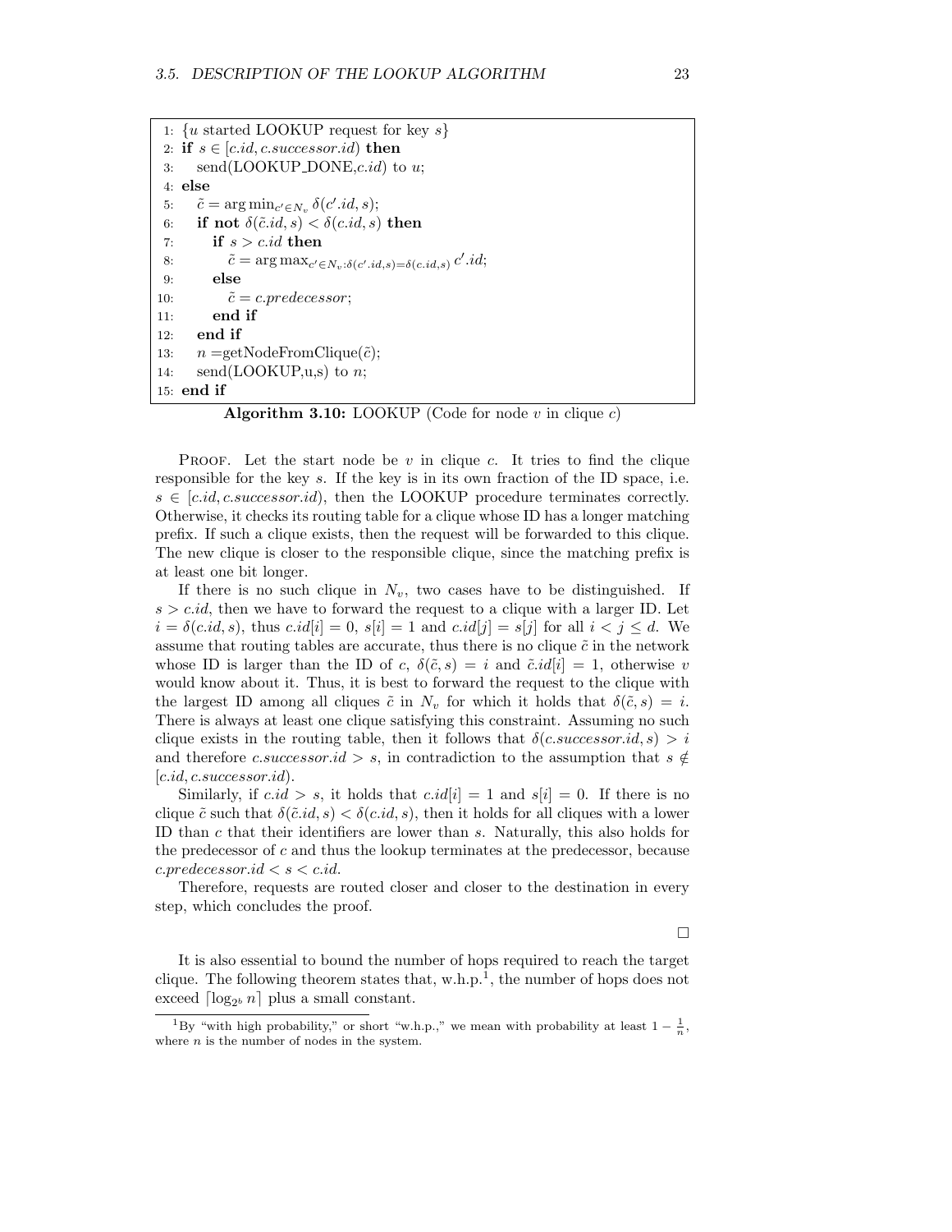```
1:  {u started LOOKUP request for key s}
2:  if s ∈ [c.id, c.successor.id) then
3:      send(LOOKUP_DONE,c.id) to u;
4:  else
5:      c̃ = arg min_{c'∈N_v} δ(c'.id, s);
6:      if not δ(c̃.id, s) < δ(c.id, s) then
7:          if s > c.id then
8:              c̃ = arg max_{c'∈N_v:δ(c'.id,s)=δ(c.id,s)} c'.id;
9:          else
10:             c̃ = c.predecessor;
11:         end if
12:     end if
13:     n = getNodeFromClique(c̃);
14:     send(LOOKUP,u,s) to n;
15: end if
```

**Algorithm 3.10:** LOOKUP (Code for node $v$ in clique $c$)

Proof. Let the start node be $v$ in clique $c$. It tries to find the clique responsible for the key $s$. If the key is in its own fraction of the ID space, i.e. $s \in [c.id, c.successor.id)$, then the LOOKUP procedure terminates correctly. Otherwise, it checks its routing table for a clique whose ID has a longer matching prefix. If such a clique exists, then the request will be forwarded to this clique. The new clique is closer to the responsible clique, since the matching prefix is at least one bit longer.

If there is no such clique in $N_v$, two cases have to be distinguished. If $s > c.id$, then we have to forward the request to a clique with a larger ID. Let $i = \delta(c.id, s)$, thus $c.id[i] = 0$, $s[i] = 1$ and $c.id[j] = s[j]$ for all $i < j \leq d$. We assume that routing tables are accurate, thus there is no clique $\tilde{c}$ in the network whose ID is larger than the ID of $c$, $\delta(\tilde{c}, s) = i$ and $\tilde{c}.id[i] = 1$, otherwise $v$ would know about it. Thus, it is best to forward the request to the clique with the largest ID among all cliques $\tilde{c}$ in $N_v$ for which it holds that $\delta(\tilde{c}, s) = i$. There is always at least one clique satisfying this constraint. Assuming no such clique exists in the routing table, then it follows that $\delta(c.successor.id, s) > i$ and therefore $c.successor.id > s$, in contradiction to the assumption that $s \notin [c.id, c.successor.id)$.

Similarly, if $c.id > s$, it holds that $c.id[i] = 1$ and $s[i] = 0$. If there is no clique $\tilde{c}$ such that $\delta(\tilde{c}.id, s) < \delta(c.id, s)$, then it holds for all cliques with a lower ID than $c$ that their identifiers are lower than $s$. Naturally, this also holds for the predecessor of $c$ and thus the lookup terminates at the predecessor, because $c.predecessor.id < s < c.id$.

Therefore, requests are routed closer and closer to the destination in every step, which concludes the proof.

□

It is also essential to bound the number of hops required to reach the target clique. The following theorem states that, w.h.p.[1], the number of hops does not exceed $\lceil \log_{2^b} n \rceil$ plus a small constant.

[1] By "with high probability," or short "w.h.p.," we mean with probability at least $1 - \frac{1}{n}$, where $n$ is the number of nodes in the system.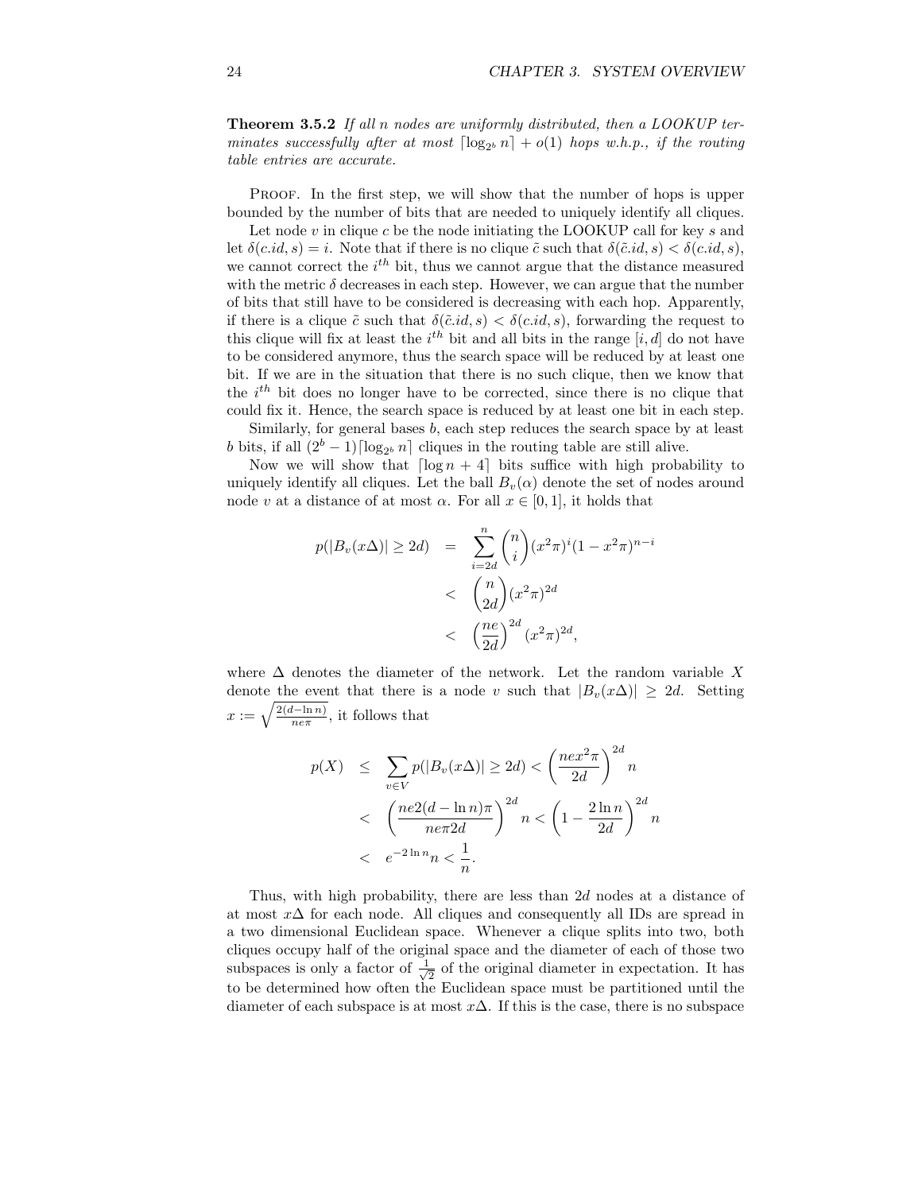**Theorem 3.5.2** *If all n nodes are uniformly distributed, then a LOOKUP terminates successfully after at most $\lceil \log_{2^b} n \rceil + o(1)$ hops w.h.p., if the routing table entries are accurate.*

Proof. In the first step, we will show that the number of hops is upper bounded by the number of bits that are needed to uniquely identify all cliques.

Let node $v$ in clique $c$ be the node initiating the LOOKUP call for key $s$ and let $\delta(c.id, s) = i$. Note that if there is no clique $\tilde{c}$ such that $\delta(\tilde{c}.id, s) < \delta(c.id, s)$, we cannot correct the $i^{th}$ bit, thus we cannot argue that the distance measured with the metric $\delta$ decreases in each step. However, we can argue that the number of bits that still have to be considered is decreasing with each hop. Apparently, if there is a clique $\tilde{c}$ such that $\delta(\tilde{c}.id, s) < \delta(c.id, s)$, forwarding the request to this clique will fix at least the $i^{th}$ bit and all bits in the range $[i, d]$ do not have to be considered anymore, thus the search space will be reduced by at least one bit. If we are in the situation that there is no such clique, then we know that the $i^{th}$ bit does no longer have to be corrected, since there is no clique that could fix it. Hence, the search space is reduced by at least one bit in each step.

Similarly, for general bases $b$, each step reduces the search space by at least $b$ bits, if all $(2^b - 1)\lceil \log_{2^b} n \rceil$ cliques in the routing table are still alive.

Now we will show that $\lceil \log n + 4 \rceil$ bits suffice with high probability to uniquely identify all cliques. Let the ball $B_v(\alpha)$ denote the set of nodes around node $v$ at a distance of at most $\alpha$. For all $x \in [0, 1]$, it holds that

$$
\begin{aligned}
p(|B_v(x\Delta)| \geq 2d) &= \sum_{i=2d}^{n} \binom{n}{i} (x^2\pi)^i (1 - x^2\pi)^{n-i} \\
&< \binom{n}{2d} (x^2\pi)^{2d} \\
&< \left(\frac{ne}{2d}\right)^{2d} (x^2\pi)^{2d},
\end{aligned}
$$

where $\Delta$ denotes the diameter of the network. Let the random variable $X$ denote the event that there is a node $v$ such that $|B_v(x\Delta)| \geq 2d$. Setting $x := \sqrt{\frac{2(d - \ln n)}{ne\pi}}$, it follows that

$$
\begin{aligned}
p(X) &\leq \sum_{v \in V} p(|B_v(x\Delta)| \geq 2d) < \left(\frac{nex^2\pi}{2d}\right)^{2d} n \\
&< \left(\frac{ne2(d - \ln n)\pi}{ne\pi 2d}\right)^{2d} n < \left(1 - \frac{2\ln n}{2d}\right)^{2d} n \\
&< e^{-2\ln n} n < \frac{1}{n}.
\end{aligned}
$$

Thus, with high probability, there are less than $2d$ nodes at a distance of at most $x\Delta$ for each node. All cliques and consequently all IDs are spread in a two dimensional Euclidean space. Whenever a clique splits into two, both cliques occupy half of the original space and the diameter of each of those two subspaces is only a factor of $\frac{1}{\sqrt{2}}$ of the original diameter in expectation. It has to be determined how often the Euclidean space must be partitioned until the diameter of each subspace is at most $x\Delta$. If this is the case, there is no subspace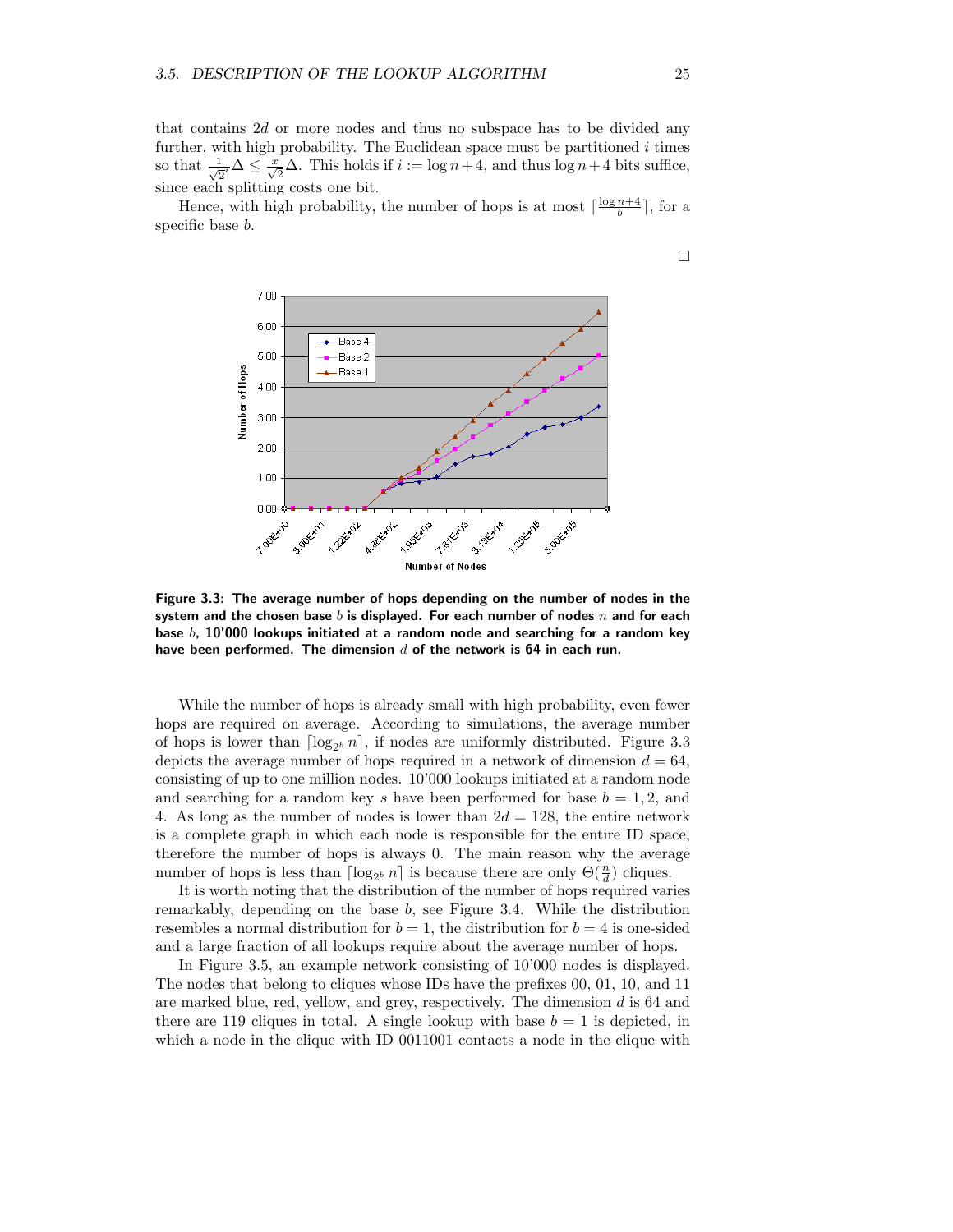that contains $2d$ or more nodes and thus no subspace has to be divided any further, with high probability. The Euclidean space must be partitioned $i$ times so that $\frac{1}{\sqrt{2}^i}\Delta \leq \frac{x}{\sqrt{2}}\Delta$. This holds if $i := \log n + 4$, and thus $\log n + 4$ bits suffice, since each splitting costs one bit.

Hence, with high probability, the number of hops is at most $\lceil \frac{\log n + 4}{b} \rceil$, for a specific base $b$.

□

**Figure 3.3: The average number of hops depending on the number of nodes in the system and the chosen base $b$ is displayed. For each number of nodes $n$ and for each base $b$, 10'000 lookups initiated at a random node and searching for a random key have been performed. The dimension $d$ of the network is 64 in each run.**

While the number of hops is already small with high probability, even fewer hops are required on average. According to simulations, the average number of hops is lower than $\lceil \log_{2^b} n \rceil$, if nodes are uniformly distributed. Figure 3.3 depicts the average number of hops required in a network of dimension $d = 64$, consisting of up to one million nodes. 10'000 lookups initiated at a random node and searching for a random key $s$ have been performed for base $b = 1, 2$, and 4. As long as the number of nodes is lower than $2d = 128$, the entire network is a complete graph in which each node is responsible for the entire ID space, therefore the number of hops is always 0. The main reason why the average number of hops is less than $\lceil \log_{2^b} n \rceil$ is because there are only $\Theta(\frac{n}{d})$ cliques.

It is worth noting that the distribution of the number of hops required varies remarkably, depending on the base $b$, see Figure 3.4. While the distribution resembles a normal distribution for $b = 1$, the distribution for $b = 4$ is one-sided and a large fraction of all lookups require about the average number of hops.

In Figure 3.5, an example network consisting of 10'000 nodes is displayed. The nodes that belong to cliques whose IDs have the prefixes 00, 01, 10, and 11 are marked blue, red, yellow, and grey, respectively. The dimension $d$ is 64 and there are 119 cliques in total. A single lookup with base $b = 1$ is depicted, in which a node in the clique with ID 0011001 contacts a node in the clique with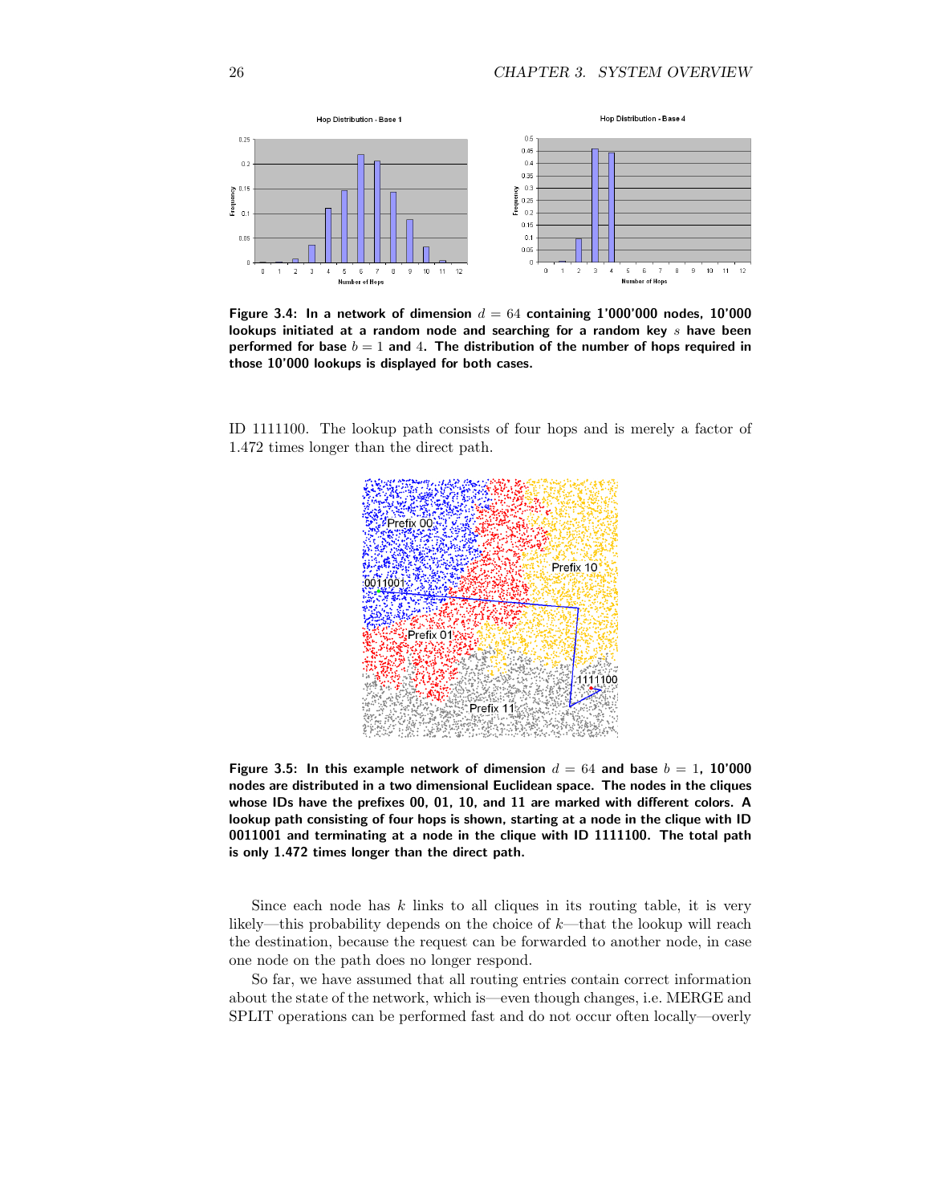**Figure 3.4: In a network of dimension $d = 64$ containing 1'000'000 nodes, 10'000 lookups initiated at a random node and searching for a random key $s$ have been performed for base $b = 1$ and 4. The distribution of the number of hops required in those 10'000 lookups is displayed for both cases.**

ID 1111100. The lookup path consists of four hops and is merely a factor of 1.472 times longer than the direct path.

**Figure 3.5: In this example network of dimension $d = 64$ and base $b = 1$, 10'000 nodes are distributed in a two dimensional Euclidean space. The nodes in the cliques whose IDs have the prefixes 00, 01, 10, and 11 are marked with different colors. A lookup path consisting of four hops is shown, starting at a node in the clique with ID 0011001 and terminating at a node in the clique with ID 1111100. The total path is only 1.472 times longer than the direct path.**

Since each node has $k$ links to all cliques in its routing table, it is very likely—this probability depends on the choice of $k$—that the lookup will reach the destination, because the request can be forwarded to another node, in case one node on the path does no longer respond.

So far, we have assumed that all routing entries contain correct information about the state of the network, which is—even though changes, i.e. MERGE and SPLIT operations can be performed fast and do not occur often locally—overly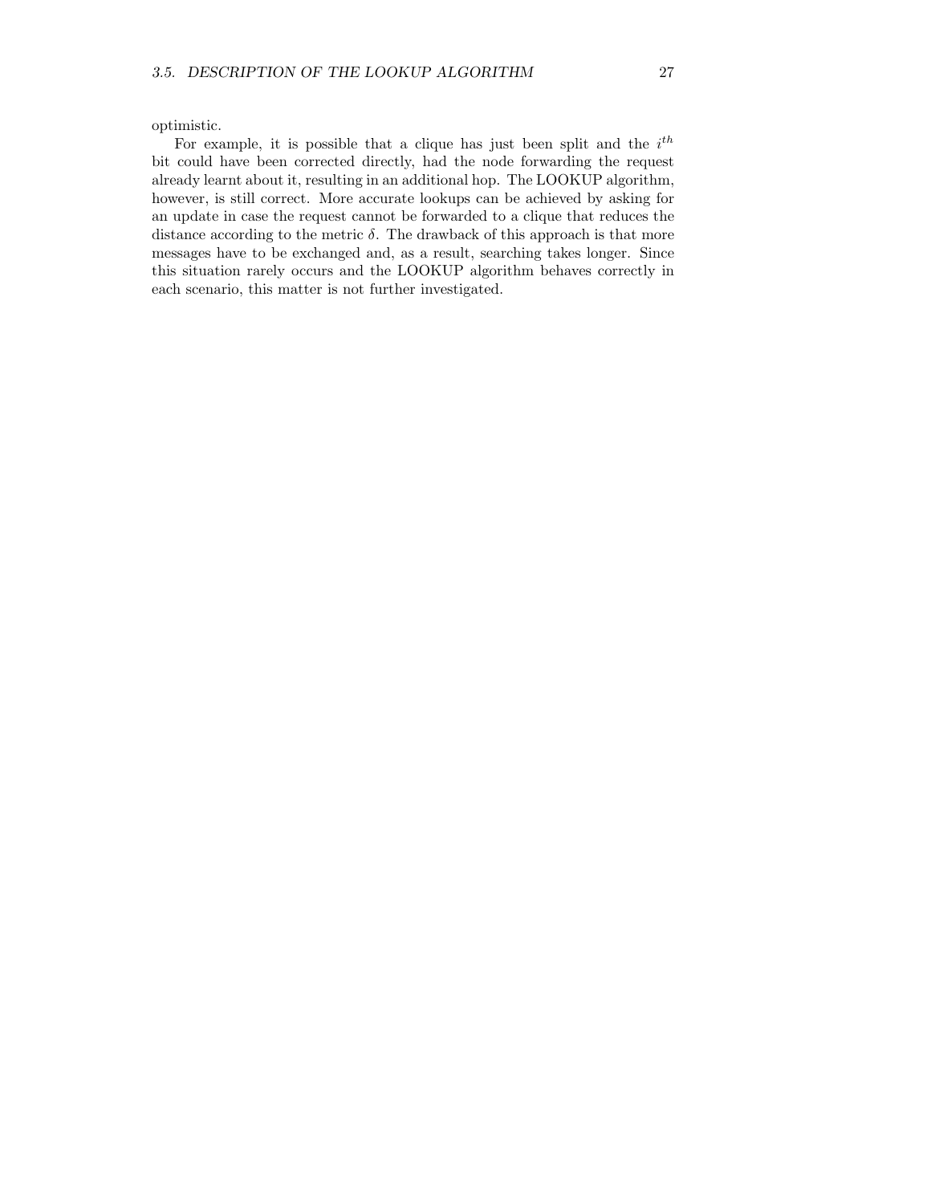optimistic.

For example, it is possible that a clique has just been split and the $i^{th}$ bit could have been corrected directly, had the node forwarding the request already learnt about it, resulting in an additional hop. The LOOKUP algorithm, however, is still correct. More accurate lookups can be achieved by asking for an update in case the request cannot be forwarded to a clique that reduces the distance according to the metric $\delta$. The drawback of this approach is that more messages have to be exchanged and, as a result, searching takes longer. Since this situation rarely occurs and the LOOKUP algorithm behaves correctly in each scenario, this matter is not further investigated.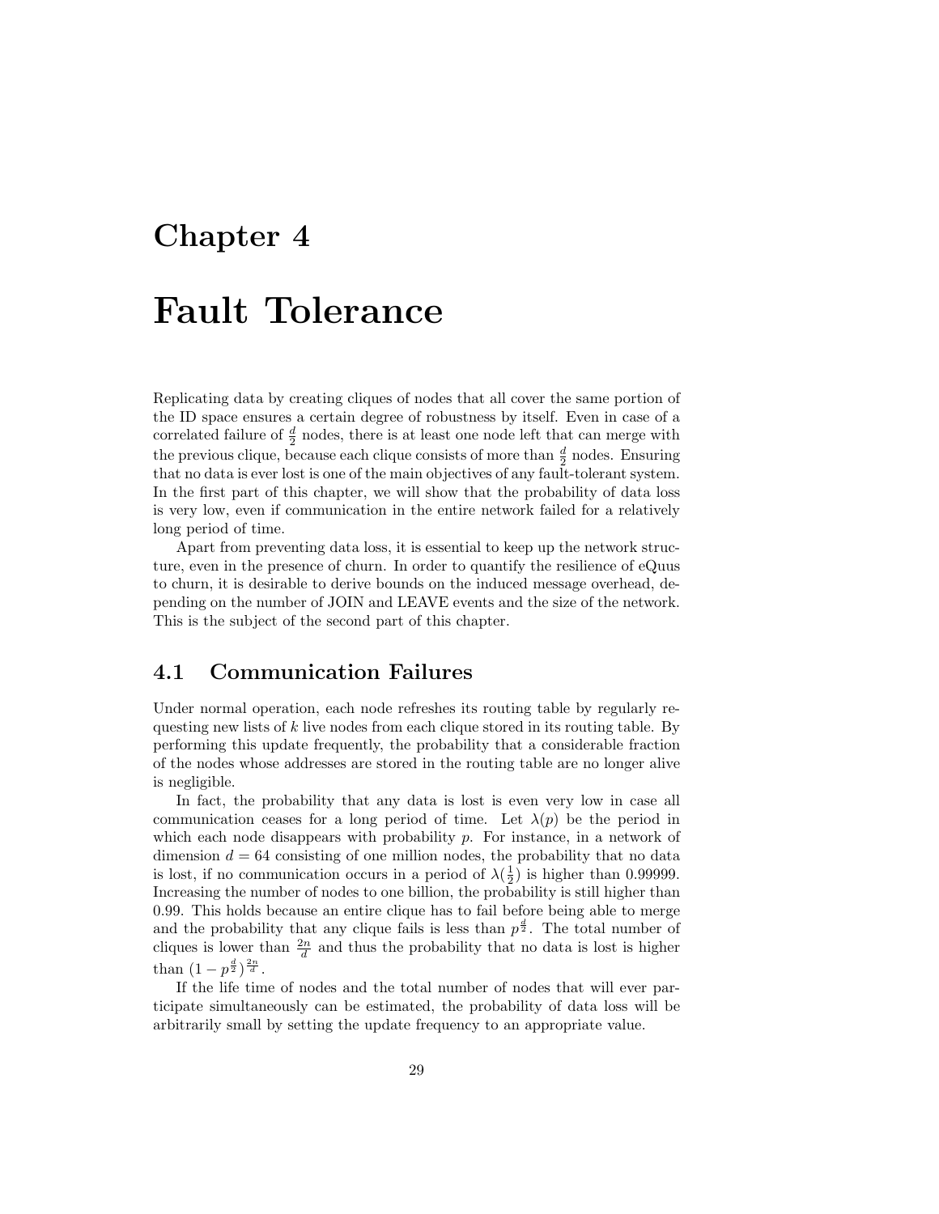# Chapter 4

# Fault Tolerance

Replicating data by creating cliques of nodes that all cover the same portion of the ID space ensures a certain degree of robustness by itself. Even in case of a correlated failure of $\frac{d}{2}$ nodes, there is at least one node left that can merge with the previous clique, because each clique consists of more than $\frac{d}{2}$ nodes. Ensuring that no data is ever lost is one of the main objectives of any fault-tolerant system. In the first part of this chapter, we will show that the probability of data loss is very low, even if communication in the entire network failed for a relatively long period of time.

Apart from preventing data loss, it is essential to keep up the network structure, even in the presence of churn. In order to quantify the resilience of eQuus to churn, it is desirable to derive bounds on the induced message overhead, depending on the number of JOIN and LEAVE events and the size of the network. This is the subject of the second part of this chapter.

## 4.1 Communication Failures

Under normal operation, each node refreshes its routing table by regularly requesting new lists of $k$ live nodes from each clique stored in its routing table. By performing this update frequently, the probability that a considerable fraction of the nodes whose addresses are stored in the routing table are no longer alive is negligible.

In fact, the probability that any data is lost is even very low in case all communication ceases for a long period of time. Let $\lambda(p)$ be the period in which each node disappears with probability $p$. For instance, in a network of dimension $d = 64$ consisting of one million nodes, the probability that no data is lost, if no communication occurs in a period of $\lambda(\frac{1}{2})$ is higher than 0.99999. Increasing the number of nodes to one billion, the probability is still higher than 0.99. This holds because an entire clique has to fail before being able to merge and the probability that any clique fails is less than $p^{\frac{d}{2}}$. The total number of cliques is lower than $\frac{2n}{d}$ and thus the probability that no data is lost is higher than $(1 - p^{\frac{d}{2}})^{\frac{2n}{d}}$.

If the life time of nodes and the total number of nodes that will ever participate simultaneously can be estimated, the probability of data loss will be arbitrarily small by setting the update frequency to an appropriate value.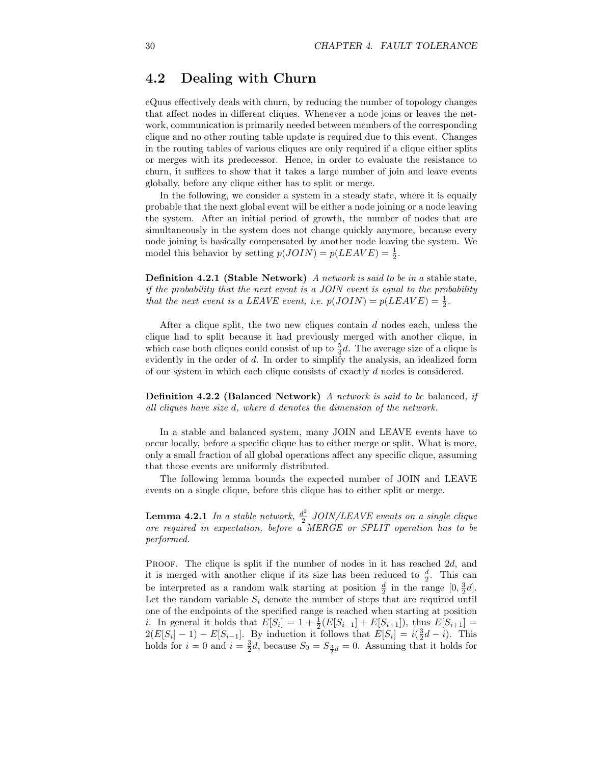## 4.2 Dealing with Churn

eQuus effectively deals with churn, by reducing the number of topology changes that affect nodes in different cliques. Whenever a node joins or leaves the network, communication is primarily needed between members of the corresponding clique and no other routing table update is required due to this event. Changes in the routing tables of various cliques are only required if a clique either splits or merges with its predecessor. Hence, in order to evaluate the resistance to churn, it suffices to show that it takes a large number of join and leave events globally, before any clique either has to split or merge.

In the following, we consider a system in a steady state, where it is equally probable that the next global event will be either a node joining or a node leaving the system. After an initial period of growth, the number of nodes that are simultaneously in the system does not change quickly anymore, because every node joining is basically compensated by another node leaving the system. We model this behavior by setting $p(JOIN) = p(LEAVE) = \frac{1}{2}$.

**Definition 4.2.1 (Stable Network)** *A network is said to be in a* stable state*, if the probability that the next event is a JOIN event is equal to the probability that the next event is a LEAVE event, i.e.* $p(JOIN) = p(LEAVE) = \frac{1}{2}$.

After a clique split, the two new cliques contain $d$ nodes each, unless the clique had to split because it had previously merged with another clique, in which case both cliques could consist of up to $\frac{5}{4}d$. The average size of a clique is evidently in the order of $d$. In order to simplify the analysis, an idealized form of our system in which each clique consists of exactly $d$ nodes is considered.

**Definition 4.2.2 (Balanced Network)** *A network is said to be* balanced*, if all cliques have size* $d$*, where* $d$ *denotes the dimension of the network.*

In a stable and balanced system, many JOIN and LEAVE events have to occur locally, before a specific clique has to either merge or split. What is more, only a small fraction of all global operations affect any specific clique, assuming that those events are uniformly distributed.

The following lemma bounds the expected number of JOIN and LEAVE events on a single clique, before this clique has to either split or merge.

**Lemma 4.2.1** *In a stable network,* $\frac{d^2}{2}$ *JOIN/LEAVE events on a single clique are required in expectation, before a MERGE or SPLIT operation has to be performed.*

Proof. The clique is split if the number of nodes in it has reached $2d$, and it is merged with another clique if its size has been reduced to $\frac{d}{2}$. This can be interpreted as a random walk starting at position $\frac{d}{2}$ in the range $[0, \frac{3}{2}d]$. Let the random variable $S_i$ denote the number of steps that are required until one of the endpoints of the specified range is reached when starting at position $i$. In general it holds that $E[S_i] = 1 + \frac{1}{2}(E[S_{i-1}] + E[S_{i+1}])$, thus $E[S_{i+1}] = 2(E[S_i] - 1) - E[S_{i-1}]$. By induction it follows that $E[S_i] = i(\frac{3}{2}d - i)$. This holds for $i = 0$ and $i = \frac{3}{2}d$, because $S_0 = S_{\frac{3}{2}d} = 0$. Assuming that it holds for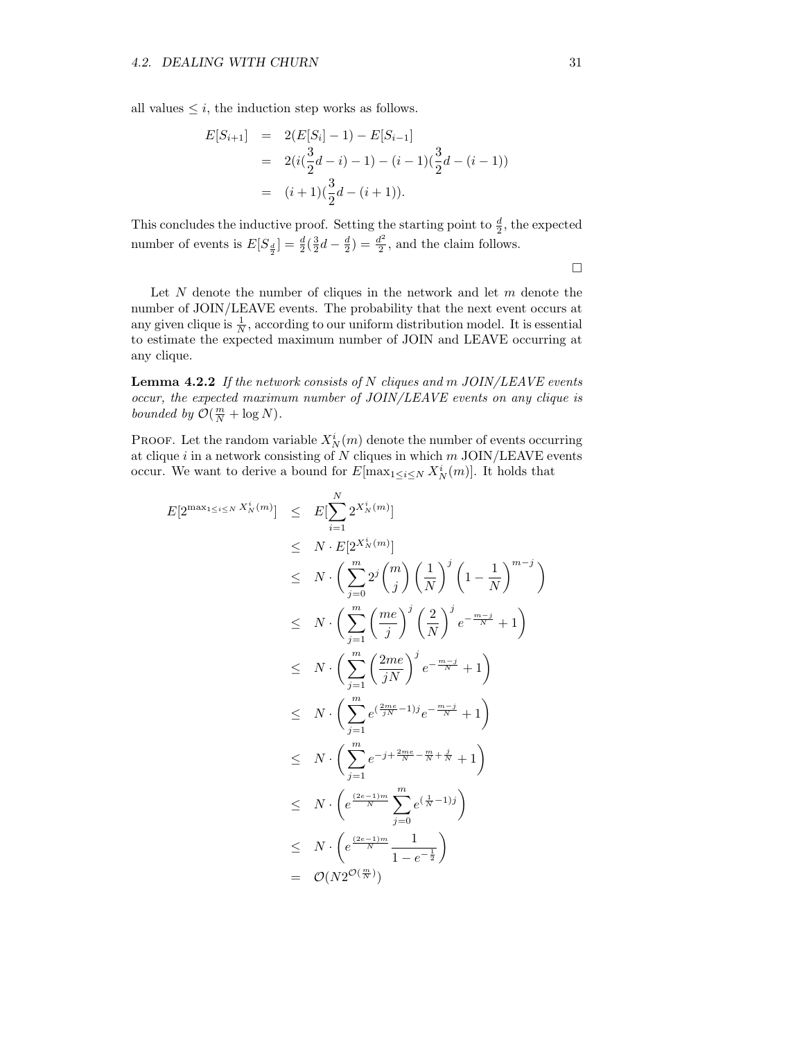all values $\leq i$, the induction step works as follows.

$$
\begin{aligned}
E[S_{i+1}] &= 2(E[S_i] - 1) - E[S_{i-1}] \\
&= 2(i(\frac{3}{2}d - i) - 1) - (i-1)(\frac{3}{2}d - (i-1)) \\
&= (i+1)(\frac{3}{2}d - (i+1)).
\end{aligned}
$$

This concludes the inductive proof. Setting the starting point to $\frac{d}{2}$, the expected number of events is $E[S_{\frac{d}{2}}] = \frac{d}{2}(\frac{3}{2}d - \frac{d}{2}) = \frac{d^2}{2}$, and the claim follows.

□

Let $N$ denote the number of cliques in the network and let $m$ denote the number of JOIN/LEAVE events. The probability that the next event occurs at any given clique is $\frac{1}{N}$, according to our uniform distribution model. It is essential to estimate the expected maximum number of JOIN and LEAVE occurring at any clique.

**Lemma 4.2.2** *If the network consists of $N$ cliques and $m$ JOIN/LEAVE events occur, the expected maximum number of JOIN/LEAVE events on any clique is bounded by $\mathcal{O}(\frac{m}{N} + \log N)$.*

Proof. Let the random variable $X_N^i(m)$ denote the number of events occurring at clique $i$ in a network consisting of $N$ cliques in which $m$ JOIN/LEAVE events occur. We want to derive a bound for $E[\max_{1 \leq i \leq N} X_N^i(m)]$. It holds that

$$
\begin{aligned}
E[2^{\max_{1 \leq i \leq N} X_N^i(m)}] &\leq E[\sum_{i=1}^{N} 2^{X_N^i(m)}] \\
&\leq N \cdot E[2^{X_N^i(m)}] \\
&\leq N \cdot \left( \sum_{j=0}^{m} 2^j \binom{m}{j} \left(\frac{1}{N}\right)^j \left(1 - \frac{1}{N}\right)^{m-j} \right) \\
&\leq N \cdot \left( \sum_{j=1}^{m} \left(\frac{me}{j}\right)^j \left(\frac{2}{N}\right)^j e^{-\frac{m-j}{N}} + 1 \right) \\
&\leq N \cdot \left( \sum_{j=1}^{m} \left(\frac{2me}{jN}\right)^j e^{-\frac{m-j}{N}} + 1 \right) \\
&\leq N \cdot \left( \sum_{j=1}^{m} e^{(\frac{2me}{jN} - 1)j} e^{-\frac{m-j}{N}} + 1 \right) \\
&\leq N \cdot \left( \sum_{j=1}^{m} e^{-j + \frac{2me}{N} - \frac{m}{N} + \frac{j}{N}} + 1 \right) \\
&\leq N \cdot \left( e^{\frac{(2e-1)m}{N}} \sum_{j=0}^{m} e^{(\frac{1}{N} - 1)j} \right) \\
&\leq N \cdot \left( e^{\frac{(2e-1)m}{N}} \frac{1}{1 - e^{-\frac{1}{2}}} \right) \\
&= \mathcal{O}(N 2^{\mathcal{O}(\frac{m}{N})})
\end{aligned}
$$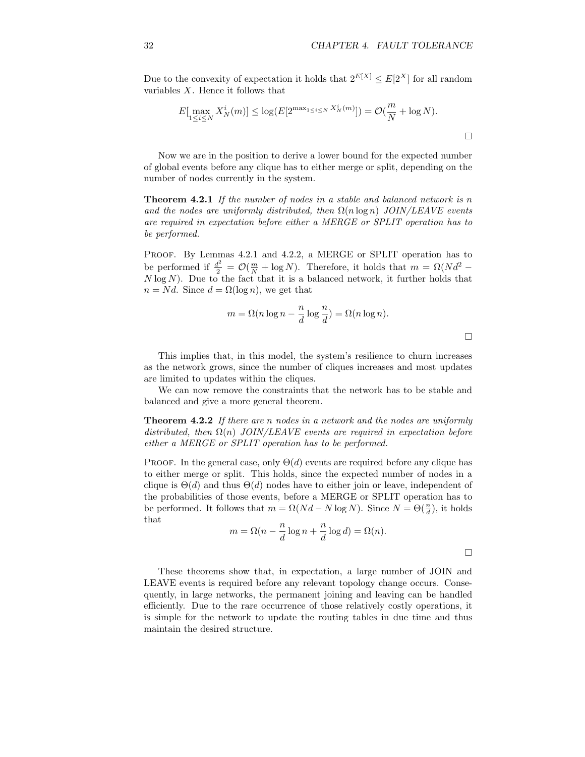Due to the convexity of expectation it holds that $2^{E[X]} \leq E[2^X]$ for all random variables $X$. Hence it follows that

$$E[\max_{1 \leq i \leq N} X_N^i(m)] \leq \log(E[2^{\max_{1 \leq i \leq N} X_N^i(m)}]) = \mathcal{O}(\frac{m}{N} + \log N).$$

□

Now we are in the position to derive a lower bound for the expected number of global events before any clique has to either merge or split, depending on the number of nodes currently in the system.

**Theorem 4.2.1** *If the number of nodes in a stable and balanced network is $n$ and the nodes are uniformly distributed, then $\Omega(n \log n)$ JOIN/LEAVE events are required in expectation before either a MERGE or SPLIT operation has to be performed.*

Proof. By Lemmas 4.2.1 and 4.2.2, a MERGE or SPLIT operation has to be performed if $\frac{d^2}{2} = \mathcal{O}(\frac{m}{N} + \log N)$. Therefore, it holds that $m = \Omega(Nd^2 - N \log N)$. Due to the fact that it is a balanced network, it further holds that $n = Nd$. Since $d = \Omega(\log n)$, we get that

$$m = \Omega(n \log n - \frac{n}{d} \log \frac{n}{d}) = \Omega(n \log n).$$

□

This implies that, in this model, the system's resilience to churn increases as the network grows, since the number of cliques increases and most updates are limited to updates within the cliques.

We can now remove the constraints that the network has to be stable and balanced and give a more general theorem.

**Theorem 4.2.2** *If there are $n$ nodes in a network and the nodes are uniformly distributed, then $\Omega(n)$ JOIN/LEAVE events are required in expectation before either a MERGE or SPLIT operation has to be performed.*

Proof. In the general case, only $\Theta(d)$ events are required before any clique has to either merge or split. This holds, since the expected number of nodes in a clique is $\Theta(d)$ and thus $\Theta(d)$ nodes have to either join or leave, independent of the probabilities of those events, before a MERGE or SPLIT operation has to be performed. It follows that $m = \Omega(Nd - N \log N)$. Since $N = \Theta(\frac{n}{d})$, it holds that

$$m = \Omega(n - \frac{n}{d} \log n + \frac{n}{d} \log d) = \Omega(n).$$

□

These theorems show that, in expectation, a large number of JOIN and LEAVE events is required before any relevant topology change occurs. Consequently, in large networks, the permanent joining and leaving can be handled efficiently. Due to the rare occurrence of those relatively costly operations, it is simple for the network to update the routing tables in due time and thus maintain the desired structure.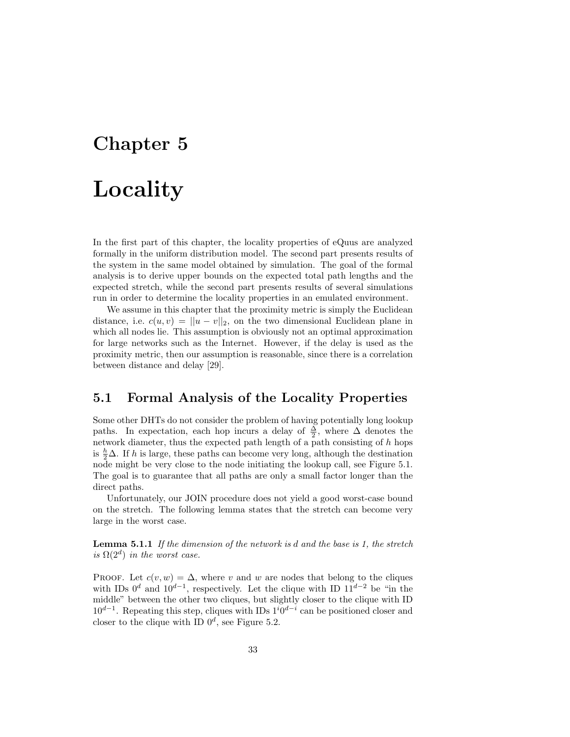# Chapter 5

# Locality

In the first part of this chapter, the locality properties of eQuus are analyzed formally in the uniform distribution model. The second part presents results of the system in the same model obtained by simulation. The goal of the formal analysis is to derive upper bounds on the expected total path lengths and the expected stretch, while the second part presents results of several simulations run in order to determine the locality properties in an emulated environment.

We assume in this chapter that the proximity metric is simply the Euclidean distance, i.e. $c(u, v) = ||u - v||_2$, on the two dimensional Euclidean plane in which all nodes lie. This assumption is obviously not an optimal approximation for large networks such as the Internet. However, if the delay is used as the proximity metric, then our assumption is reasonable, since there is a correlation between distance and delay [29].

## 5.1 Formal Analysis of the Locality Properties

Some other DHTs do not consider the problem of having potentially long lookup paths. In expectation, each hop incurs a delay of $\frac{\Delta}{2}$, where $\Delta$ denotes the network diameter, thus the expected path length of a path consisting of $h$ hops is $\frac{h}{2}\Delta$. If $h$ is large, these paths can become very long, although the destination node might be very close to the node initiating the lookup call, see Figure 5.1. The goal is to guarantee that all paths are only a small factor longer than the direct paths.

Unfortunately, our JOIN procedure does not yield a good worst-case bound on the stretch. The following lemma states that the stretch can become very large in the worst case.

**Lemma 5.1.1** *If the dimension of the network is $d$ and the base is 1, the stretch is $\Omega(2^d)$ in the worst case.*

PROOF. Let $c(v, w) = \Delta$, where $v$ and $w$ are nodes that belong to the cliques with IDs $0^d$ and $10^{d-1}$, respectively. Let the clique with ID $11^{d-2}$ be "in the middle" between the other two cliques, but slightly closer to the clique with ID $10^{d-1}$. Repeating this step, cliques with IDs $1^i0^{d-i}$ can be positioned closer and closer to the clique with ID $0^d$, see Figure 5.2.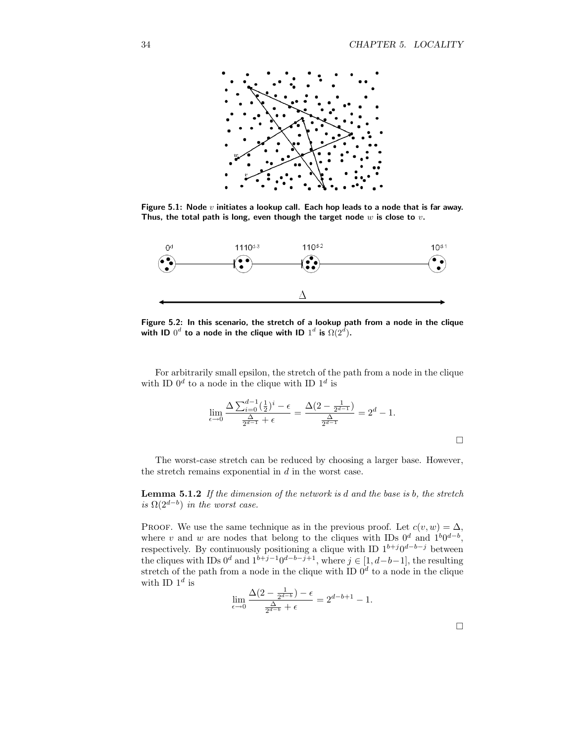Figure 5.1: Node $v$ initiates a lookup call. Each hop leads to a node that is far away. Thus, the total path is long, even though the target node $w$ is close to $v$.

Figure 5.2: In this scenario, the stretch of a lookup path from a node in the clique with ID $0^d$ to a node in the clique with ID $1^d$ is $\Omega(2^d)$.

For arbitrarily small epsilon, the stretch of the path from a node in the clique with ID $0^d$ to a node in the clique with ID $1^d$ is

$$\lim_{\epsilon \to 0} \frac{\Delta \sum_{i=0}^{d-1} (\frac{1}{2})^i - \epsilon}{\frac{\Delta}{2^{d-1}} + \epsilon} = \frac{\Delta(2 - \frac{1}{2^{d-1}})}{\frac{\Delta}{2^{d-1}}} = 2^d - 1.$$

□

The worst-case stretch can be reduced by choosing a larger base. However, the stretch remains exponential in $d$ in the worst case.

**Lemma 5.1.2** *If the dimension of the network is $d$ and the base is $b$, the stretch is $\Omega(2^{d-b})$ in the worst case.*

Proof. We use the same technique as in the previous proof. Let $c(v, w) = \Delta$, where $v$ and $w$ are nodes that belong to the cliques with IDs $0^d$ and $1^b 0^{d-b}$, respectively. By continuously positioning a clique with ID $1^{b+j} 0^{d-b-j}$ between the cliques with IDs $0^d$ and $1^{b+j-1} 0^{d-b-j+1}$, where $j \in [1, d-b-1]$, the resulting stretch of the path from a node in the clique with ID $0^d$ to a node in the clique with ID $1^d$ is

$$\lim_{\epsilon \to 0} \frac{\Delta(2 - \frac{1}{2^{d-b}}) - \epsilon}{\frac{\Delta}{2^{d-b}} + \epsilon} = 2^{d-b+1} - 1.$$

□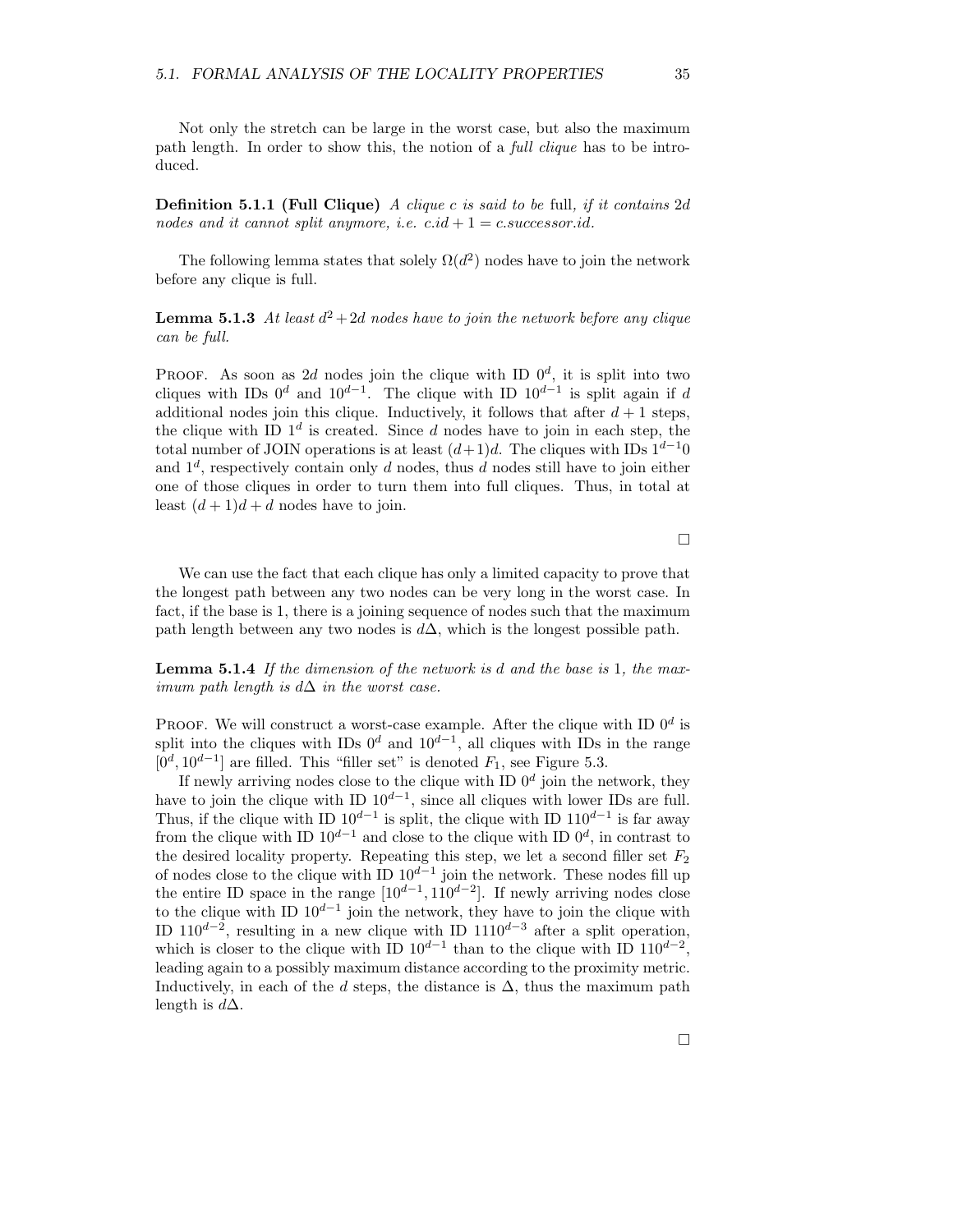Not only the stretch can be large in the worst case, but also the maximum path length. In order to show this, the notion of a *full clique* has to be introduced.

**Definition 5.1.1 (Full Clique)** *A clique c is said to be* full*, if it contains* $2d$ *nodes and it cannot split anymore, i.e.* $c.id + 1 = c.successor.id$.

The following lemma states that solely $\Omega(d^2)$ nodes have to join the network before any clique is full.

**Lemma 5.1.3** *At least* $d^2 + 2d$ *nodes have to join the network before any clique can be full.*

Proof. As soon as $2d$ nodes join the clique with ID $0^d$, it is split into two cliques with IDs $0^d$ and $10^{d-1}$. The clique with ID $10^{d-1}$ is split again if $d$ additional nodes join this clique. Inductively, it follows that after $d+1$ steps, the clique with ID $1^d$ is created. Since $d$ nodes have to join in each step, the total number of JOIN operations is at least $(d+1)d$. The cliques with IDs $1^{d-1}0$ and $1^d$, respectively contain only $d$ nodes, thus $d$ nodes still have to join either one of those cliques in order to turn them into full cliques. Thus, in total at least $(d+1)d + d$ nodes have to join.

□

We can use the fact that each clique has only a limited capacity to prove that the longest path between any two nodes can be very long in the worst case. In fact, if the base is 1, there is a joining sequence of nodes such that the maximum path length between any two nodes is $d\Delta$, which is the longest possible path.

**Lemma 5.1.4** *If the dimension of the network is* $d$ *and the base is* 1*, the maximum path length is* $d\Delta$ *in the worst case.*

Proof. We will construct a worst-case example. After the clique with ID $0^d$ is split into the cliques with IDs $0^d$ and $10^{d-1}$, all cliques with IDs in the range $[0^d, 10^{d-1}]$ are filled. This "filler set" is denoted $F_1$, see Figure 5.3.

If newly arriving nodes close to the clique with ID $0^d$ join the network, they have to join the clique with ID $10^{d-1}$, since all cliques with lower IDs are full. Thus, if the clique with ID $10^{d-1}$ is split, the clique with ID $110^{d-1}$ is far away from the clique with ID $10^{d-1}$ and close to the clique with ID $0^d$, in contrast to the desired locality property. Repeating this step, we let a second filler set $F_2$ of nodes close to the clique with ID $10^{d-1}$ join the network. These nodes fill up the entire ID space in the range $[10^{d-1}, 110^{d-2}]$. If newly arriving nodes close to the clique with ID $10^{d-1}$ join the network, they have to join the clique with ID $110^{d-2}$, resulting in a new clique with ID $1110^{d-3}$ after a split operation, which is closer to the clique with ID $10^{d-1}$ than to the clique with ID $110^{d-2}$, leading again to a possibly maximum distance according to the proximity metric. Inductively, in each of the $d$ steps, the distance is $\Delta$, thus the maximum path length is $d\Delta$.

□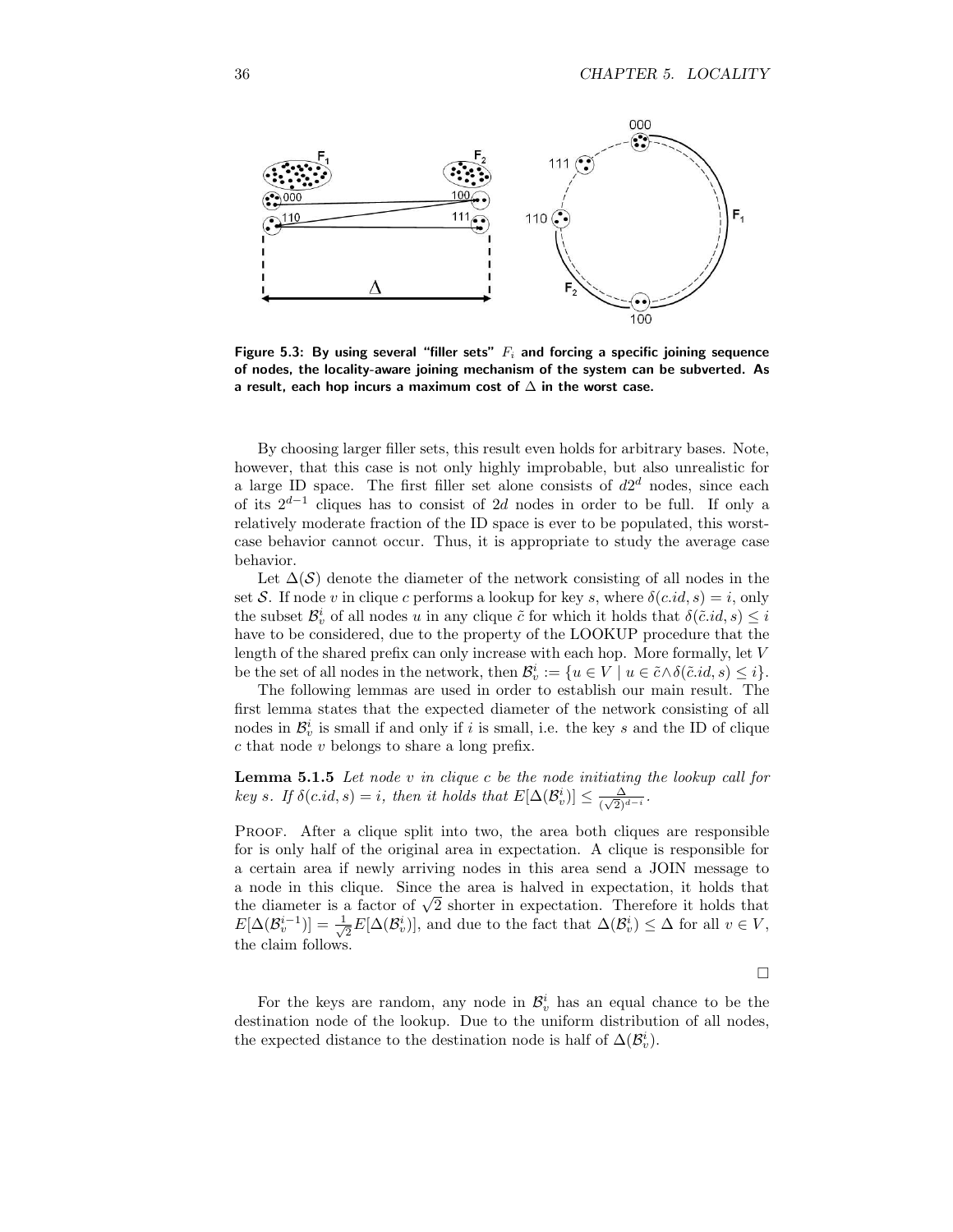**Figure 5.3: By using several "filler sets" $F_i$ and forcing a specific joining sequence of nodes, the locality-aware joining mechanism of the system can be subverted. As a result, each hop incurs a maximum cost of $\Delta$ in the worst case.**

By choosing larger filler sets, this result even holds for arbitrary bases. Note, however, that this case is not only highly improbable, but also unrealistic for a large ID space. The first filler set alone consists of $d2^d$ nodes, since each of its $2^{d-1}$ cliques has to consist of $2d$ nodes in order to be full. If only a relatively moderate fraction of the ID space is ever to be populated, this worst-case behavior cannot occur. Thus, it is appropriate to study the average case behavior.

Let $\Delta(\mathcal{S})$ denote the diameter of the network consisting of all nodes in the set $\mathcal{S}$. If node $v$ in clique $c$ performs a lookup for key $s$, where $\delta(c.id, s) = i$, only the subset $\mathcal{B}_v^i$ of all nodes $u$ in any clique $\tilde{c}$ for which it holds that $\delta(\tilde{c}.id, s) \leq i$ have to be considered, due to the property of the LOOKUP procedure that the length of the shared prefix can only increase with each hop. More formally, let $V$ be the set of all nodes in the network, then $\mathcal{B}_v^i := \{u \in V \mid u \in \tilde{c} \wedge \delta(\tilde{c}.id, s) \leq i\}$.

The following lemmas are used in order to establish our main result. The first lemma states that the expected diameter of the network consisting of all nodes in $\mathcal{B}_v^i$ is small if and only if $i$ is small, i.e. the key $s$ and the ID of clique $c$ that node $v$ belongs to share a long prefix.

**Lemma 5.1.5** *Let node $v$ in clique $c$ be the node initiating the lookup call for key $s$. If $\delta(c.id, s) = i$, then it holds that $E[\Delta(\mathcal{B}_v^i)] \leq \frac{\Delta}{(\sqrt{2})^{d-i}}$.*

PROOF. After a clique split into two, the area both cliques are responsible for is only half of the original area in expectation. A clique is responsible for a certain area if newly arriving nodes in this area send a JOIN message to a node in this clique. Since the area is halved in expectation, it holds that the diameter is a factor of $\sqrt{2}$ shorter in expectation. Therefore it holds that $E[\Delta(\mathcal{B}_v^{i-1})] = \frac{1}{\sqrt{2}} E[\Delta(\mathcal{B}_v^i)]$, and due to the fact that $\Delta(\mathcal{B}_v^i) \leq \Delta$ for all $v \in V$, the claim follows.

□

For the keys are random, any node in $\mathcal{B}_v^i$ has an equal chance to be the destination node of the lookup. Due to the uniform distribution of all nodes, the expected distance to the destination node is half of $\Delta(\mathcal{B}_v^i)$.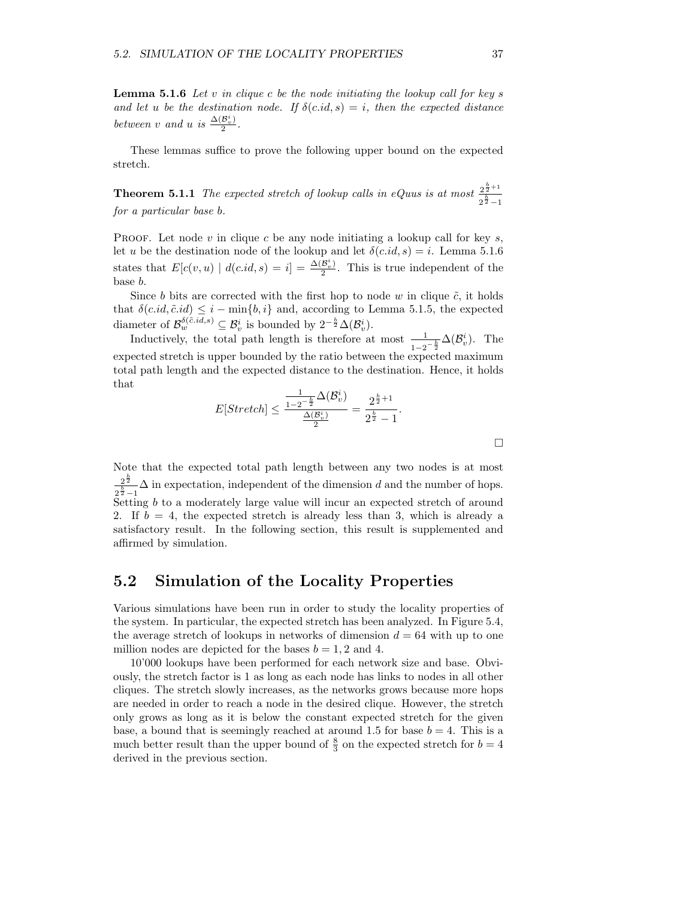**Lemma 5.1.6** *Let $v$ in clique $c$ be the node initiating the lookup call for key $s$ and let $u$ be the destination node. If $\delta(c.id, s) = i$, then the expected distance between $v$ and $u$ is $\frac{\Delta(\mathcal{B}_v^i)}{2}$.*

These lemmas suffice to prove the following upper bound on the expected stretch.

**Theorem 5.1.1** *The expected stretch of lookup calls in eQuus is at most $\frac{2^{\frac{b}{2}+1}}{2^{\frac{b}{2}}-1}$ for a particular base $b$.*

Proof. Let node $v$ in clique $c$ be any node initiating a lookup call for key $s$, let $u$ be the destination node of the lookup and let $\delta(c.id, s) = i$. Lemma 5.1.6 states that $E[c(v, u) \mid d(c.id, s) = i] = \frac{\Delta(\mathcal{B}_v^i)}{2}$. This is true independent of the base $b$.

Since $b$ bits are corrected with the first hop to node $w$ in clique $\tilde{c}$, it holds that $\delta(c.id, \tilde{c}.id) \leq i - \min\{b, i\}$ and, according to Lemma 5.1.5, the expected diameter of $\mathcal{B}_w^{\delta(\tilde{c}.id,s)} \subseteq \mathcal{B}_v^i$ is bounded by $2^{-\frac{b}{2}}\Delta(\mathcal{B}_v^i)$.

Inductively, the total path length is therefore at most $\frac{1}{1-2^{-\frac{b}{2}}}\Delta(\mathcal{B}_v^i)$. The expected stretch is upper bounded by the ratio between the expected maximum total path length and the expected distance to the destination. Hence, it holds that

$$E[Stretch] \leq \frac{\frac{1}{1-2^{-\frac{b}{2}}}\Delta(\mathcal{B}_v^i)}{\frac{\Delta(\mathcal{B}_v^i)}{2}} = \frac{2^{\frac{b}{2}+1}}{2^{\frac{b}{2}}-1}.$$

□

Note that the expected total path length between any two nodes is at most $\frac{2^{\frac{b}{2}}}{2^{\frac{b}{2}}-1}\Delta$ in expectation, independent of the dimension $d$ and the number of hops. Setting $b$ to a moderately large value will incur an expected stretch of around 2. If $b = 4$, the expected stretch is already less than 3, which is already a satisfactory result. In the following section, this result is supplemented and affirmed by simulation.

## 5.2 Simulation of the Locality Properties

Various simulations have been run in order to study the locality properties of the system. In particular, the expected stretch has been analyzed. In Figure 5.4, the average stretch of lookups in networks of dimension $d = 64$ with up to one million nodes are depicted for the bases $b = 1, 2$ and 4.

10'000 lookups have been performed for each network size and base. Obviously, the stretch factor is 1 as long as each node has links to nodes in all other cliques. The stretch slowly increases, as the networks grows because more hops are needed in order to reach a node in the desired clique. However, the stretch only grows as long as it is below the constant expected stretch for the given base, a bound that is seemingly reached at around 1.5 for base $b = 4$. This is a much better result than the upper bound of $\frac{8}{3}$ on the expected stretch for $b = 4$ derived in the previous section.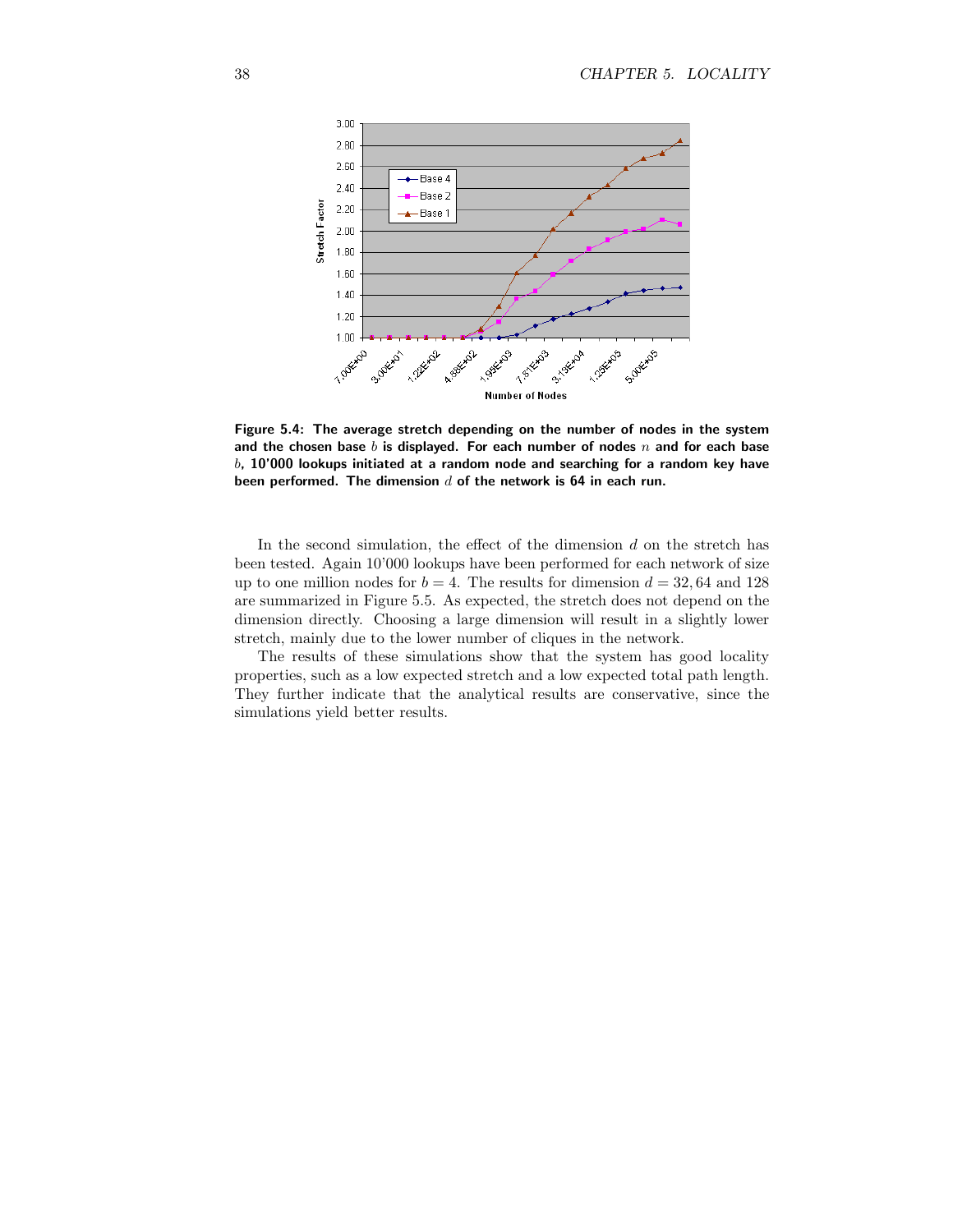**Figure 5.4: The average stretch depending on the number of nodes in the system and the chosen base $b$ is displayed. For each number of nodes $n$ and for each base $b$, 10'000 lookups initiated at a random node and searching for a random key have been performed. The dimension $d$ of the network is 64 in each run.**

In the second simulation, the effect of the dimension $d$ on the stretch has been tested. Again 10'000 lookups have been performed for each network of size up to one million nodes for $b = 4$. The results for dimension $d = 32, 64$ and 128 are summarized in Figure 5.5. As expected, the stretch does not depend on the dimension directly. Choosing a large dimension will result in a slightly lower stretch, mainly due to the lower number of cliques in the network.

The results of these simulations show that the system has good locality properties, such as a low expected stretch and a low expected total path length. They further indicate that the analytical results are conservative, since the simulations yield better results.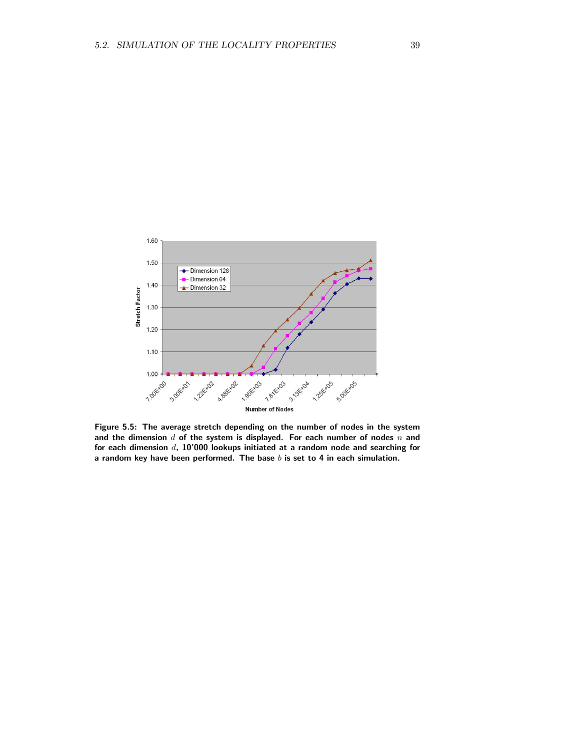Figure 5.5: The average stretch depending on the number of nodes in the system and the dimension $d$ of the system is displayed. For each number of nodes $n$ and for each dimension $d$, 10'000 lookups initiated at a random node and searching for a random key have been performed. The base $b$ is set to 4 in each simulation.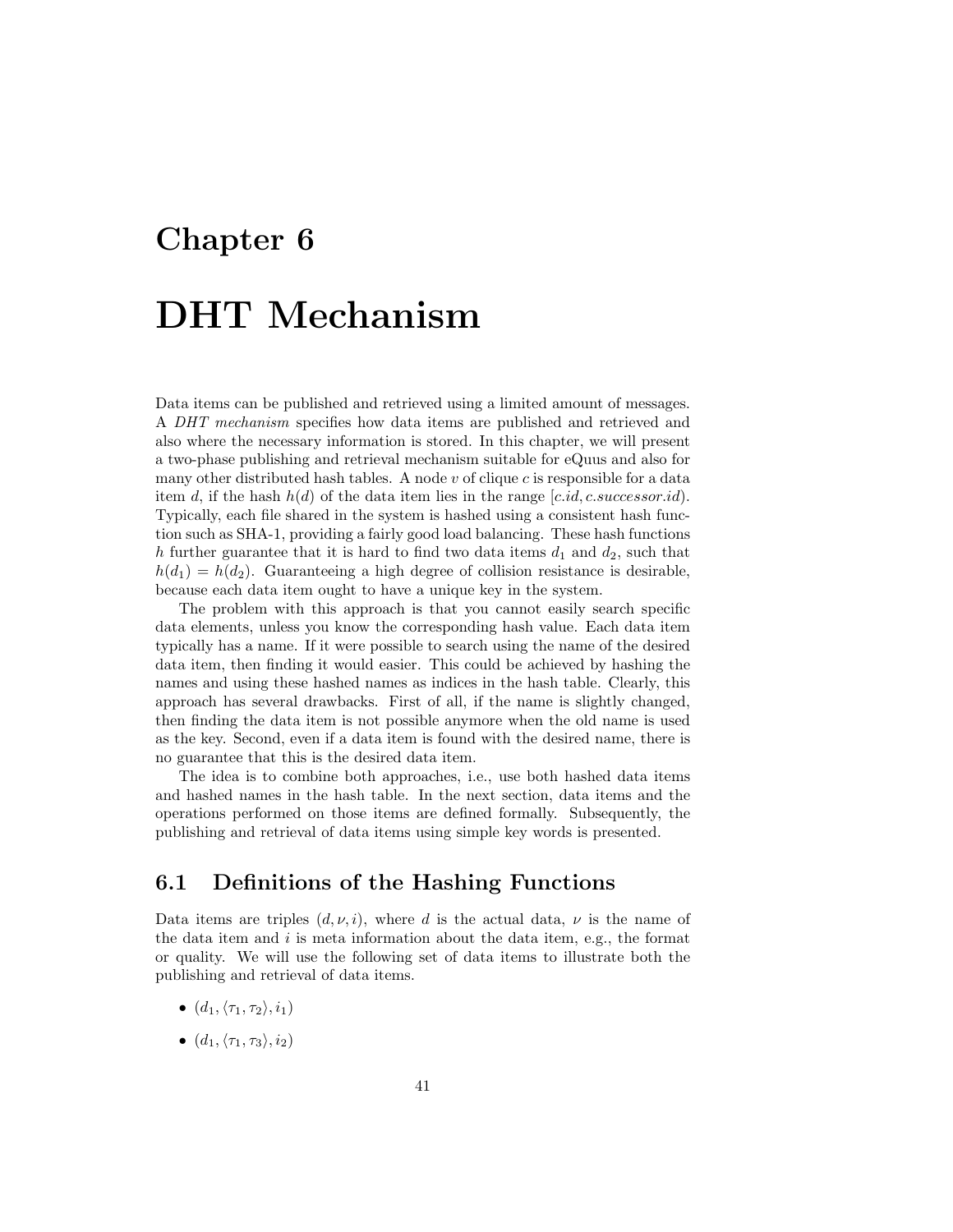# Chapter 6

# DHT Mechanism

Data items can be published and retrieved using a limited amount of messages. A *DHT mechanism* specifies how data items are published and retrieved and also where the necessary information is stored. In this chapter, we will present a two-phase publishing and retrieval mechanism suitable for eQuus and also for many other distributed hash tables. A node $v$ of clique $c$ is responsible for a data item $d$, if the hash $h(d)$ of the data item lies in the range $[c.id, c.successor.id)$. Typically, each file shared in the system is hashed using a consistent hash function such as SHA-1, providing a fairly good load balancing. These hash functions $h$ further guarantee that it is hard to find two data items $d_1$ and $d_2$, such that $h(d_1) = h(d_2)$. Guaranteeing a high degree of collision resistance is desirable, because each data item ought to have a unique key in the system.

The problem with this approach is that you cannot easily search specific data elements, unless you know the corresponding hash value. Each data item typically has a name. If it were possible to search using the name of the desired data item, then finding it would easier. This could be achieved by hashing the names and using these hashed names as indices in the hash table. Clearly, this approach has several drawbacks. First of all, if the name is slightly changed, then finding the data item is not possible anymore when the old name is used as the key. Second, even if a data item is found with the desired name, there is no guarantee that this is the desired data item.

The idea is to combine both approaches, i.e., use both hashed data items and hashed names in the hash table. In the next section, data items and the operations performed on those items are defined formally. Subsequently, the publishing and retrieval of data items using simple key words is presented.

## 6.1 Definitions of the Hashing Functions

Data items are triples $(d, \nu, i)$, where $d$ is the actual data, $\nu$ is the name of the data item and $i$ is meta information about the data item, e.g., the format or quality. We will use the following set of data items to illustrate both the publishing and retrieval of data items.

- $(d_1, \langle\tau_1, \tau_2\rangle, i_1)$
- $(d_1, \langle\tau_1, \tau_3\rangle, i_2)$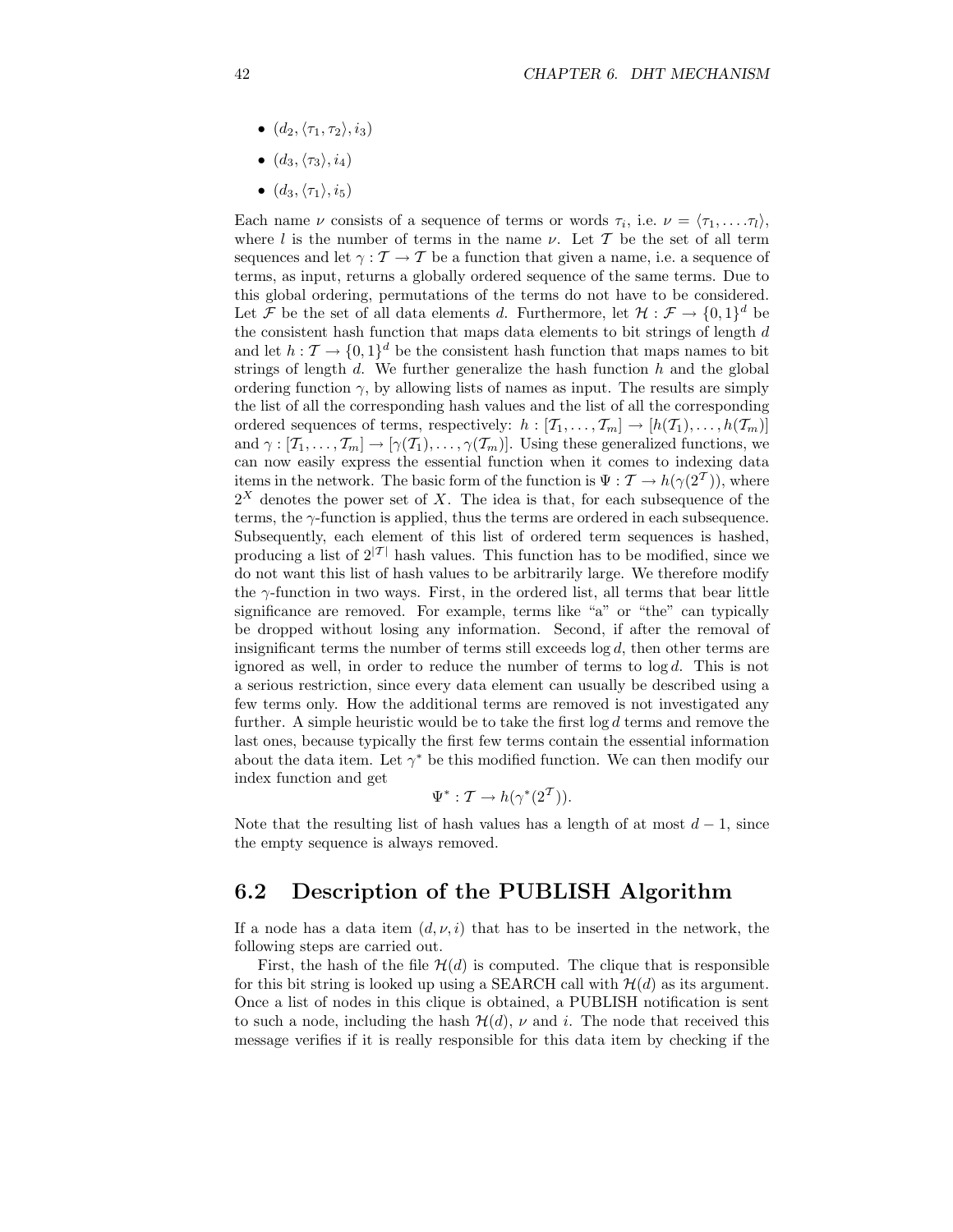- $(d_2, \langle\tau_1, \tau_2\rangle, i_3)$
- $(d_3, \langle\tau_3\rangle, i_4)$
- $(d_3, \langle\tau_1\rangle, i_5)$

Each name $\nu$ consists of a sequence of terms or words $\tau_i$, i.e. $\nu = \langle\tau_1, \ldots \tau_l\rangle$, where $l$ is the number of terms in the name $\nu$. Let $\mathcal{T}$ be the set of all term sequences and let $\gamma : \mathcal{T} \to \mathcal{T}$ be a function that given a name, i.e. a sequence of terms, as input, returns a globally ordered sequence of the same terms. Due to this global ordering, permutations of the terms do not have to be considered. Let $\mathcal{F}$ be the set of all data elements $d$. Furthermore, let $\mathcal{H} : \mathcal{F} \to \{0,1\}^d$ be the consistent hash function that maps data elements to bit strings of length $d$ and let $h : \mathcal{T} \to \{0,1\}^d$ be the consistent hash function that maps names to bit strings of length $d$. We further generalize the hash function $h$ and the global ordering function $\gamma$, by allowing lists of names as input. The results are simply the list of all the corresponding hash values and the list of all the corresponding ordered sequences of terms, respectively: $h : [\mathcal{T}_1, \ldots, \mathcal{T}_m] \to [h(\mathcal{T}_1), \ldots, h(\mathcal{T}_m)]$ and $\gamma : [\mathcal{T}_1, \ldots, \mathcal{T}_m] \to [\gamma(\mathcal{T}_1), \ldots, \gamma(\mathcal{T}_m)]$. Using these generalized functions, we can now easily express the essential function when it comes to indexing data items in the network. The basic form of the function is $\Psi : \mathcal{T} \to h(\gamma(2^{\mathcal{T}}))$, where $2^X$ denotes the power set of $X$. The idea is that, for each subsequence of the terms, the $\gamma$-function is applied, thus the terms are ordered in each subsequence. Subsequently, each element of this list of ordered term sequences is hashed, producing a list of $2^{|\mathcal{T}|}$ hash values. This function has to be modified, since we do not want this list of hash values to be arbitrarily large. We therefore modify the $\gamma$-function in two ways. First, in the ordered list, all terms that bear little significance are removed. For example, terms like "a" or "the" can typically be dropped without losing any information. Second, if after the removal of insignificant terms the number of terms still exceeds $\log d$, then other terms are ignored as well, in order to reduce the number of terms to $\log d$. This is not a serious restriction, since every data element can usually be described using a few terms only. How the additional terms are removed is not investigated any further. A simple heuristic would be to take the first $\log d$ terms and remove the last ones, because typically the first few terms contain the essential information about the data item. Let $\gamma^*$ be this modified function. We can then modify our index function and get

$$\Psi^* : \mathcal{T} \to h(\gamma^*(2^{\mathcal{T}})).$$

Note that the resulting list of hash values has a length of at most $d - 1$, since the empty sequence is always removed.

## 6.2 Description of the PUBLISH Algorithm

If a node has a data item $(d, \nu, i)$ that has to be inserted in the network, the following steps are carried out.

First, the hash of the file $\mathcal{H}(d)$ is computed. The clique that is responsible for this bit string is looked up using a SEARCH call with $\mathcal{H}(d)$ as its argument. Once a list of nodes in this clique is obtained, a PUBLISH notification is sent to such a node, including the hash $\mathcal{H}(d)$, $\nu$ and $i$. The node that received this message verifies if it is really responsible for this data item by checking if the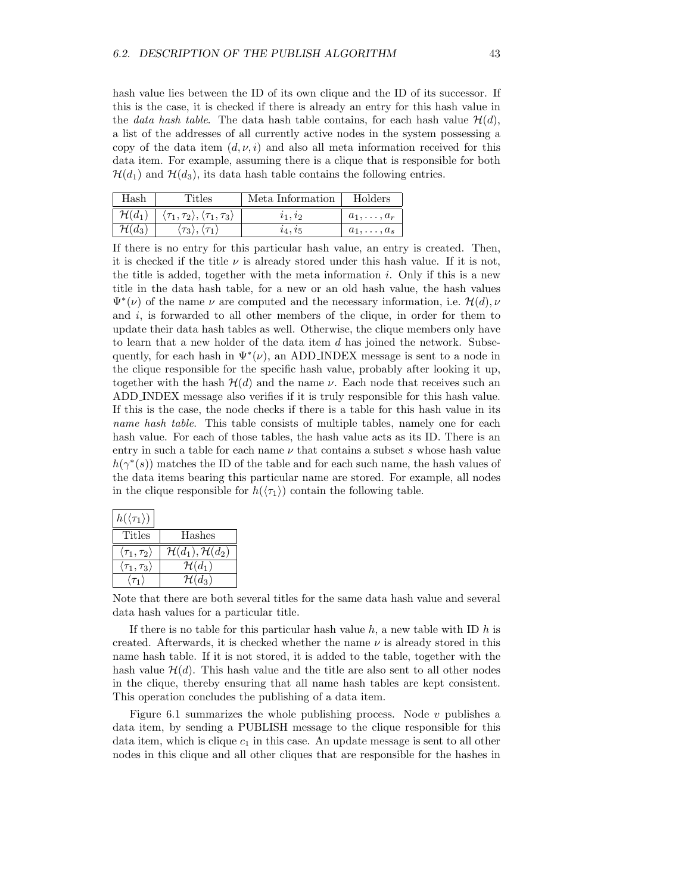hash value lies between the ID of its own clique and the ID of its successor. If this is the case, it is checked if there is already an entry for this hash value in the *data hash table*. The data hash table contains, for each hash value $\mathcal{H}(d)$, a list of the addresses of all currently active nodes in the system possessing a copy of the data item $(d, \nu, i)$ and also all meta information received for this data item. For example, assuming there is a clique that is responsible for both $\mathcal{H}(d_1)$ and $\mathcal{H}(d_3)$, its data hash table contains the following entries.

| Hash | Titles | Meta Information | Holders |
|---|---|---|---|
| $\mathcal{H}(d_1)$ | $\langle\tau_1, \tau_2\rangle, \langle\tau_1, \tau_3\rangle$ | $i_1, i_2$ | $a_1, \ldots, a_r$ |
| $\mathcal{H}(d_3)$ | $\langle\tau_3\rangle, \langle\tau_1\rangle$ | $i_4, i_5$ | $a_1, \ldots, a_s$ |

If there is no entry for this particular hash value, an entry is created. Then, it is checked if the title $\nu$ is already stored under this hash value. If it is not, the title is added, together with the meta information $i$. Only if this is a new title in the data hash table, for a new or an old hash value, the hash values $\Psi^*(\nu)$ of the name $\nu$ are computed and the necessary information, i.e. $\mathcal{H}(d), \nu$ and $i$, is forwarded to all other members of the clique, in order for them to update their data hash tables as well. Otherwise, the clique members only have to learn that a new holder of the data item $d$ has joined the network. Subsequently, for each hash in $\Psi^*(\nu)$, an ADD_INDEX message is sent to a node in the clique responsible for the specific hash value, probably after looking it up, together with the hash $\mathcal{H}(d)$ and the name $\nu$. Each node that receives such an ADD_INDEX message also verifies if it is truly responsible for this hash value. If this is the case, the node checks if there is a table for this hash value in its *name hash table*. This table consists of multiple tables, namely one for each hash value. For each of those tables, the hash value acts as its ID. There is an entry in such a table for each name $\nu$ that contains a subset $s$ whose hash value $h(\gamma^*(s))$ matches the ID of the table and for each such name, the hash values of the data items bearing this particular name are stored. For example, all nodes in the clique responsible for $h(\langle\tau_1\rangle)$ contain the following table.

| $h(\langle\tau_1\rangle)$ | |
|---|---|
| **Titles** | **Hashes** |
| $\langle\tau_1, \tau_2\rangle$ | $\mathcal{H}(d_1), \mathcal{H}(d_2)$ |
| $\langle\tau_1, \tau_3\rangle$ | $\mathcal{H}(d_1)$ |
| $\langle\tau_1\rangle$ | $\mathcal{H}(d_3)$ |

Note that there are both several titles for the same data hash value and several data hash values for a particular title.

If there is no table for this particular hash value $h$, a new table with ID $h$ is created. Afterwards, it is checked whether the name $\nu$ is already stored in this name hash table. If it is not stored, it is added to the table, together with the hash value $\mathcal{H}(d)$. This hash value and the title are also sent to all other nodes in the clique, thereby ensuring that all name hash tables are kept consistent. This operation concludes the publishing of a data item.

Figure 6.1 summarizes the whole publishing process. Node $v$ publishes a data item, by sending a PUBLISH message to the clique responsible for this data item, which is clique $c_1$ in this case. An update message is sent to all other nodes in this clique and all other cliques that are responsible for the hashes in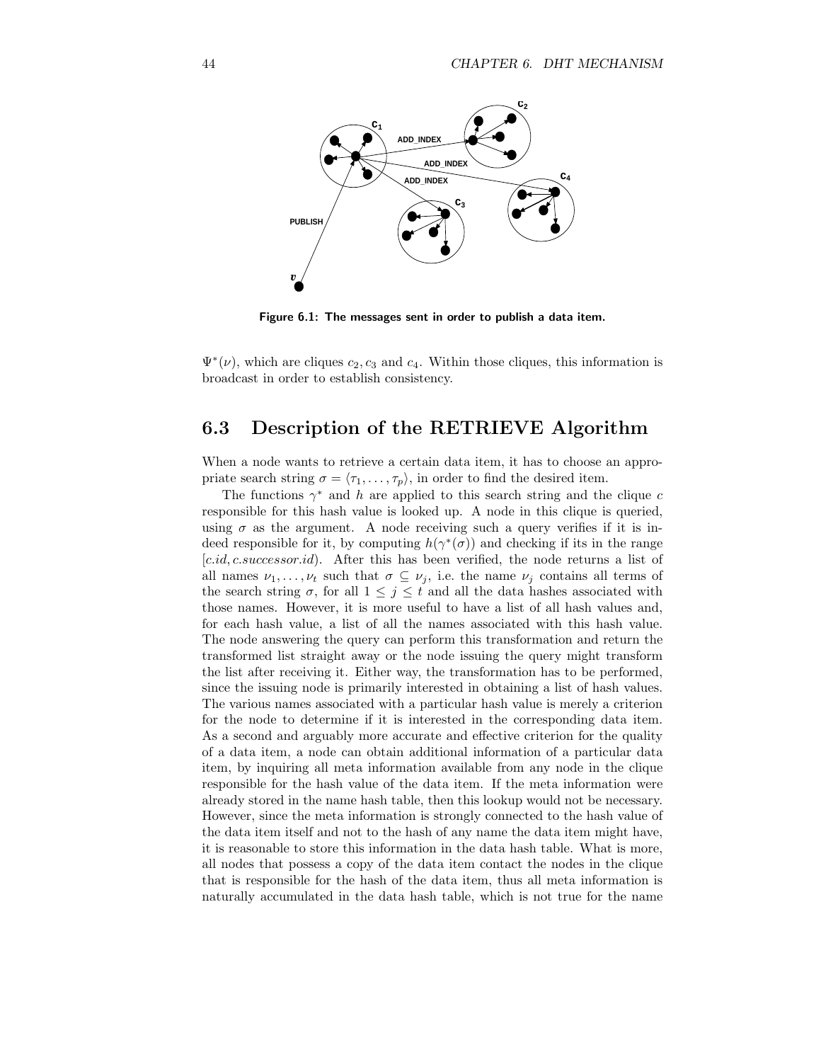Figure 6.1: The messages sent in order to publish a data item.

$\Psi^*(\nu)$, which are cliques $c_2, c_3$ and $c_4$. Within those cliques, this information is broadcast in order to establish consistency.

## 6.3 Description of the RETRIEVE Algorithm

When a node wants to retrieve a certain data item, it has to choose an appropriate search string $\sigma = \langle \tau_1, \ldots, \tau_p \rangle$, in order to find the desired item.

The functions $\gamma^*$ and $h$ are applied to this search string and the clique $c$ responsible for this hash value is looked up. A node in this clique is queried, using $\sigma$ as the argument. A node receiving such a query verifies if it is indeed responsible for it, by computing $h(\gamma^*(\sigma))$ and checking if its in the range $[c.id, c.successor.id)$. After this has been verified, the node returns a list of all names $\nu_1, \ldots, \nu_t$ such that $\sigma \subseteq \nu_j$, i.e. the name $\nu_j$ contains all terms of the search string $\sigma$, for all $1 \leq j \leq t$ and all the data hashes associated with those names. However, it is more useful to have a list of all hash values and, for each hash value, a list of all the names associated with this hash value. The node answering the query can perform this transformation and return the transformed list straight away or the node issuing the query might transform the list after receiving it. Either way, the transformation has to be performed, since the issuing node is primarily interested in obtaining a list of hash values. The various names associated with a particular hash value is merely a criterion for the node to determine if it is interested in the corresponding data item. As a second and arguably more accurate and effective criterion for the quality of a data item, a node can obtain additional information of a particular data item, by inquiring all meta information available from any node in the clique responsible for the hash value of the data item. If the meta information were already stored in the name hash table, then this lookup would not be necessary. However, since the meta information is strongly connected to the hash value of the data item itself and not to the hash of any name the data item might have, it is reasonable to store this information in the data hash table. What is more, all nodes that possess a copy of the data item contact the nodes in the clique that is responsible for the hash of the data item, thus all meta information is naturally accumulated in the data hash table, which is not true for the name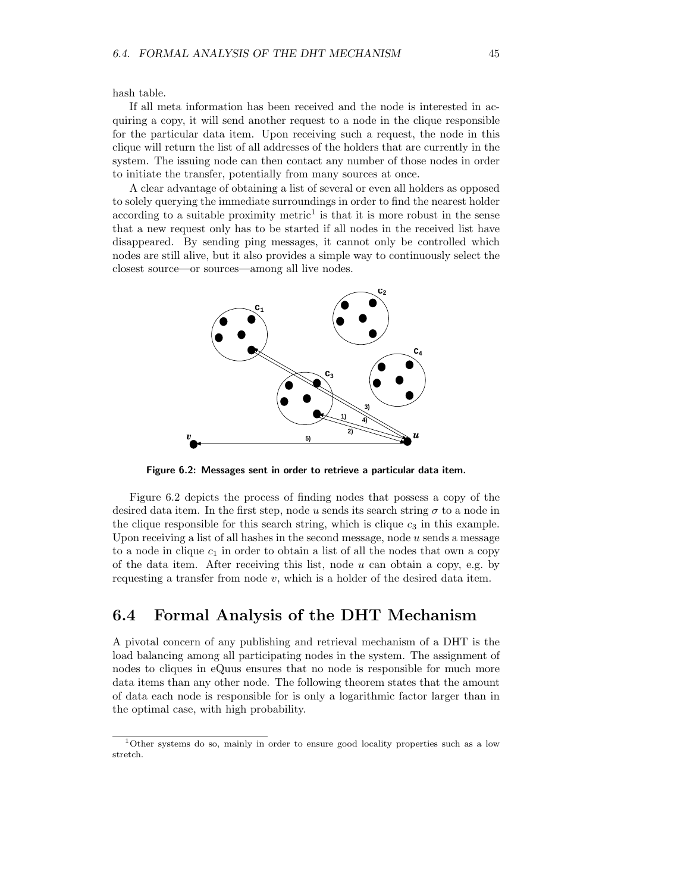hash table.

If all meta information has been received and the node is interested in acquiring a copy, it will send another request to a node in the clique responsible for the particular data item. Upon receiving such a request, the node in this clique will return the list of all addresses of the holders that are currently in the system. The issuing node can then contact any number of those nodes in order to initiate the transfer, potentially from many sources at once.

A clear advantage of obtaining a list of several or even all holders as opposed to solely querying the immediate surroundings in order to find the nearest holder according to a suitable proximity metric[1] is that it is more robust in the sense that a new request only has to be started if all nodes in the received list have disappeared. By sending ping messages, it cannot only be controlled which nodes are still alive, but it also provides a simple way to continuously select the closest source—or sources—among all live nodes.

**Figure 6.2: Messages sent in order to retrieve a particular data item.**

Figure 6.2 depicts the process of finding nodes that possess a copy of the desired data item. In the first step, node $u$ sends its search string $\sigma$ to a node in the clique responsible for this search string, which is clique $c_3$ in this example. Upon receiving a list of all hashes in the second message, node $u$ sends a message to a node in clique $c_1$ in order to obtain a list of all the nodes that own a copy of the data item. After receiving this list, node $u$ can obtain a copy, e.g. by requesting a transfer from node $v$, which is a holder of the desired data item.

## 6.4 Formal Analysis of the DHT Mechanism

A pivotal concern of any publishing and retrieval mechanism of a DHT is the load balancing among all participating nodes in the system. The assignment of nodes to cliques in eQuus ensures that no node is responsible for much more data items than any other node. The following theorem states that the amount of data each node is responsible for is only a logarithmic factor larger than in the optimal case, with high probability.

[1] Other systems do so, mainly in order to ensure good locality properties such as a low stretch.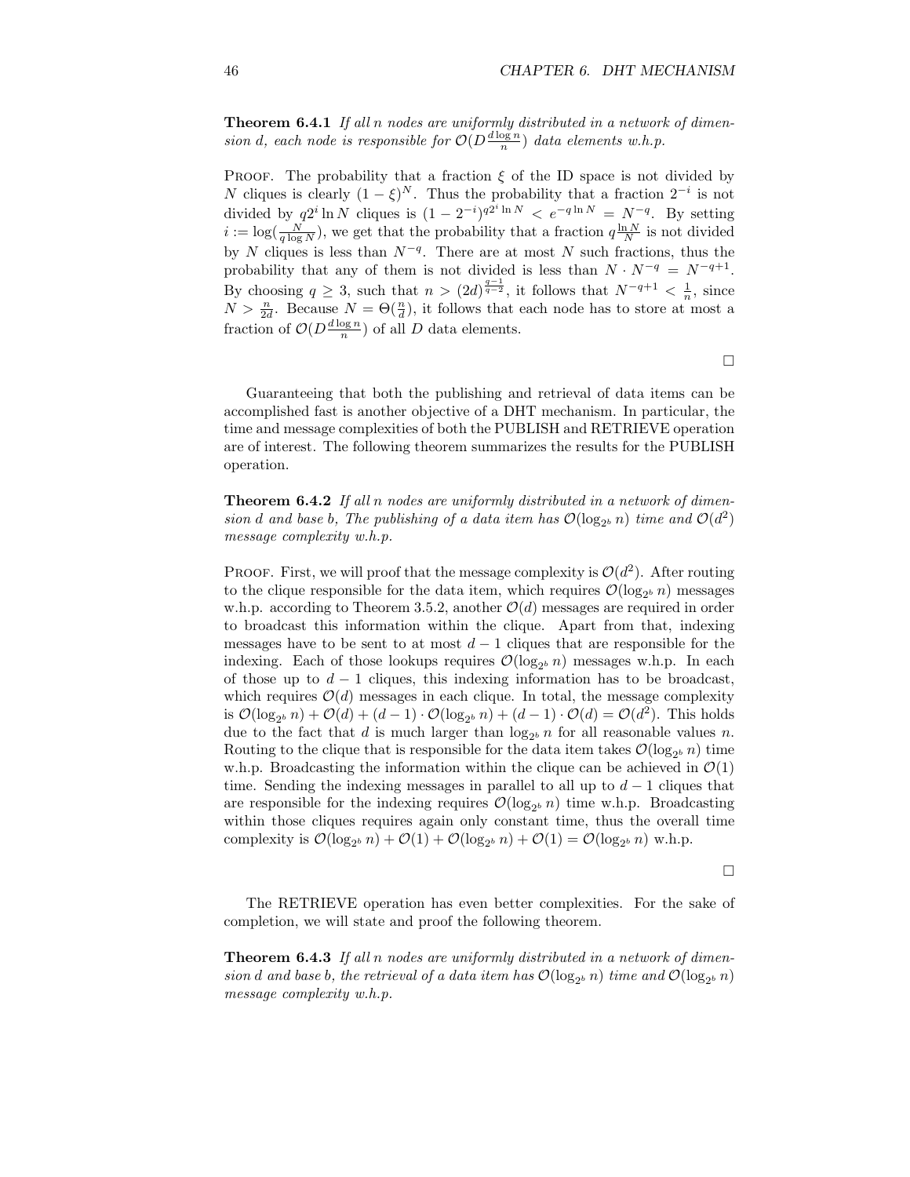**Theorem 6.4.1** *If all n nodes are uniformly distributed in a network of dimension d, each node is responsible for $\mathcal{O}(D\frac{d \log n}{n})$ data elements w.h.p.*

Proof. The probability that a fraction $\xi$ of the ID space is not divided by $N$ cliques is clearly $(1-\xi)^N$. Thus the probability that a fraction $2^{-i}$ is not divided by $q2^i \ln N$ cliques is $(1-2^{-i})^{q2^i \ln N} < e^{-q \ln N} = N^{-q}$. By setting $i := \log(\frac{N}{q \log N})$, we get that the probability that a fraction $q\frac{\ln N}{N}$ is not divided by $N$ cliques is less than $N^{-q}$. There are at most $N$ such fractions, thus the probability that any of them is not divided is less than $N \cdot N^{-q} = N^{-q+1}$. By choosing $q \geq 3$, such that $n > (2d)^{\frac{q-1}{q-2}}$, it follows that $N^{-q+1} < \frac{1}{n}$, since $N > \frac{n}{2d}$. Because $N = \Theta(\frac{n}{d})$, it follows that each node has to store at most a fraction of $\mathcal{O}(D\frac{d \log n}{n})$ of all $D$ data elements.

□

Guaranteeing that both the publishing and retrieval of data items can be accomplished fast is another objective of a DHT mechanism. In particular, the time and message complexities of both the PUBLISH and RETRIEVE operation are of interest. The following theorem summarizes the results for the PUBLISH operation.

**Theorem 6.4.2** *If all n nodes are uniformly distributed in a network of dimension d and base b, The publishing of a data item has $\mathcal{O}(\log_{2^b} n)$ time and $\mathcal{O}(d^2)$ message complexity w.h.p.*

Proof. First, we will proof that the message complexity is $\mathcal{O}(d^2)$. After routing to the clique responsible for the data item, which requires $\mathcal{O}(\log_{2^b} n)$ messages w.h.p. according to Theorem 3.5.2, another $\mathcal{O}(d)$ messages are required in order to broadcast this information within the clique. Apart from that, indexing messages have to be sent to at most $d-1$ cliques that are responsible for the indexing. Each of those lookups requires $\mathcal{O}(\log_{2^b} n)$ messages w.h.p. In each of those up to $d-1$ cliques, this indexing information has to be broadcast, which requires $\mathcal{O}(d)$ messages in each clique. In total, the message complexity is $\mathcal{O}(\log_{2^b} n) + \mathcal{O}(d) + (d-1) \cdot \mathcal{O}(\log_{2^b} n) + (d-1) \cdot \mathcal{O}(d) = \mathcal{O}(d^2)$. This holds due to the fact that $d$ is much larger than $\log_{2^b} n$ for all reasonable values $n$. Routing to the clique that is responsible for the data item takes $\mathcal{O}(\log_{2^b} n)$ time w.h.p. Broadcasting the information within the clique can be achieved in $\mathcal{O}(1)$ time. Sending the indexing messages in parallel to all up to $d-1$ cliques that are responsible for the indexing requires $\mathcal{O}(\log_{2^b} n)$ time w.h.p. Broadcasting within those cliques requires again only constant time, thus the overall time complexity is $\mathcal{O}(\log_{2^b} n) + \mathcal{O}(1) + \mathcal{O}(\log_{2^b} n) + \mathcal{O}(1) = \mathcal{O}(\log_{2^b} n)$ w.h.p.

□

The RETRIEVE operation has even better complexities. For the sake of completion, we will state and proof the following theorem.

**Theorem 6.4.3** *If all n nodes are uniformly distributed in a network of dimension d and base b, the retrieval of a data item has $\mathcal{O}(\log_{2^b} n)$ time and $\mathcal{O}(\log_{2^b} n)$ message complexity w.h.p.*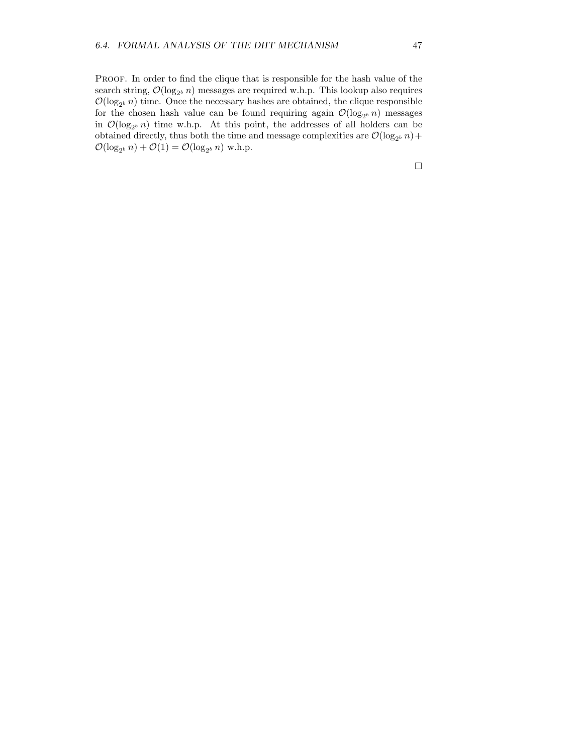PROOF. In order to find the clique that is responsible for the hash value of the search string, $\mathcal{O}(\log_{2^b} n)$ messages are required w.h.p. This lookup also requires $\mathcal{O}(\log_{2^b} n)$ time. Once the necessary hashes are obtained, the clique responsible for the chosen hash value can be found requiring again $\mathcal{O}(\log_{2^b} n)$ messages in $\mathcal{O}(\log_{2^b} n)$ time w.h.p. At this point, the addresses of all holders can be obtained directly, thus both the time and message complexities are $\mathcal{O}(\log_{2^b} n) + \mathcal{O}(\log_{2^b} n) + \mathcal{O}(1) = \mathcal{O}(\log_{2^b} n)$ w.h.p.

□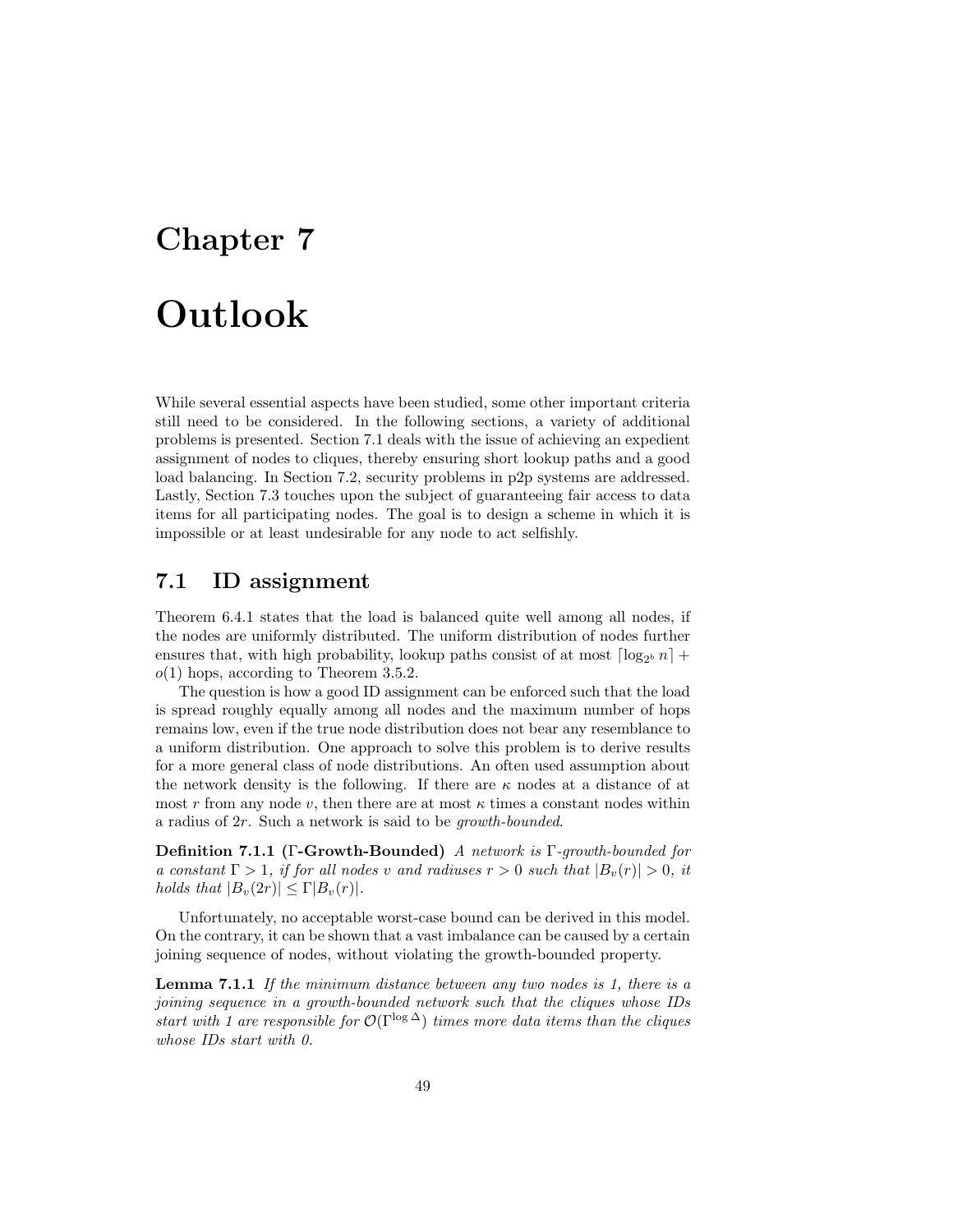# Chapter 7

# Outlook

While several essential aspects have been studied, some other important criteria still need to be considered. In the following sections, a variety of additional problems is presented. Section 7.1 deals with the issue of achieving an expedient assignment of nodes to cliques, thereby ensuring short lookup paths and a good load balancing. In Section 7.2, security problems in p2p systems are addressed. Lastly, Section 7.3 touches upon the subject of guaranteeing fair access to data items for all participating nodes. The goal is to design a scheme in which it is impossible or at least undesirable for any node to act selfishly.

## 7.1 ID assignment

Theorem 6.4.1 states that the load is balanced quite well among all nodes, if the nodes are uniformly distributed. The uniform distribution of nodes further ensures that, with high probability, lookup paths consist of at most $\lceil \log_{2^b} n \rceil + o(1)$ hops, according to Theorem 3.5.2.

The question is how a good ID assignment can be enforced such that the load is spread roughly equally among all nodes and the maximum number of hops remains low, even if the true node distribution does not bear any resemblance to a uniform distribution. One approach to solve this problem is to derive results for a more general class of node distributions. An often used assumption about the network density is the following. If there are $\kappa$ nodes at a distance of at most $r$ from any node $v$, then there are at most $\kappa$ times a constant nodes within a radius of $2r$. Such a network is said to be *growth-bounded*.

**Definition 7.1.1 ($\Gamma$-Growth-Bounded)** *A network is $\Gamma$-growth-bounded for a constant $\Gamma > 1$, if for all nodes $v$ and radiuses $r > 0$ such that $|B_v(r)| > 0$, it holds that $|B_v(2r)| \leq \Gamma |B_v(r)|$.*

Unfortunately, no acceptable worst-case bound can be derived in this model. On the contrary, it can be shown that a vast imbalance can be caused by a certain joining sequence of nodes, without violating the growth-bounded property.

**Lemma 7.1.1** *If the minimum distance between any two nodes is 1, there is a joining sequence in a growth-bounded network such that the cliques whose IDs start with 1 are responsible for $\mathcal{O}(\Gamma^{\log \Delta})$ times more data items than the cliques whose IDs start with 0.*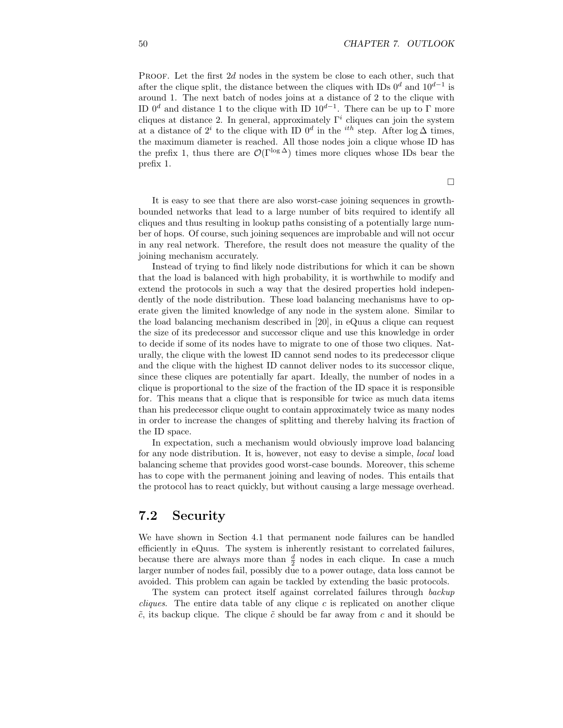Proof. Let the first $2d$ nodes in the system be close to each other, such that after the clique split, the distance between the cliques with IDs $0^d$ and $10^{d-1}$ is around 1. The next batch of nodes joins at a distance of 2 to the clique with ID $0^d$ and distance 1 to the clique with ID $10^{d-1}$. There can be up to $\Gamma$ more cliques at distance 2. In general, approximately $\Gamma^i$ cliques can join the system at a distance of $2^i$ to the clique with ID $0^d$ in the $^{ith}$ step. After $\log \Delta$ times, the maximum diameter is reached. All those nodes join a clique whose ID has the prefix 1, thus there are $\mathcal{O}(\Gamma^{\log \Delta})$ times more cliques whose IDs bear the prefix 1.

□

It is easy to see that there are also worst-case joining sequences in growth-bounded networks that lead to a large number of bits required to identify all cliques and thus resulting in lookup paths consisting of a potentially large number of hops. Of course, such joining sequences are improbable and will not occur in any real network. Therefore, the result does not measure the quality of the joining mechanism accurately.

Instead of trying to find likely node distributions for which it can be shown that the load is balanced with high probability, it is worthwhile to modify and extend the protocols in such a way that the desired properties hold independently of the node distribution. These load balancing mechanisms have to operate given the limited knowledge of any node in the system alone. Similar to the load balancing mechanism described in [20], in eQuus a clique can request the size of its predecessor and successor clique and use this knowledge in order to decide if some of its nodes have to migrate to one of those two cliques. Naturally, the clique with the lowest ID cannot send nodes to its predecessor clique and the clique with the highest ID cannot deliver nodes to its successor clique, since these cliques are potentially far apart. Ideally, the number of nodes in a clique is proportional to the size of the fraction of the ID space it is responsible for. This means that a clique that is responsible for twice as much data items than his predecessor clique ought to contain approximately twice as many nodes in order to increase the changes of splitting and thereby halving its fraction of the ID space.

In expectation, such a mechanism would obviously improve load balancing for any node distribution. It is, however, not easy to devise a simple, *local* load balancing scheme that provides good worst-case bounds. Moreover, this scheme has to cope with the permanent joining and leaving of nodes. This entails that the protocol has to react quickly, but without causing a large message overhead.

## 7.2 Security

We have shown in Section 4.1 that permanent node failures can be handled efficiently in eQuus. The system is inherently resistant to correlated failures, because there are always more than $\frac{d}{2}$ nodes in each clique. In case a much larger number of nodes fail, possibly due to a power outage, data loss cannot be avoided. This problem can again be tackled by extending the basic protocols.

The system can protect itself against correlated failures through *backup cliques*. The entire data table of any clique $c$ is replicated on another clique $\tilde{c}$, its backup clique. The clique $\tilde{c}$ should be far away from $c$ and it should be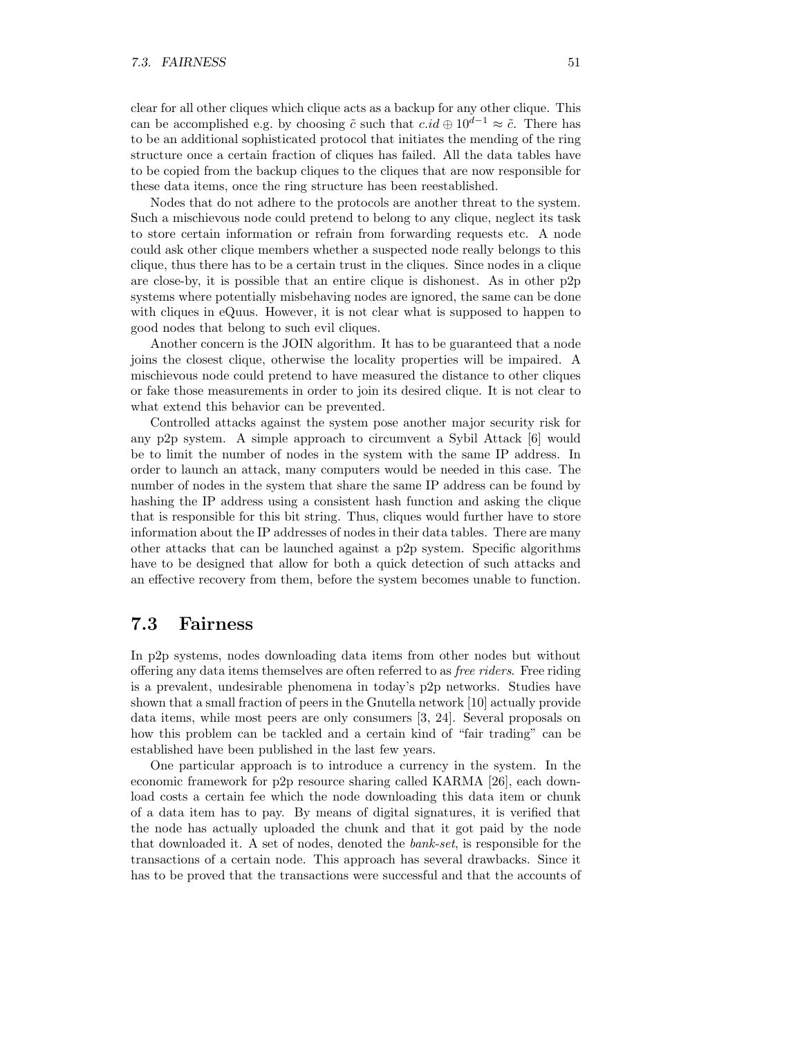clear for all other cliques which clique acts as a backup for any other clique. This can be accomplished e.g. by choosing $\tilde{c}$ such that $c.id \oplus 10^{d-1} \approx \tilde{c}$. There has to be an additional sophisticated protocol that initiates the mending of the ring structure once a certain fraction of cliques has failed. All the data tables have to be copied from the backup cliques to the cliques that are now responsible for these data items, once the ring structure has been reestablished.

Nodes that do not adhere to the protocols are another threat to the system. Such a mischievous node could pretend to belong to any clique, neglect its task to store certain information or refrain from forwarding requests etc. A node could ask other clique members whether a suspected node really belongs to this clique, thus there has to be a certain trust in the cliques. Since nodes in a clique are close-by, it is possible that an entire clique is dishonest. As in other p2p systems where potentially misbehaving nodes are ignored, the same can be done with cliques in eQuus. However, it is not clear what is supposed to happen to good nodes that belong to such evil cliques.

Another concern is the JOIN algorithm. It has to be guaranteed that a node joins the closest clique, otherwise the locality properties will be impaired. A mischievous node could pretend to have measured the distance to other cliques or fake those measurements in order to join its desired clique. It is not clear to what extend this behavior can be prevented.

Controlled attacks against the system pose another major security risk for any p2p system. A simple approach to circumvent a Sybil Attack [6] would be to limit the number of nodes in the system with the same IP address. In order to launch an attack, many computers would be needed in this case. The number of nodes in the system that share the same IP address can be found by hashing the IP address using a consistent hash function and asking the clique that is responsible for this bit string. Thus, cliques would further have to store information about the IP addresses of nodes in their data tables. There are many other attacks that can be launched against a p2p system. Specific algorithms have to be designed that allow for both a quick detection of such attacks and an effective recovery from them, before the system becomes unable to function.

## 7.3 Fairness

In p2p systems, nodes downloading data items from other nodes but without offering any data items themselves are often referred to as *free riders*. Free riding is a prevalent, undesirable phenomena in today's p2p networks. Studies have shown that a small fraction of peers in the Gnutella network [10] actually provide data items, while most peers are only consumers [3, 24]. Several proposals on how this problem can be tackled and a certain kind of "fair trading" can be established have been published in the last few years.

One particular approach is to introduce a currency in the system. In the economic framework for p2p resource sharing called KARMA [26], each download costs a certain fee which the node downloading this data item or chunk of a data item has to pay. By means of digital signatures, it is verified that the node has actually uploaded the chunk and that it got paid by the node that downloaded it. A set of nodes, denoted the *bank-set*, is responsible for the transactions of a certain node. This approach has several drawbacks. Since it has to be proved that the transactions were successful and that the accounts of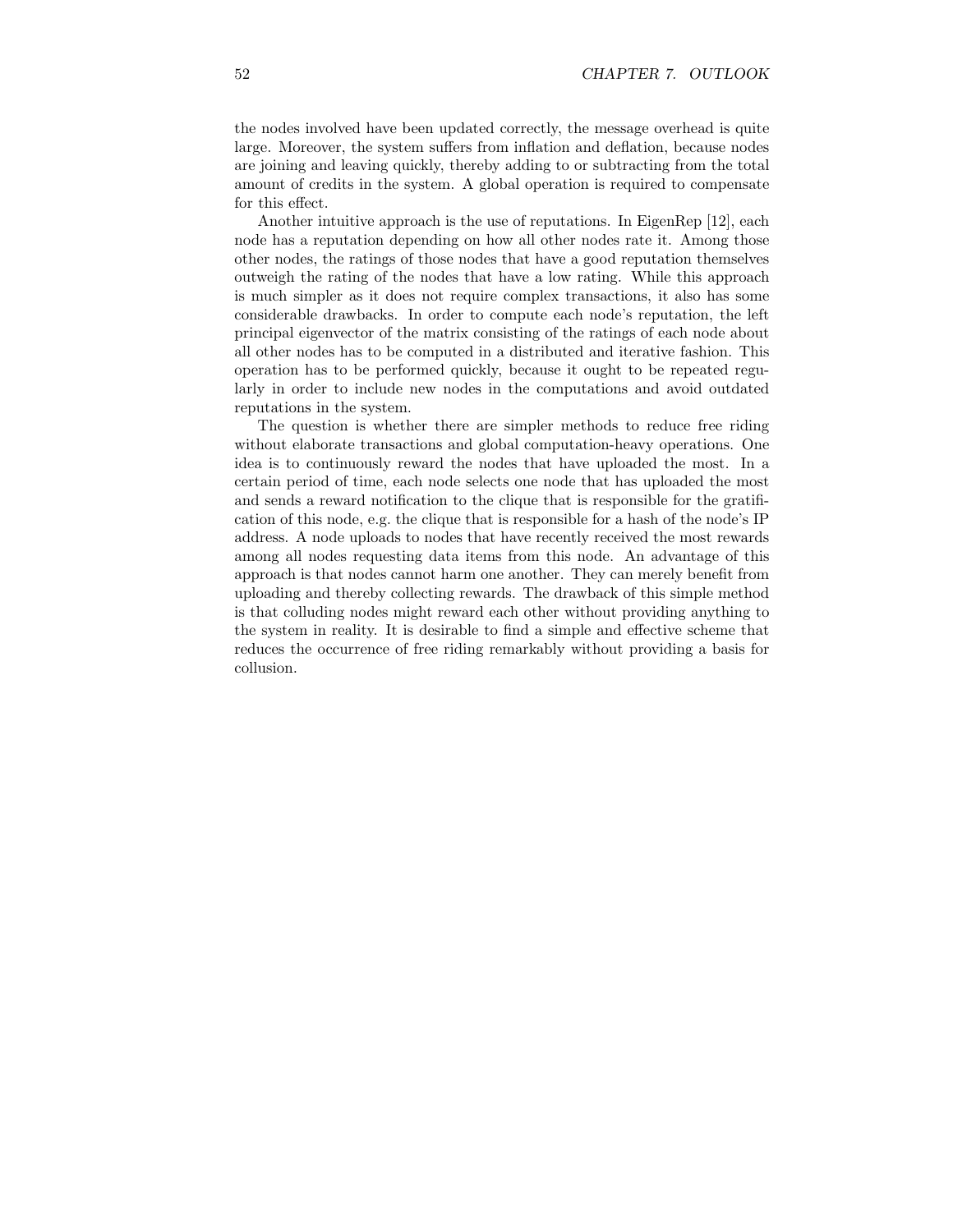the nodes involved have been updated correctly, the message overhead is quite large. Moreover, the system suffers from inflation and deflation, because nodes are joining and leaving quickly, thereby adding to or subtracting from the total amount of credits in the system. A global operation is required to compensate for this effect.

Another intuitive approach is the use of reputations. In EigenRep [12], each node has a reputation depending on how all other nodes rate it. Among those other nodes, the ratings of those nodes that have a good reputation themselves outweigh the rating of the nodes that have a low rating. While this approach is much simpler as it does not require complex transactions, it also has some considerable drawbacks. In order to compute each node's reputation, the left principal eigenvector of the matrix consisting of the ratings of each node about all other nodes has to be computed in a distributed and iterative fashion. This operation has to be performed quickly, because it ought to be repeated regularly in order to include new nodes in the computations and avoid outdated reputations in the system.

The question is whether there are simpler methods to reduce free riding without elaborate transactions and global computation-heavy operations. One idea is to continuously reward the nodes that have uploaded the most. In a certain period of time, each node selects one node that has uploaded the most and sends a reward notification to the clique that is responsible for the gratification of this node, e.g. the clique that is responsible for a hash of the node's IP address. A node uploads to nodes that have recently received the most rewards among all nodes requesting data items from this node. An advantage of this approach is that nodes cannot harm one another. They can merely benefit from uploading and thereby collecting rewards. The drawback of this simple method is that colluding nodes might reward each other without providing anything to the system in reality. It is desirable to find a simple and effective scheme that reduces the occurrence of free riding remarkably without providing a basis for collusion.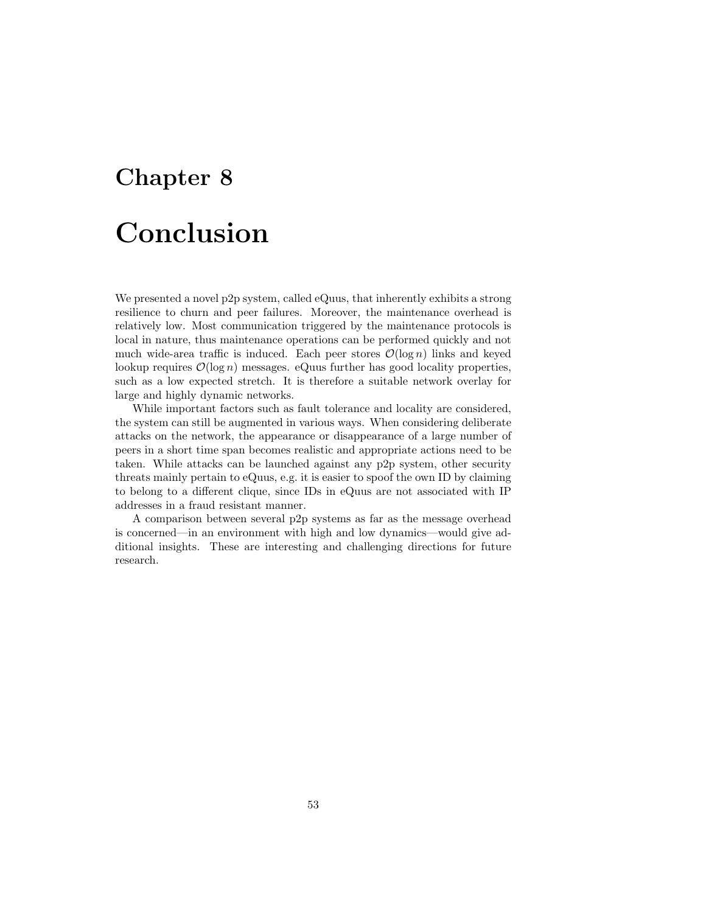# Chapter 8

# Conclusion

We presented a novel p2p system, called eQuus, that inherently exhibits a strong resilience to churn and peer failures. Moreover, the maintenance overhead is relatively low. Most communication triggered by the maintenance protocols is local in nature, thus maintenance operations can be performed quickly and not much wide-area traffic is induced. Each peer stores $\mathcal{O}(\log n)$ links and keyed lookup requires $\mathcal{O}(\log n)$ messages. eQuus further has good locality properties, such as a low expected stretch. It is therefore a suitable network overlay for large and highly dynamic networks.

While important factors such as fault tolerance and locality are considered, the system can still be augmented in various ways. When considering deliberate attacks on the network, the appearance or disappearance of a large number of peers in a short time span becomes realistic and appropriate actions need to be taken. While attacks can be launched against any p2p system, other security threats mainly pertain to eQuus, e.g. it is easier to spoof the own ID by claiming to belong to a different clique, since IDs in eQuus are not associated with IP addresses in a fraud resistant manner.

A comparison between several p2p systems as far as the message overhead is concerned—in an environment with high and low dynamics—would give additional insights. These are interesting and challenging directions for future research.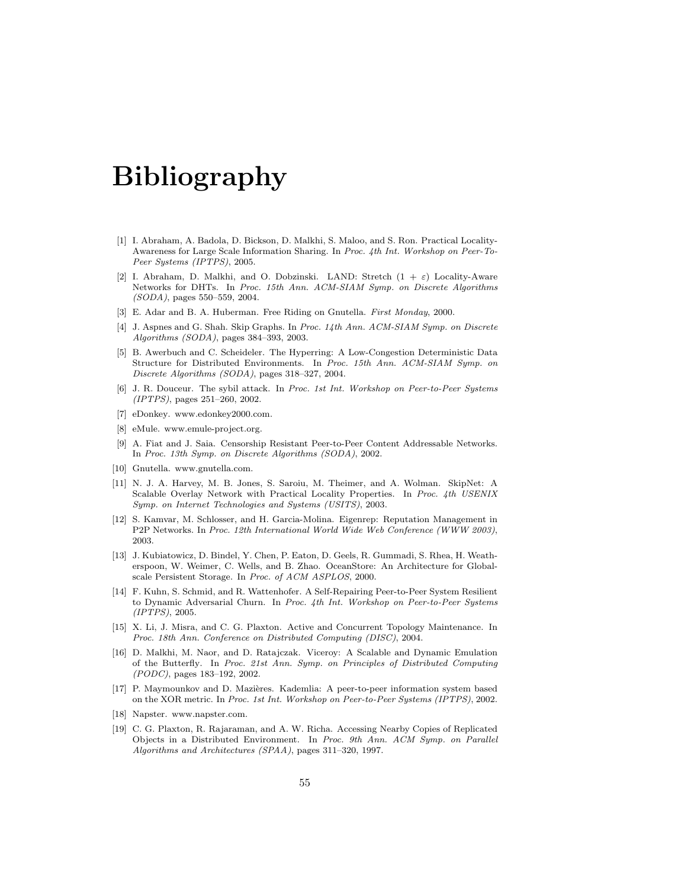# Bibliography

[1] I. Abraham, A. Badola, D. Bickson, D. Malkhi, S. Maloo, and S. Ron. Practical Locality-Awareness for Large Scale Information Sharing. In *Proc. 4th Int. Workshop on Peer-To-Peer Systems (IPTPS)*, 2005.

[2] I. Abraham, D. Malkhi, and O. Dobzinski. LAND: Stretch $(1 + \varepsilon)$ Locality-Aware Networks for DHTs. In *Proc. 15th Ann. ACM-SIAM Symp. on Discrete Algorithms (SODA)*, pages 550–559, 2004.

[3] E. Adar and B. A. Huberman. Free Riding on Gnutella. *First Monday*, 2000.

[4] J. Aspnes and G. Shah. Skip Graphs. In *Proc. 14th Ann. ACM-SIAM Symp. on Discrete Algorithms (SODA)*, pages 384–393, 2003.

[5] B. Awerbuch and C. Scheideler. The Hyperring: A Low-Congestion Deterministic Data Structure for Distributed Environments. In *Proc. 15th Ann. ACM-SIAM Symp. on Discrete Algorithms (SODA)*, pages 318–327, 2004.

[6] J. R. Douceur. The sybil attack. In *Proc. 1st Int. Workshop on Peer-to-Peer Systems (IPTPS)*, pages 251–260, 2002.

[7] eDonkey. www.edonkey2000.com.

[8] eMule. www.emule-project.org.

[9] A. Fiat and J. Saia. Censorship Resistant Peer-to-Peer Content Addressable Networks. In *Proc. 13th Symp. on Discrete Algorithms (SODA)*, 2002.

[10] Gnutella. www.gnutella.com.

[11] N. J. A. Harvey, M. B. Jones, S. Saroiu, M. Theimer, and A. Wolman. SkipNet: A Scalable Overlay Network with Practical Locality Properties. In *Proc. 4th USENIX Symp. on Internet Technologies and Systems (USITS)*, 2003.

[12] S. Kamvar, M. Schlosser, and H. Garcia-Molina. Eigenrep: Reputation Management in P2P Networks. In *Proc. 12th International World Wide Web Conference (WWW 2003)*, 2003.

[13] J. Kubiatowicz, D. Bindel, Y. Chen, P. Eaton, D. Geels, R. Gummadi, S. Rhea, H. Weatherspoon, W. Weimer, C. Wells, and B. Zhao. OceanStore: An Architecture for Global-scale Persistent Storage. In *Proc. of ACM ASPLOS*, 2000.

[14] F. Kuhn, S. Schmid, and R. Wattenhofer. A Self-Repairing Peer-to-Peer System Resilient to Dynamic Adversarial Churn. In *Proc. 4th Int. Workshop on Peer-to-Peer Systems (IPTPS)*, 2005.

[15] X. Li, J. Misra, and C. G. Plaxton. Active and Concurrent Topology Maintenance. In *Proc. 18th Ann. Conference on Distributed Computing (DISC)*, 2004.

[16] D. Malkhi, M. Naor, and D. Ratajczak. Viceroy: A Scalable and Dynamic Emulation of the Butterfly. In *Proc. 21st Ann. Symp. on Principles of Distributed Computing (PODC)*, pages 183–192, 2002.

[17] P. Maymounkov and D. Mazières. Kademlia: A peer-to-peer information system based on the XOR metric. In *Proc. 1st Int. Workshop on Peer-to-Peer Systems (IPTPS)*, 2002.

[18] Napster. www.napster.com.

[19] C. G. Plaxton, R. Rajaraman, and A. W. Richa. Accessing Nearby Copies of Replicated Objects in a Distributed Environment. In *Proc. 9th Ann. ACM Symp. on Parallel Algorithms and Architectures (SPAA)*, pages 311–320, 1997.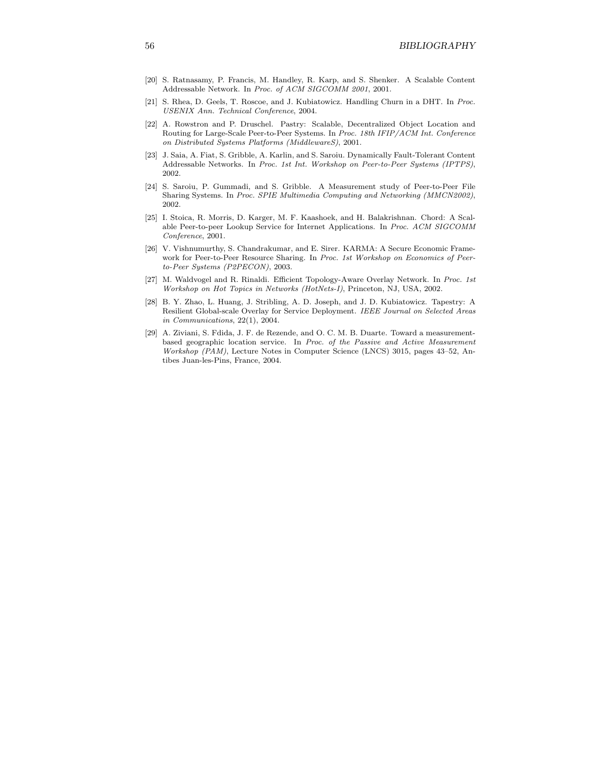[20] S. Ratnasamy, P. Francis, M. Handley, R. Karp, and S. Shenker. A Scalable Content Addressable Network. In *Proc. of ACM SIGCOMM 2001*, 2001.

[21] S. Rhea, D. Geels, T. Roscoe, and J. Kubiatowicz. Handling Churn in a DHT. In *Proc. USENIX Ann. Technical Conference*, 2004.

[22] A. Rowstron and P. Druschel. Pastry: Scalable, Decentralized Object Location and Routing for Large-Scale Peer-to-Peer Systems. In *Proc. 18th IFIP/ACM Int. Conference on Distributed Systems Platforms (MiddlewareS)*, 2001.

[23] J. Saia, A. Fiat, S. Gribble, A. Karlin, and S. Saroiu. Dynamically Fault-Tolerant Content Addressable Networks. In *Proc. 1st Int. Workshop on Peer-to-Peer Systems (IPTPS)*, 2002.

[24] S. Saroiu, P. Gummadi, and S. Gribble. A Measurement study of Peer-to-Peer File Sharing Systems. In *Proc. SPIE Multimedia Computing and Networking (MMCN2002)*, 2002.

[25] I. Stoica, R. Morris, D. Karger, M. F. Kaashoek, and H. Balakrishnan. Chord: A Scalable Peer-to-peer Lookup Service for Internet Applications. In *Proc. ACM SIGCOMM Conference*, 2001.

[26] V. Vishnumurthy, S. Chandrakumar, and E. Sirer. KARMA: A Secure Economic Framework for Peer-to-Peer Resource Sharing. In *Proc. 1st Workshop on Economics of Peer-to-Peer Systems (P2PECON)*, 2003.

[27] M. Waldvogel and R. Rinaldi. Efficient Topology-Aware Overlay Network. In *Proc. 1st Workshop on Hot Topics in Networks (HotNets-I)*, Princeton, NJ, USA, 2002.

[28] B. Y. Zhao, L. Huang, J. Stribling, A. D. Joseph, and J. D. Kubiatowicz. Tapestry: A Resilient Global-scale Overlay for Service Deployment. *IEEE Journal on Selected Areas in Communications*, 22(1), 2004.

[29] A. Ziviani, S. Fdida, J. F. de Rezende, and O. C. M. B. Duarte. Toward a measurement-based geographic location service. In *Proc. of the Passive and Active Measurement Workshop (PAM)*, Lecture Notes in Computer Science (LNCS) 3015, pages 43–52, Antibes Juan-les-Pins, France, 2004.